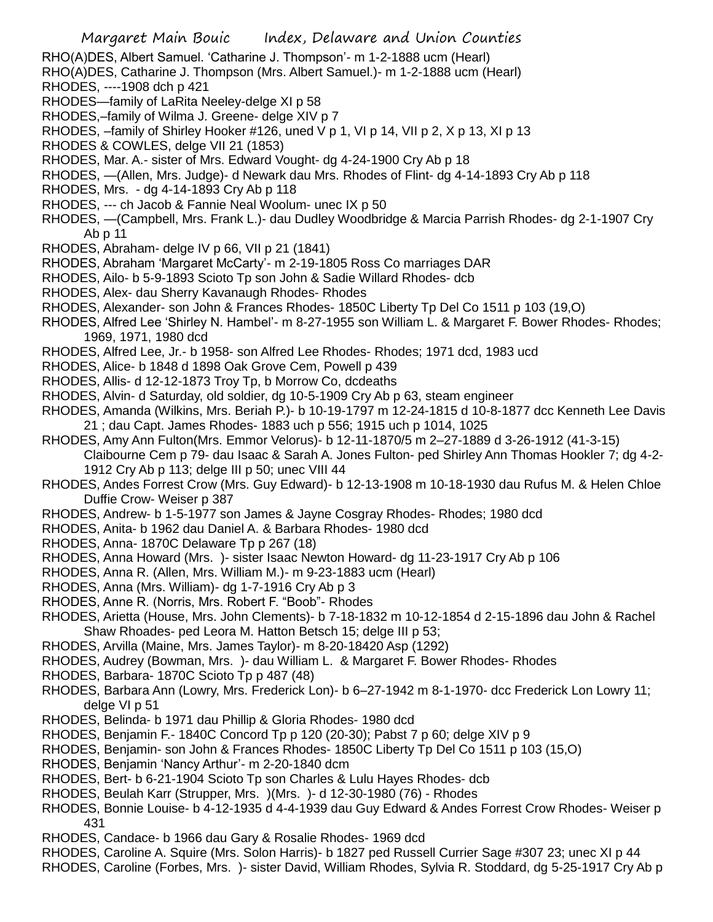RHO(A)DES, Albert Samuel. 'Catharine J. Thompson'- m 1-2-1888 ucm (Hearl)
RHO(A)DES, Catharine J. Thompson (Mrs. Albert Samuel.)- m 1-2-1888 ucm (Hearl)
RHODES, ----1908 dch p 421
RHODES—family of LaRita Neeley-delge XI p 58
RHODES,–family of Wilma J. Greene- delge XIV p 7
RHODES, –family of Shirley Hooker #126, uned V p 1, VI p 14, VII p 2, X p 13, XI p 13
RHODES & COWLES, delge VII 21 (1853)
RHODES, Mar. A.- sister of Mrs. Edward Vought- dg 4-24-1900 Cry Ab p 18
RHODES, —(Allen, Mrs. Judge)- d Newark dau Mrs. Rhodes of Flint- dg 4-14-1893 Cry Ab p 118
RHODES, Mrs. - dg 4-14-1893 Cry Ab p 118
RHODES, --- ch Jacob & Fannie Neal Woolum- unec IX p 50
RHODES, —(Campbell, Mrs. Frank L.)- dau Dudley Woodbridge & Marcia Parrish Rhodes- dg 2-1-1907 Cry Ab p 11
RHODES, Abraham- delge IV p 66, VII p 21 (1841)
RHODES, Abraham 'Margaret McCarty'- m 2-19-1805 Ross Co marriages DAR
RHODES, Ailo- b 5-9-1893 Scioto Tp son John & Sadie Willard Rhodes- dcb
RHODES, Alex- dau Sherry Kavanaugh Rhodes- Rhodes
RHODES, Alexander- son John & Frances Rhodes- 1850C Liberty Tp Del Co 1511 p 103 (19,O)
RHODES, Alfred Lee 'Shirley N. Hambel'- m 8-27-1955 son William L. & Margaret F. Bower Rhodes- Rhodes; 1969, 1971, 1980 dcd
RHODES, Alfred Lee, Jr.- b 1958- son Alfred Lee Rhodes- Rhodes; 1971 dcd, 1983 ucd
RHODES, Alice- b 1848 d 1898 Oak Grove Cem, Powell p 439
RHODES, Allis- d 12-12-1873 Troy Tp, b Morrow Co, dcdeaths
RHODES, Alvin- d Saturday, old soldier, dg 10-5-1909 Cry Ab p 63, steam engineer
RHODES, Amanda (Wilkins, Mrs. Beriah P.)- b 10-19-1797 m 12-24-1815 d 10-8-1877 dcc Kenneth Lee Davis 21 ; dau Capt. James Rhodes- 1883 uch p 556; 1915 uch p 1014, 1025
RHODES, Amy Ann Fulton(Mrs. Emmor Velorus)- b 12-11-1870/5 m 2–27-1889 d 3-26-1912 (41-3-15) Claibourne Cem p 79- dau Isaac & Sarah A. Jones Fulton- ped Shirley Ann Thomas Hookler 7; dg 4-2-1912 Cry Ab p 113; delge III p 50; unec VIII 44
RHODES, Andes Forrest Crow (Mrs. Guy Edward)- b 12-13-1908 m 10-18-1930 dau Rufus M. & Helen Chloe Duffie Crow- Weiser p 387
RHODES, Andrew- b 1-5-1977 son James & Jayne Cosgray Rhodes- Rhodes; 1980 dcd
RHODES, Anita- b 1962 dau Daniel A. & Barbara Rhodes- 1980 dcd
RHODES, Anna- 1870C Delaware Tp p 267 (18)
RHODES, Anna Howard (Mrs. )- sister Isaac Newton Howard- dg 11-23-1917 Cry Ab p 106
RHODES, Anna R. (Allen, Mrs. William M.)- m 9-23-1883 ucm (Hearl)
RHODES, Anna (Mrs. William)- dg 1-7-1916 Cry Ab p 3
RHODES, Anne R. (Norris, Mrs. Robert F. "Boob"- Rhodes
RHODES, Arietta (House, Mrs. John Clements)- b 7-18-1832 m 10-12-1854 d 2-15-1896 dau John & Rachel Shaw Rhoades- ped Leora M. Hatton Betsch 15; delge III p 53;
RHODES, Arvilla (Maine, Mrs. James Taylor)- m 8-20-18420 Asp (1292)
RHODES, Audrey (Bowman, Mrs. )- dau William L. & Margaret F. Bower Rhodes- Rhodes
RHODES, Barbara- 1870C Scioto Tp p 487 (48)
RHODES, Barbara Ann (Lowry, Mrs. Frederick Lon)- b 6–27-1942 m 8-1-1970- dcc Frederick Lon Lowry 11; delge VI p 51
RHODES, Belinda- b 1971 dau Phillip & Gloria Rhodes- 1980 dcd
RHODES, Benjamin F.- 1840C Concord Tp p 120 (20-30); Pabst 7 p 60; delge XIV p 9
RHODES, Benjamin- son John & Frances Rhodes- 1850C Liberty Tp Del Co 1511 p 103 (15,O)
RHODES, Benjamin 'Nancy Arthur'- m 2-20-1840 dcm
RHODES, Bert- b 6-21-1904 Scioto Tp son Charles & Lulu Hayes Rhodes- dcb
RHODES, Beulah Karr (Strupper, Mrs. )(Mrs. )- d 12-30-1980 (76) - Rhodes
RHODES, Bonnie Louise- b 4-12-1935 d 4-4-1939 dau Guy Edward & Andes Forrest Crow Rhodes- Weiser p 431
RHODES, Candace- b 1966 dau Gary & Rosalie Rhodes- 1969 dcd
RHODES, Caroline A. Squire (Mrs. Solon Harris)- b 1827 ped Russell Currier Sage #307 23; unec XI p 44
RHODES, Caroline (Forbes, Mrs. )- sister David, William Rhodes, Sylvia R. Stoddard, dg 5-25-1917 Cry Ab p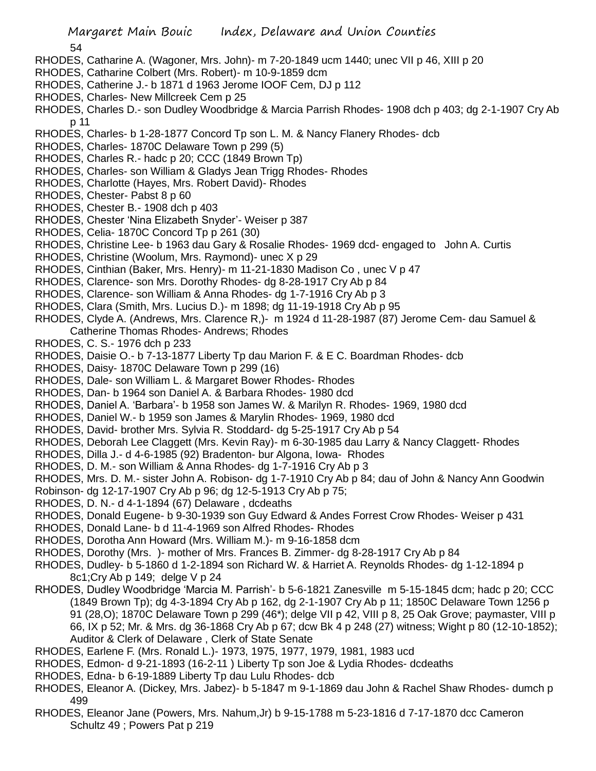RHODES, Catharine A. (Wagoner, Mrs. John)- m 7-20-1849 ucm 1440; unec VII p 46, XIII p 20

RHODES, Catharine Colbert (Mrs. Robert)- m 10-9-1859 dcm

RHODES, Catherine J.- b 1871 d 1963 Jerome IOOF Cem, DJ p 112

RHODES, Charles- New Millcreek Cem p 25

RHODES, Charles D.- son Dudley Woodbridge & Marcia Parrish Rhodes- 1908 dch p 403; dg 2-1-1907 Cry Ab p 11

RHODES, Charles- b 1-28-1877 Concord Tp son L. M. & Nancy Flanery Rhodes- dcb

RHODES, Charles- 1870C Delaware Town p 299 (5)

RHODES, Charles R.- hadc p 20; CCC (1849 Brown Tp)

RHODES, Charles- son William & Gladys Jean Trigg Rhodes- Rhodes

RHODES, Charlotte (Hayes, Mrs. Robert David)- Rhodes

RHODES, Chester- Pabst 8 p 60

RHODES, Chester B.- 1908 dch p 403

RHODES, Chester 'Nina Elizabeth Snyder'- Weiser p 387

RHODES, Celia- 1870C Concord Tp p 261 (30)

RHODES, Christine Lee- b 1963 dau Gary & Rosalie Rhodes- 1969 dcd- engaged to John A. Curtis

RHODES, Christine (Woolum, Mrs. Raymond)- unec X p 29

RHODES, Cinthian (Baker, Mrs. Henry)- m 11-21-1830 Madison Co , unec V p 47

RHODES, Clarence- son Mrs. Dorothy Rhodes- dg 8-28-1917 Cry Ab p 84

RHODES, Clarence- son William & Anna Rhodes- dg 1-7-1916 Cry Ab p 3

RHODES, Clara (Smith, Mrs. Lucius D.)- m 1898; dg 11-19-1918 Cry Ab p 95

RHODES, Clyde A. (Andrews, Mrs. Clarence R,)- m 1924 d 11-28-1987 (87) Jerome Cem- dau Samuel & Catherine Thomas Rhodes- Andrews; Rhodes

RHODES, C. S.- 1976 dch p 233

RHODES, Daisie O.- b 7-13-1877 Liberty Tp dau Marion F. & E C. Boardman Rhodes- dcb

RHODES, Daisy- 1870C Delaware Town p 299 (16)

RHODES, Dale- son William L. & Margaret Bower Rhodes- Rhodes

RHODES, Dan- b 1964 son Daniel A. & Barbara Rhodes- 1980 dcd

RHODES, Daniel A. 'Barbara'- b 1958 son James W. & Marilyn R. Rhodes- 1969, 1980 dcd

RHODES, Daniel W.- b 1959 son James & Marylin Rhodes- 1969, 1980 dcd

RHODES, David- brother Mrs. Sylvia R. Stoddard- dg 5-25-1917 Cry Ab p 54

RHODES, Deborah Lee Claggett (Mrs. Kevin Ray)- m 6-30-1985 dau Larry & Nancy Claggett- Rhodes

RHODES, Dilla J.- d 4-6-1985 (92) Bradenton- bur Algona, Iowa- Rhodes

RHODES, D. M.- son William & Anna Rhodes- dg 1-7-1916 Cry Ab p 3

RHODES, Mrs. D. M.- sister John A. Robison- dg 1-7-1910 Cry Ab p 84; dau of John & Nancy Ann Goodwin Robinson- dg 12-17-1907 Cry Ab p 96; dg 12-5-1913 Cry Ab p 75;

RHODES, D. N.- d 4-1-1894 (67) Delaware , dcdeaths

RHODES, Donald Eugene- b 9-30-1939 son Guy Edward & Andes Forrest Crow Rhodes- Weiser p 431

RHODES, Donald Lane- b d 11-4-1969 son Alfred Rhodes- Rhodes

RHODES, Dorotha Ann Howard (Mrs. William M.)- m 9-16-1858 dcm

RHODES, Dorothy (Mrs. )- mother of Mrs. Frances B. Zimmer- dg 8-28-1917 Cry Ab p 84

RHODES, Dudley- b 5-1860 d 1-2-1894 son Richard W. & Harriet A. Reynolds Rhodes- dg 1-12-1894 p 8c1;Cry Ab p 149; delge V p 24

RHODES, Dudley Woodbridge 'Marcia M. Parrish'- b 5-6-1821 Zanesville m 5-15-1845 dcm; hadc p 20; CCC (1849 Brown Tp); dg 4-3-1894 Cry Ab p 162, dg 2-1-1907 Cry Ab p 11; 1850C Delaware Town 1256 p 91 (28,O); 1870C Delaware Town p 299 (46*); delge VII p 42, VIII p 8, 25 Oak Grove; paymaster, VIII p 66, IX p 52; Mr. & Mrs. dg 36-1868 Cry Ab p 67; dcw Bk 4 p 248 (27) witness; Wight p 80 (12-10-1852); Auditor & Clerk of Delaware , Clerk of State Senate

RHODES, Earlene F. (Mrs. Ronald L.)- 1973, 1975, 1977, 1979, 1981, 1983 ucd

RHODES, Edmon- d 9-21-1893 (16-2-11 ) Liberty Tp son Joe & Lydia Rhodes- dcdeaths

RHODES, Edna- b 6-19-1889 Liberty Tp dau Lulu Rhodes- dcb

RHODES, Eleanor A. (Dickey, Mrs. Jabez)- b 5-1847 m 9-1-1869 dau John & Rachel Shaw Rhodes- dumch p 499

RHODES, Eleanor Jane (Powers, Mrs. Nahum,Jr) b 9-15-1788 m 5-23-1816 d 7-17-1870 dcc Cameron Schultz 49 ; Powers Pat p 219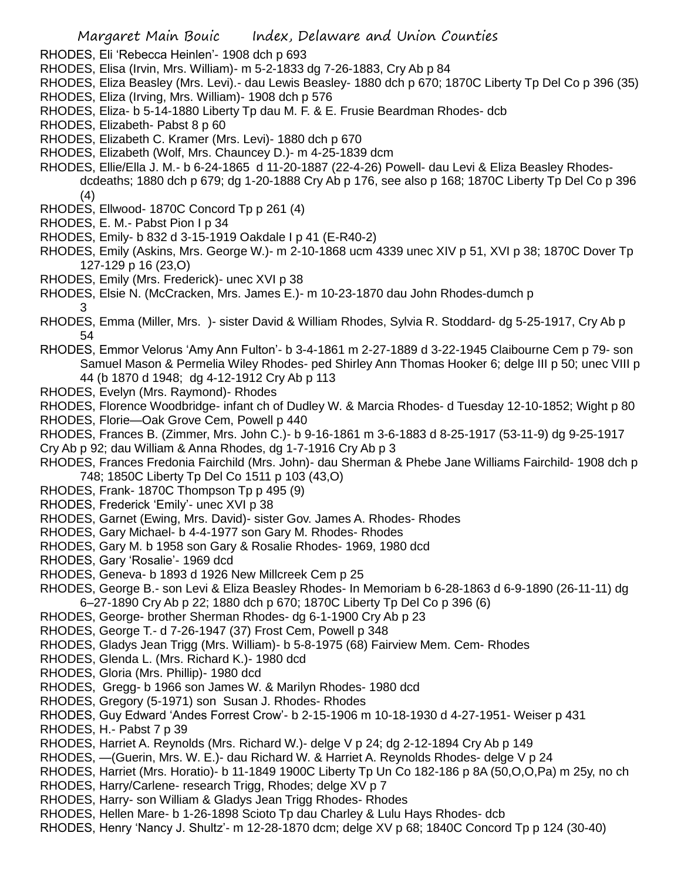RHODES, Eli 'Rebecca Heinlen'- 1908 dch p 693

RHODES, Elisa (Irvin, Mrs. William)- m 5-2-1833 dg 7-26-1883, Cry Ab p 84

RHODES, Eliza Beasley (Mrs. Levi).- dau Lewis Beasley- 1880 dch p 670; 1870C Liberty Tp Del Co p 396 (35)

RHODES, Eliza (Irving, Mrs. William)- 1908 dch p 576

RHODES, Eliza- b 5-14-1880 Liberty Tp dau M. F. & E. Frusie Beardman Rhodes- dcb

RHODES, Elizabeth- Pabst 8 p 60

RHODES, Elizabeth C. Kramer (Mrs. Levi)- 1880 dch p 670

RHODES, Elizabeth (Wolf, Mrs. Chauncey D.)- m 4-25-1839 dcm

RHODES, Ellie/Ella J. M.- b 6-24-1865 d 11-20-1887 (22-4-26) Powell- dau Levi & Eliza Beasley Rhodes- dcdeaths; 1880 dch p 679; dg 1-20-1888 Cry Ab p 176, see also p 168; 1870C Liberty Tp Del Co p 396 (4)

RHODES, Ellwood- 1870C Concord Tp p 261 (4)

RHODES, E. M.- Pabst Pion I p 34

RHODES, Emily- b 832 d 3-15-1919 Oakdale I p 41 (E-R40-2)

RHODES, Emily (Askins, Mrs. George W.)- m 2-10-1868 ucm 4339 unec XIV p 51, XVI p 38; 1870C Dover Tp 127-129 p 16 (23,O)

RHODES, Emily (Mrs. Frederick)- unec XVI p 38

RHODES, Elsie N. (McCracken, Mrs. James E.)- m 10-23-1870 dau John Rhodes-dumch p 3

RHODES, Emma (Miller, Mrs. )- sister David & William Rhodes, Sylvia R. Stoddard- dg 5-25-1917, Cry Ab p 54

RHODES, Emmor Velorus 'Amy Ann Fulton'- b 3-4-1861 m 2-27-1889 d 3-22-1945 Claibourne Cem p 79- son Samuel Mason & Permelia Wiley Rhodes- ped Shirley Ann Thomas Hooker 6; delge III p 50; unec VIII p 44 (b 1870 d 1948; dg 4-12-1912 Cry Ab p 113

RHODES, Evelyn (Mrs. Raymond)- Rhodes

RHODES, Florence Woodbridge- infant ch of Dudley W. & Marcia Rhodes- d Tuesday 12-10-1852; Wight p 80

RHODES, Florie—Oak Grove Cem, Powell p 440

RHODES, Frances B. (Zimmer, Mrs. John C.)- b 9-16-1861 m 3-6-1883 d 8-25-1917 (53-11-9) dg 9-25-1917 Cry Ab p 92; dau William & Anna Rhodes, dg 1-7-1916 Cry Ab p 3

RHODES, Frances Fredonia Fairchild (Mrs. John)- dau Sherman & Phebe Jane Williams Fairchild- 1908 dch p 748; 1850C Liberty Tp Del Co 1511 p 103 (43,O)

RHODES, Frank- 1870C Thompson Tp p 495 (9)

RHODES, Frederick 'Emily'- unec XVI p 38

RHODES, Garnet (Ewing, Mrs. David)- sister Gov. James A. Rhodes- Rhodes

RHODES, Gary Michael- b 4-4-1977 son Gary M. Rhodes- Rhodes

RHODES, Gary M. b 1958 son Gary & Rosalie Rhodes- 1969, 1980 dcd

RHODES, Gary 'Rosalie'- 1969 dcd

RHODES, Geneva- b 1893 d 1926 New Millcreek Cem p 25

RHODES, George B.- son Levi & Eliza Beasley Rhodes- In Memoriam b 6-28-1863 d 6-9-1890 (26-11-11) dg 6–27-1890 Cry Ab p 22; 1880 dch p 670; 1870C Liberty Tp Del Co p 396 (6)

RHODES, George- brother Sherman Rhodes- dg 6-1-1900 Cry Ab p 23

RHODES, George T.- d 7-26-1947 (37) Frost Cem, Powell p 348

RHODES, Gladys Jean Trigg (Mrs. William)- b 5-8-1975 (68) Fairview Mem. Cem- Rhodes

RHODES, Glenda L. (Mrs. Richard K.)- 1980 dcd

RHODES, Gloria (Mrs. Phillip)- 1980 dcd

RHODES, Gregg- b 1966 son James W. & Marilyn Rhodes- 1980 dcd

RHODES, Gregory (5-1971) son Susan J. Rhodes- Rhodes

RHODES, Guy Edward 'Andes Forrest Crow'- b 2-15-1906 m 10-18-1930 d 4-27-1951- Weiser p 431

RHODES, H.- Pabst 7 p 39

RHODES, Harriet A. Reynolds (Mrs. Richard W.)- delge V p 24; dg 2-12-1894 Cry Ab p 149

RHODES, —(Guerin, Mrs. W. E.)- dau Richard W. & Harriet A. Reynolds Rhodes- delge V p 24

RHODES, Harriet (Mrs. Horatio)- b 11-1849 1900C Liberty Tp Un Co 182-186 p 8A (50,O,O,Pa) m 25y, no ch

RHODES, Harry/Carlene- research Trigg, Rhodes; delge XV p 7

RHODES, Harry- son William & Gladys Jean Trigg Rhodes- Rhodes

RHODES, Hellen Mare- b 1-26-1898 Scioto Tp dau Charley & Lulu Hays Rhodes- dcb

RHODES, Henry 'Nancy J. Shultz'- m 12-28-1870 dcm; delge XV p 68; 1840C Concord Tp p 124 (30-40)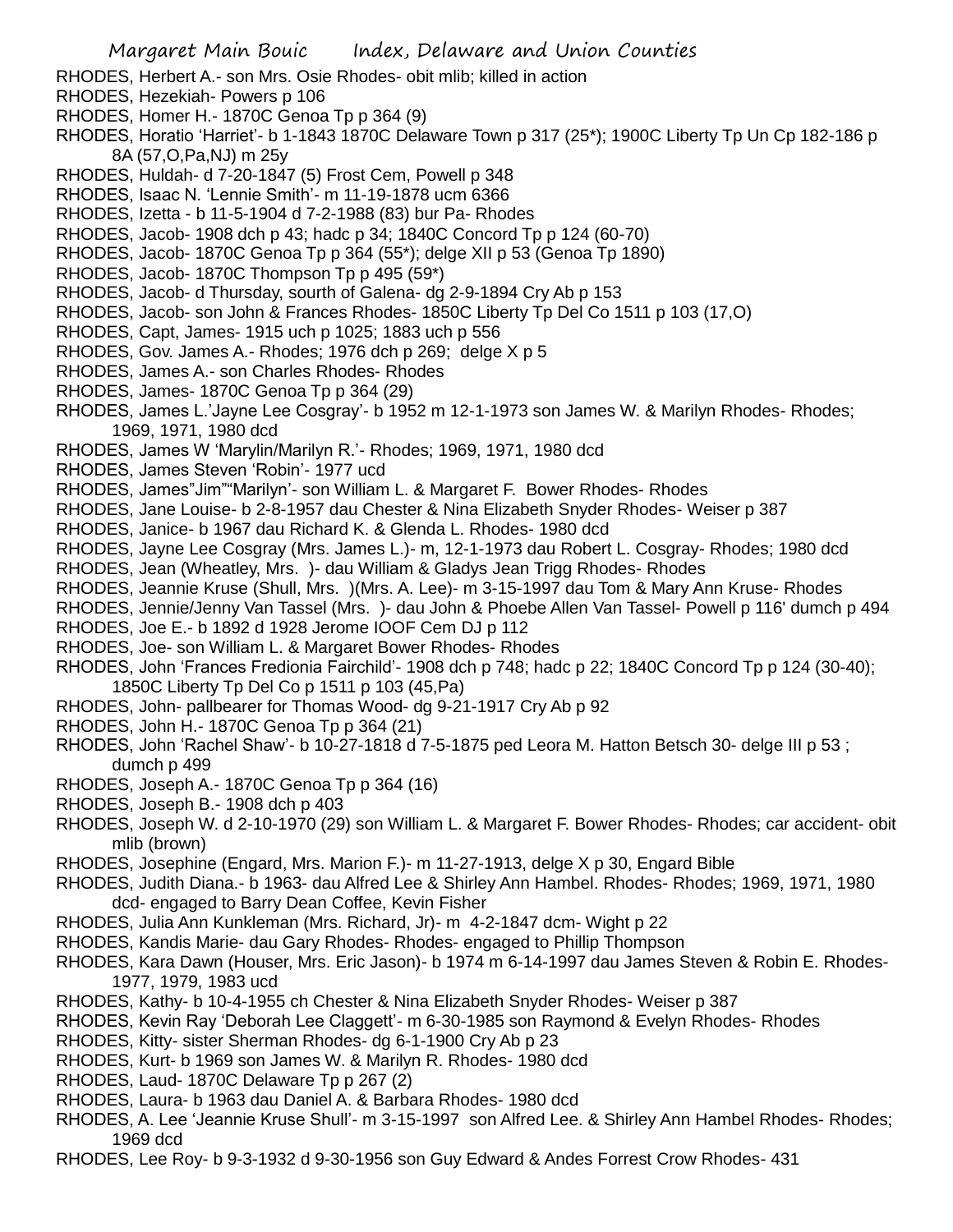RHODES, Herbert A.- son Mrs. Osie Rhodes- obit mlib; killed in action

RHODES, Hezekiah- Powers p 106

RHODES, Homer H.- 1870C Genoa Tp p 364 (9)

RHODES, Horatio 'Harriet'- b 1-1843 1870C Delaware Town p 317 (25*); 1900C Liberty Tp Un Cp 182-186 p 8A (57,O,Pa,NJ) m 25y

RHODES, Huldah- d 7-20-1847 (5) Frost Cem, Powell p 348

RHODES, Isaac N. 'Lennie Smith'- m 11-19-1878 ucm 6366

RHODES, Izetta - b 11-5-1904 d 7-2-1988 (83) bur Pa- Rhodes

RHODES, Jacob- 1908 dch p 43; hadc p 34; 1840C Concord Tp p 124 (60-70)

RHODES, Jacob- 1870C Genoa Tp p 364 (55*); delge XII p 53 (Genoa Tp 1890)

RHODES, Jacob- 1870C Thompson Tp p 495 (59*)

RHODES, Jacob- d Thursday, sourth of Galena- dg 2-9-1894 Cry Ab p 153

RHODES, Jacob- son John & Frances Rhodes- 1850C Liberty Tp Del Co 1511 p 103 (17,O)

RHODES, Capt, James- 1915 uch p 1025; 1883 uch p 556

RHODES, Gov. James A.- Rhodes; 1976 dch p 269; delge X p 5

RHODES, James A.- son Charles Rhodes- Rhodes

RHODES, James- 1870C Genoa Tp p 364 (29)

RHODES, James L.'Jayne Lee Cosgray'- b 1952 m 12-1-1973 son James W. & Marilyn Rhodes- Rhodes; 1969, 1971, 1980 dcd

RHODES, James W 'Marylin/Marilyn R.'- Rhodes; 1969, 1971, 1980 dcd

RHODES, James Steven 'Robin'- 1977 ucd

RHODES, James"Jim""Marilyn'- son William L. & Margaret F. Bower Rhodes- Rhodes

RHODES, Jane Louise- b 2-8-1957 dau Chester & Nina Elizabeth Snyder Rhodes- Weiser p 387

RHODES, Janice- b 1967 dau Richard K. & Glenda L. Rhodes- 1980 dcd

RHODES, Jayne Lee Cosgray (Mrs. James L.)- m, 12-1-1973 dau Robert L. Cosgray- Rhodes; 1980 dcd

RHODES, Jean (Wheatley, Mrs. )- dau William & Gladys Jean Trigg Rhodes- Rhodes

RHODES, Jeannie Kruse (Shull, Mrs. )(Mrs. A. Lee)- m 3-15-1997 dau Tom & Mary Ann Kruse- Rhodes

RHODES, Jennie/Jenny Van Tassel (Mrs. )- dau John & Phoebe Allen Van Tassel- Powell p 116' dumch p 494

RHODES, Joe E.- b 1892 d 1928 Jerome IOOF Cem DJ p 112

RHODES, Joe- son William L. & Margaret Bower Rhodes- Rhodes

RHODES, John 'Frances Fredionia Fairchild'- 1908 dch p 748; hadc p 22; 1840C Concord Tp p 124 (30-40); 1850C Liberty Tp Del Co p 1511 p 103 (45,Pa)

RHODES, John- pallbearer for Thomas Wood- dg 9-21-1917 Cry Ab p 92

RHODES, John H.- 1870C Genoa Tp p 364 (21)

RHODES, John 'Rachel Shaw'- b 10-27-1818 d 7-5-1875 ped Leora M. Hatton Betsch 30- delge III p 53 ; dumch p 499

RHODES, Joseph A.- 1870C Genoa Tp p 364 (16)

RHODES, Joseph B.- 1908 dch p 403

RHODES, Joseph W. d 2-10-1970 (29) son William L. & Margaret F. Bower Rhodes- Rhodes; car accident- obit mlib (brown)

RHODES, Josephine (Engard, Mrs. Marion F.)- m 11-27-1913, delge X p 30, Engard Bible

RHODES, Judith Diana.- b 1963- dau Alfred Lee & Shirley Ann Hambel. Rhodes- Rhodes; 1969, 1971, 1980 dcd- engaged to Barry Dean Coffee, Kevin Fisher

RHODES, Julia Ann Kunkleman (Mrs. Richard, Jr)- m 4-2-1847 dcm- Wight p 22

RHODES, Kandis Marie- dau Gary Rhodes- Rhodes- engaged to Phillip Thompson

RHODES, Kara Dawn (Houser, Mrs. Eric Jason)- b 1974 m 6-14-1997 dau James Steven & Robin E. Rhodes- 1977, 1979, 1983 ucd

RHODES, Kathy- b 10-4-1955 ch Chester & Nina Elizabeth Snyder Rhodes- Weiser p 387

RHODES, Kevin Ray 'Deborah Lee Claggett'- m 6-30-1985 son Raymond & Evelyn Rhodes- Rhodes

RHODES, Kitty- sister Sherman Rhodes- dg 6-1-1900 Cry Ab p 23

RHODES, Kurt- b 1969 son James W. & Marilyn R. Rhodes- 1980 dcd

RHODES, Laud- 1870C Delaware Tp p 267 (2)

RHODES, Laura- b 1963 dau Daniel A. & Barbara Rhodes- 1980 dcd

RHODES, A. Lee 'Jeannie Kruse Shull'- m 3-15-1997 son Alfred Lee. & Shirley Ann Hambel Rhodes- Rhodes; 1969 dcd

RHODES, Lee Roy- b 9-3-1932 d 9-30-1956 son Guy Edward & Andes Forrest Crow Rhodes- 431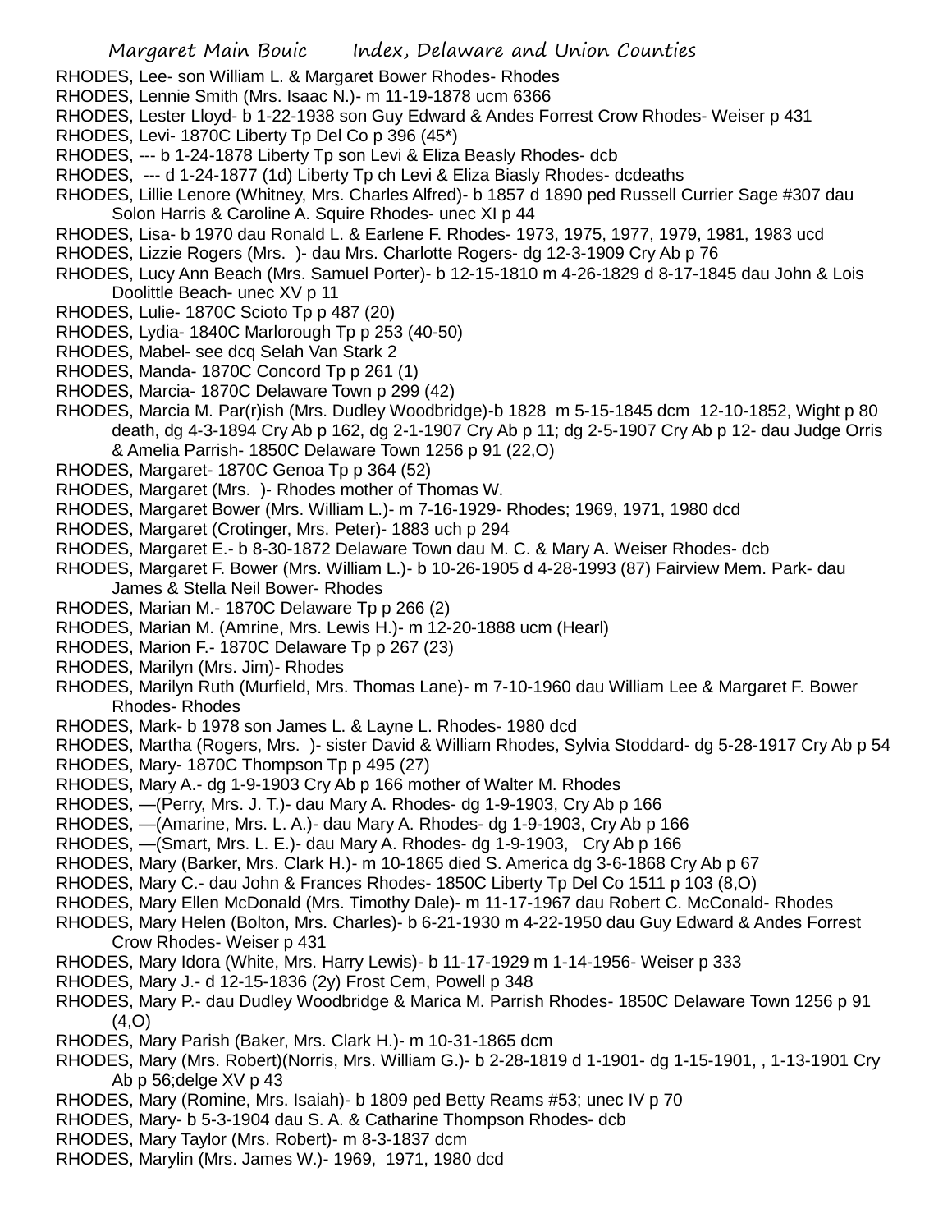RHODES, Lee- son William L. & Margaret Bower Rhodes- Rhodes
RHODES, Lennie Smith (Mrs. Isaac N.)- m 11-19-1878 ucm 6366
RHODES, Lester Lloyd- b 1-22-1938 son Guy Edward & Andes Forrest Crow Rhodes- Weiser p 431
RHODES, Levi- 1870C Liberty Tp Del Co p 396 (45*)
RHODES, --- b 1-24-1878 Liberty Tp son Levi & Eliza Beasly Rhodes- dcb
RHODES, --- d 1-24-1877 (1d) Liberty Tp ch Levi & Eliza Biasly Rhodes- dcdeaths
RHODES, Lillie Lenore (Whitney, Mrs. Charles Alfred)- b 1857 d 1890 ped Russell Currier Sage #307 dau Solon Harris & Caroline A. Squire Rhodes- unec XI p 44
RHODES, Lisa- b 1970 dau Ronald L. & Earlene F. Rhodes- 1973, 1975, 1977, 1979, 1981, 1983 ucd
RHODES, Lizzie Rogers (Mrs. )- dau Mrs. Charlotte Rogers- dg 12-3-1909 Cry Ab p 76
RHODES, Lucy Ann Beach (Mrs. Samuel Porter)- b 12-15-1810 m 4-26-1829 d 8-17-1845 dau John & Lois Doolittle Beach- unec XV p 11
RHODES, Lulie- 1870C Scioto Tp p 487 (20)
RHODES, Lydia- 1840C Marlorough Tp p 253 (40-50)
RHODES, Mabel- see dcq Selah Van Stark 2
RHODES, Manda- 1870C Concord Tp p 261 (1)
RHODES, Marcia- 1870C Delaware Town p 299 (42)
RHODES, Marcia M. Par(r)ish (Mrs. Dudley Woodbridge)-b 1828 m 5-15-1845 dcm 12-10-1852, Wight p 80 death, dg 4-3-1894 Cry Ab p 162, dg 2-1-1907 Cry Ab p 11; dg 2-5-1907 Cry Ab p 12- dau Judge Orris & Amelia Parrish- 1850C Delaware Town 1256 p 91 (22,O)
RHODES, Margaret- 1870C Genoa Tp p 364 (52)
RHODES, Margaret (Mrs. )- Rhodes mother of Thomas W.
RHODES, Margaret Bower (Mrs. William L.)- m 7-16-1929- Rhodes; 1969, 1971, 1980 dcd
RHODES, Margaret (Crotinger, Mrs. Peter)- 1883 uch p 294
RHODES, Margaret E.- b 8-30-1872 Delaware Town dau M. C. & Mary A. Weiser Rhodes- dcb
RHODES, Margaret F. Bower (Mrs. William L.)- b 10-26-1905 d 4-28-1993 (87) Fairview Mem. Park- dau James & Stella Neil Bower- Rhodes
RHODES, Marian M.- 1870C Delaware Tp p 266 (2)
RHODES, Marian M. (Amrine, Mrs. Lewis H.)- m 12-20-1888 ucm (Hearl)
RHODES, Marion F.- 1870C Delaware Tp p 267 (23)
RHODES, Marilyn (Mrs. Jim)- Rhodes
RHODES, Marilyn Ruth (Murfield, Mrs. Thomas Lane)- m 7-10-1960 dau William Lee & Margaret F. Bower Rhodes- Rhodes
RHODES, Mark- b 1978 son James L. & Layne L. Rhodes- 1980 dcd
RHODES, Martha (Rogers, Mrs. )- sister David & William Rhodes, Sylvia Stoddard- dg 5-28-1917 Cry Ab p 54
RHODES, Mary- 1870C Thompson Tp p 495 (27)
RHODES, Mary A.- dg 1-9-1903 Cry Ab p 166 mother of Walter M. Rhodes
RHODES, —(Perry, Mrs. J. T.)- dau Mary A. Rhodes- dg 1-9-1903, Cry Ab p 166
RHODES, —(Amarine, Mrs. L. A.)- dau Mary A. Rhodes- dg 1-9-1903, Cry Ab p 166
RHODES, —(Smart, Mrs. L. E.)- dau Mary A. Rhodes- dg 1-9-1903, Cry Ab p 166
RHODES, Mary (Barker, Mrs. Clark H.)- m 10-1865 died S. America dg 3-6-1868 Cry Ab p 67
RHODES, Mary C.- dau John & Frances Rhodes- 1850C Liberty Tp Del Co 1511 p 103 (8,O)
RHODES, Mary Ellen McDonald (Mrs. Timothy Dale)- m 11-17-1967 dau Robert C. McConald- Rhodes
RHODES, Mary Helen (Bolton, Mrs. Charles)- b 6-21-1930 m 4-22-1950 dau Guy Edward & Andes Forrest Crow Rhodes- Weiser p 431
RHODES, Mary Idora (White, Mrs. Harry Lewis)- b 11-17-1929 m 1-14-1956- Weiser p 333
RHODES, Mary J.- d 12-15-1836 (2y) Frost Cem, Powell p 348
RHODES, Mary P.- dau Dudley Woodbridge & Marica M. Parrish Rhodes- 1850C Delaware Town 1256 p 91 (4,O)
RHODES, Mary Parish (Baker, Mrs. Clark H.)- m 10-31-1865 dcm
RHODES, Mary (Mrs. Robert)(Norris, Mrs. William G.)- b 2-28-1819 d 1-1901- dg 1-15-1901, , 1-13-1901 Cry Ab p 56;delge XV p 43
RHODES, Mary (Romine, Mrs. Isaiah)- b 1809 ped Betty Reams #53; unec IV p 70
RHODES, Mary- b 5-3-1904 dau S. A. & Catharine Thompson Rhodes- dcb
RHODES, Mary Taylor (Mrs. Robert)- m 8-3-1837 dcm
RHODES, Marylin (Mrs. James W.)- 1969, 1971, 1980 dcd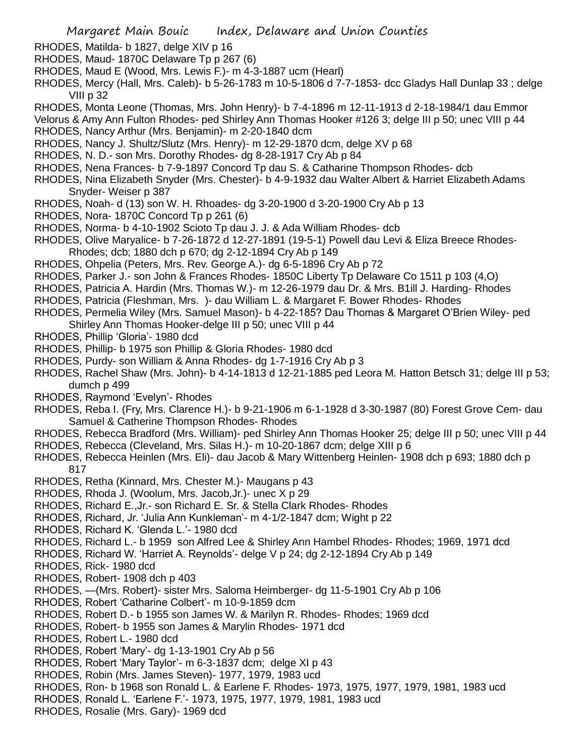RHODES, Matilda- b 1827, delge XIV p 16
RHODES, Maud- 1870C Delaware Tp p 267 (6)
RHODES, Maud E (Wood, Mrs. Lewis F.)- m 4-3-1887 ucm (Hearl)
RHODES, Mercy (Hall, Mrs. Caleb)- b 5-26-1783 m 10-5-1806 d 7-7-1853- dcc Gladys Hall Dunlap 33 ; delge VIII p 32
RHODES, Monta Leone (Thomas, Mrs. John Henry)- b 7-4-1896 m 12-11-1913 d 2-18-1984/1 dau Emmor Velorus & Amy Ann Fulton Rhodes- ped Shirley Ann Thomas Hooker #126 3; delge III p 50; unec VIII p 44
RHODES, Nancy Arthur (Mrs. Benjamin)- m 2-20-1840 dcm
RHODES, Nancy J. Shultz/Slutz (Mrs. Henry)- m 12-29-1870 dcm, delge XV p 68
RHODES, N. D.- son Mrs. Dorothy Rhodes- dg 8-28-1917 Cry Ab p 84
RHODES, Nena Frances- b 7-9-1897 Concord Tp dau S. & Catharine Thompson Rhodes- dcb
RHODES, Nina Elizabeth Snyder (Mrs. Chester)- b 4-9-1932 dau Walter Albert & Harriet Elizabeth Adams Snyder- Weiser p 387
RHODES, Noah- d (13) son W. H. Rhoades- dg 3-20-1900 d 3-20-1900 Cry Ab p 13
RHODES, Nora- 1870C Concord Tp p 261 (6)
RHODES, Norma- b 4-10-1902 Scioto Tp dau J. J. & Ada William Rhodes- dcb
RHODES, Olive Maryalice- b 7-26-1872 d 12-27-1891 (19-5-1) Powell dau Levi & Eliza Breece Rhodes- Rhodes; dcb; 1880 dch p 670; dg 2-12-1894 Cry Ab p 149
RHODES, Ohpelia (Peters, Mrs. Rev. George A.)- dg 6-5-1896 Cry Ab p 72
RHODES, Parker J.- son John & Frances Rhodes- 1850C Liberty Tp Delaware Co 1511 p 103 (4,O)
RHODES, Patricia A. Hardin (Mrs. Thomas W.)- m 12-26-1979 dau Dr. & Mrs. B1ill J. Harding- Rhodes
RHODES, Patricia (Fleshman, Mrs. )- dau William L. & Margaret F. Bower Rhodes- Rhodes
RHODES, Permelia Wiley (Mrs. Samuel Mason)- b 4-22-185? Dau Thomas & Margaret O'Brien Wiley- ped Shirley Ann Thomas Hooker-delge III p 50; unec VIII p 44
RHODES, Phillip 'Gloria'- 1980 dcd
RHODES, Phillip- b 1975 son Phillip & Gloria Rhodes- 1980 dcd
RHODES, Purdy- son William & Anna Rhodes- dg 1-7-1916 Cry Ab p 3
RHODES, Rachel Shaw (Mrs. John)- b 4-14-1813 d 12-21-1885 ped Leora M. Hatton Betsch 31; delge III p 53; dumch p 499
RHODES, Raymond 'Evelyn'- Rhodes
RHODES, Reba I. (Fry, Mrs. Clarence H.)- b 9-21-1906 m 6-1-1928 d 3-30-1987 (80) Forest Grove Cem- dau Samuel & Catherine Thompson Rhodes- Rhodes
RHODES, Rebecca Bradford (Mrs. William)- ped Shirley Ann Thomas Hooker 25; delge III p 50; unec VIII p 44
RHODES, Rebecca (Cleveland, Mrs. Silas H.)- m 10-20-1867 dcm; delge XIII p 6
RHODES, Rebecca Heinlen (Mrs. Eli)- dau Jacob & Mary Wittenberg Heinlen- 1908 dch p 693; 1880 dch p 817
RHODES, Retha (Kinnard, Mrs. Chester M.)- Maugans p 43
RHODES, Rhoda J. (Woolum, Mrs. Jacob,Jr.)- unec X p 29
RHODES, Richard E.,Jr.- son Richard E. Sr. & Stella Clark Rhodes- Rhodes
RHODES, Richard, Jr. 'Julia Ann Kunkleman'- m 4-1/2-1847 dcm; Wight p 22
RHODES, Richard K. 'Glenda L.'- 1980 dcd
RHODES, Richard L.- b 1959 son Alfred Lee & Shirley Ann Hambel Rhodes- Rhodes; 1969, 1971 dcd
RHODES, Richard W. 'Harriet A. Reynolds'- delge V p 24; dg 2-12-1894 Cry Ab p 149
RHODES, Rick- 1980 dcd
RHODES, Robert- 1908 dch p 403
RHODES, —(Mrs. Robert)- sister Mrs. Saloma Heimberger- dg 11-5-1901 Cry Ab p 106
RHODES, Robert 'Catharine Colbert'- m 10-9-1859 dcm
RHODES, Robert D.- b 1955 son James W. & Marilyn R. Rhodes- Rhodes; 1969 dcd
RHODES, Robert- b 1955 son James & Marylin Rhodes- 1971 dcd
RHODES, Robert L.- 1980 dcd
RHODES, Robert 'Mary'- dg 1-13-1901 Cry Ab p 56
RHODES, Robert 'Mary Taylor'- m 6-3-1837 dcm; delge XI p 43
RHODES, Robin (Mrs. James Steven)- 1977, 1979, 1983 ucd
RHODES, Ron- b 1968 son Ronald L. & Earlene F. Rhodes- 1973, 1975, 1977, 1979, 1981, 1983 ucd
RHODES, Ronald L. 'Earlene F.'- 1973, 1975, 1977, 1979, 1981, 1983 ucd
RHODES, Rosalie (Mrs. Gary)- 1969 dcd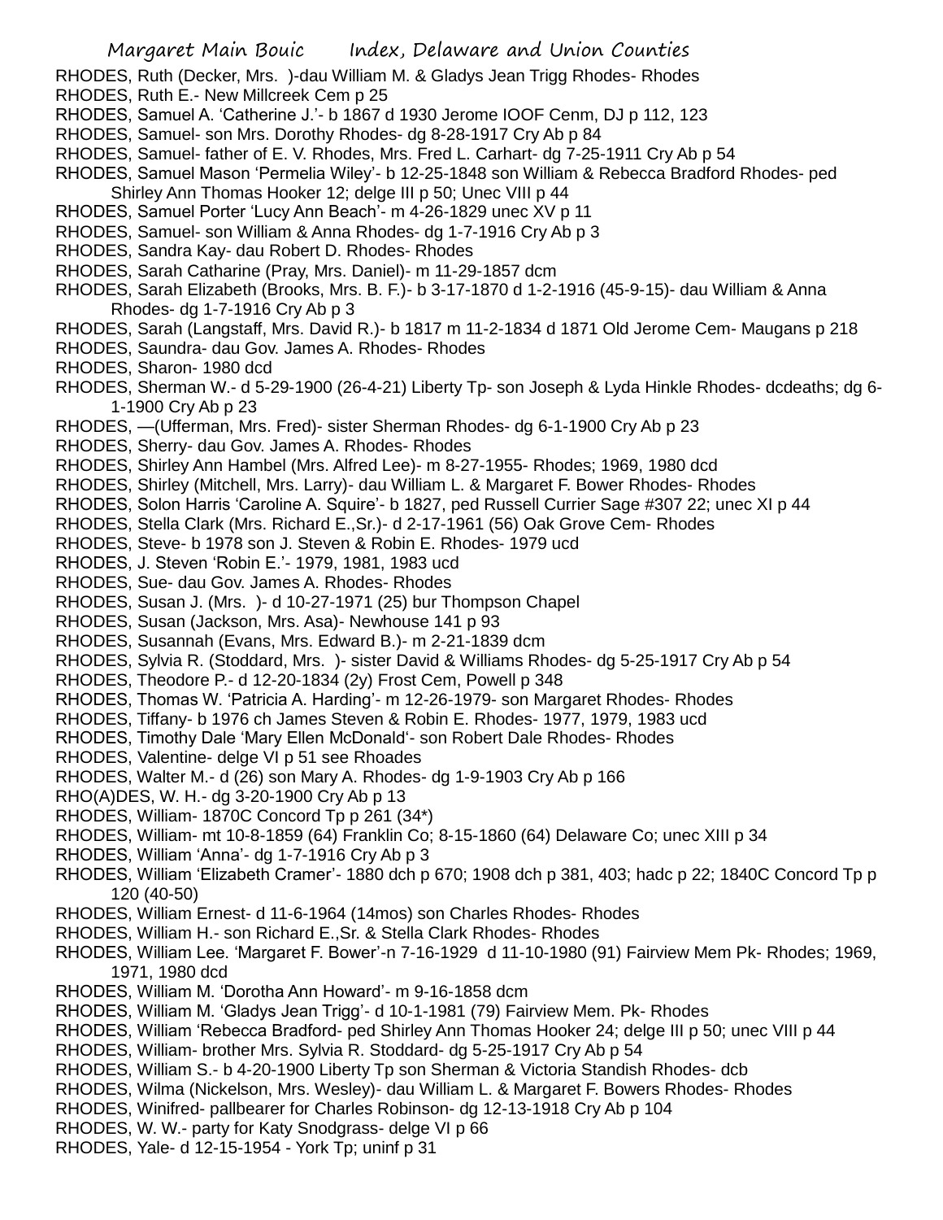RHODES, Ruth (Decker, Mrs. )-dau William M. & Gladys Jean Trigg Rhodes- Rhodes
RHODES, Ruth E.- New Millcreek Cem p 25
RHODES, Samuel A. 'Catherine J.'- b 1867 d 1930 Jerome IOOF Cenm, DJ p 112, 123
RHODES, Samuel- son Mrs. Dorothy Rhodes- dg 8-28-1917 Cry Ab p 84
RHODES, Samuel- father of E. V. Rhodes, Mrs. Fred L. Carhart- dg 7-25-1911 Cry Ab p 54
RHODES, Samuel Mason 'Permelia Wiley'- b 12-25-1848 son William & Rebecca Bradford Rhodes- ped Shirley Ann Thomas Hooker 12; delge III p 50; Unec VIII p 44
RHODES, Samuel Porter 'Lucy Ann Beach'- m 4-26-1829 unec XV p 11
RHODES, Samuel- son William & Anna Rhodes- dg 1-7-1916 Cry Ab p 3
RHODES, Sandra Kay- dau Robert D. Rhodes- Rhodes
RHODES, Sarah Catharine (Pray, Mrs. Daniel)- m 11-29-1857 dcm
RHODES, Sarah Elizabeth (Brooks, Mrs. B. F.)- b 3-17-1870 d 1-2-1916 (45-9-15)- dau William & Anna Rhodes- dg 1-7-1916 Cry Ab p 3
RHODES, Sarah (Langstaff, Mrs. David R.)- b 1817 m 11-2-1834 d 1871 Old Jerome Cem- Maugans p 218
RHODES, Saundra- dau Gov. James A. Rhodes- Rhodes
RHODES, Sharon- 1980 dcd
RHODES, Sherman W.- d 5-29-1900 (26-4-21) Liberty Tp- son Joseph & Lyda Hinkle Rhodes- dcdeaths; dg 6-1-1900 Cry Ab p 23
RHODES, —(Ufferman, Mrs. Fred)- sister Sherman Rhodes- dg 6-1-1900 Cry Ab p 23
RHODES, Sherry- dau Gov. James A. Rhodes- Rhodes
RHODES, Shirley Ann Hambel (Mrs. Alfred Lee)- m 8-27-1955- Rhodes; 1969, 1980 dcd
RHODES, Shirley (Mitchell, Mrs. Larry)- dau William L. & Margaret F. Bower Rhodes- Rhodes
RHODES, Solon Harris 'Caroline A. Squire'- b 1827, ped Russell Currier Sage #307 22; unec XI p 44
RHODES, Stella Clark (Mrs. Richard E.,Sr.)- d 2-17-1961 (56) Oak Grove Cem- Rhodes
RHODES, Steve- b 1978 son J. Steven & Robin E. Rhodes- 1979 ucd
RHODES, J. Steven 'Robin E.'- 1979, 1981, 1983 ucd
RHODES, Sue- dau Gov. James A. Rhodes- Rhodes
RHODES, Susan J. (Mrs. )- d 10-27-1971 (25) bur Thompson Chapel
RHODES, Susan (Jackson, Mrs. Asa)- Newhouse 141 p 93
RHODES, Susannah (Evans, Mrs. Edward B.)- m 2-21-1839 dcm
RHODES, Sylvia R. (Stoddard, Mrs. )- sister David & Williams Rhodes- dg 5-25-1917 Cry Ab p 54
RHODES, Theodore P.- d 12-20-1834 (2y) Frost Cem, Powell p 348
RHODES, Thomas W. 'Patricia A. Harding'- m 12-26-1979- son Margaret Rhodes- Rhodes
RHODES, Tiffany- b 1976 ch James Steven & Robin E. Rhodes- 1977, 1979, 1983 ucd
RHODES, Timothy Dale 'Mary Ellen McDonald'- son Robert Dale Rhodes- Rhodes
RHODES, Valentine- delge VI p 51 see Rhoades
RHODES, Walter M.- d (26) son Mary A. Rhodes- dg 1-9-1903 Cry Ab p 166
RHO(A)DES, W. H.- dg 3-20-1900 Cry Ab p 13
RHODES, William- 1870C Concord Tp p 261 (34*)
RHODES, William- mt 10-8-1859 (64) Franklin Co; 8-15-1860 (64) Delaware Co; unec XIII p 34
RHODES, William 'Anna'- dg 1-7-1916 Cry Ab p 3
RHODES, William 'Elizabeth Cramer'- 1880 dch p 670; 1908 dch p 381, 403; hadc p 22; 1840C Concord Tp p 120 (40-50)
RHODES, William Ernest- d 11-6-1964 (14mos) son Charles Rhodes- Rhodes
RHODES, William H.- son Richard E.,Sr. & Stella Clark Rhodes- Rhodes
RHODES, William Lee. 'Margaret F. Bower'-n 7-16-1929 d 11-10-1980 (91) Fairview Mem Pk- Rhodes; 1969, 1971, 1980 dcd
RHODES, William M. 'Dorotha Ann Howard'- m 9-16-1858 dcm
RHODES, William M. 'Gladys Jean Trigg'- d 10-1-1981 (79) Fairview Mem. Pk- Rhodes
RHODES, William 'Rebecca Bradford- ped Shirley Ann Thomas Hooker 24; delge III p 50; unec VIII p 44
RHODES, William- brother Mrs. Sylvia R. Stoddard- dg 5-25-1917 Cry Ab p 54
RHODES, William S.- b 4-20-1900 Liberty Tp son Sherman & Victoria Standish Rhodes- dcb
RHODES, Wilma (Nickelson, Mrs. Wesley)- dau William L. & Margaret F. Bowers Rhodes- Rhodes
RHODES, Winifred- pallbearer for Charles Robinson- dg 12-13-1918 Cry Ab p 104
RHODES, W. W.- party for Katy Snodgrass- delge VI p 66
RHODES, Yale- d 12-15-1954 - York Tp; uninf p 31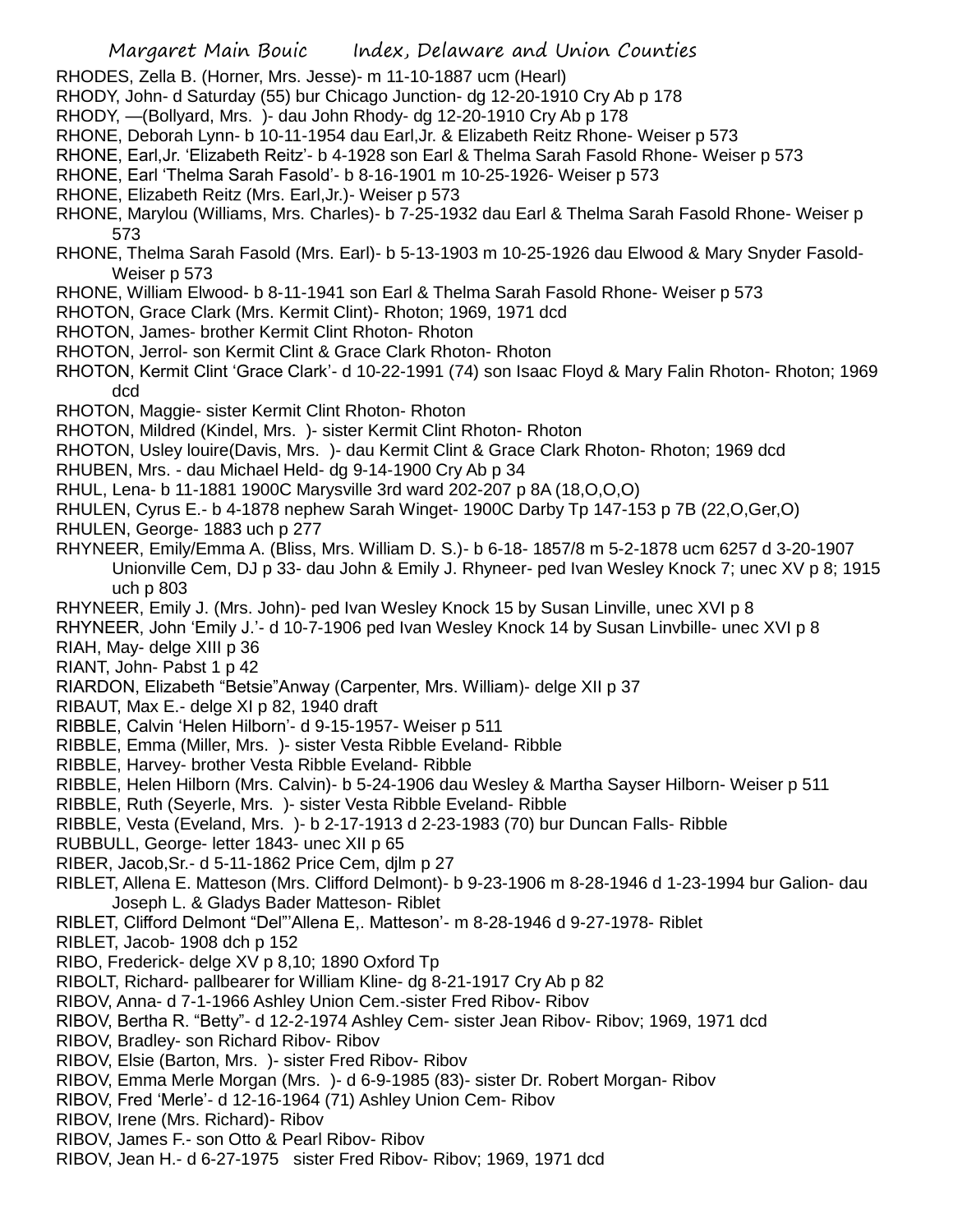RHODES, Zella B. (Horner, Mrs. Jesse)- m 11-10-1887 ucm (Hearl)
RHODY, John- d Saturday (55) bur Chicago Junction- dg 12-20-1910 Cry Ab p 178
RHODY, —(Bollyard, Mrs. )- dau John Rhody- dg 12-20-1910 Cry Ab p 178
RHONE, Deborah Lynn- b 10-11-1954 dau Earl,Jr. & Elizabeth Reitz Rhone- Weiser p 573
RHONE, Earl,Jr. 'Elizabeth Reitz'- b 4-1928 son Earl & Thelma Sarah Fasold Rhone- Weiser p 573
RHONE, Earl 'Thelma Sarah Fasold'- b 8-16-1901 m 10-25-1926- Weiser p 573
RHONE, Elizabeth Reitz (Mrs. Earl,Jr.)- Weiser p 573
RHONE, Marylou (Williams, Mrs. Charles)- b 7-25-1932 dau Earl & Thelma Sarah Fasold Rhone- Weiser p 573
RHONE, Thelma Sarah Fasold (Mrs. Earl)- b 5-13-1903 m 10-25-1926 dau Elwood & Mary Snyder Fasold- Weiser p 573
RHONE, William Elwood- b 8-11-1941 son Earl & Thelma Sarah Fasold Rhone- Weiser p 573
RHOTON, Grace Clark (Mrs. Kermit Clint)- Rhoton; 1969, 1971 dcd
RHOTON, James- brother Kermit Clint Rhoton- Rhoton
RHOTON, Jerrol- son Kermit Clint & Grace Clark Rhoton- Rhoton
RHOTON, Kermit Clint 'Grace Clark'- d 10-22-1991 (74) son Isaac Floyd & Mary Falin Rhoton- Rhoton; 1969 dcd
RHOTON, Maggie- sister Kermit Clint Rhoton- Rhoton
RHOTON, Mildred (Kindel, Mrs. )- sister Kermit Clint Rhoton- Rhoton
RHOTON, Usley louire(Davis, Mrs. )- dau Kermit Clint & Grace Clark Rhoton- Rhoton; 1969 dcd
RHUBEN, Mrs. - dau Michael Held- dg 9-14-1900 Cry Ab p 34
RHUL, Lena- b 11-1881 1900C Marysville 3rd ward 202-207 p 8A (18,O,O,O)
RHULEN, Cyrus E.- b 4-1878 nephew Sarah Winget- 1900C Darby Tp 147-153 p 7B (22,O,Ger,O)
RHULEN, George- 1883 uch p 277
RHYNEER, Emily/Emma A. (Bliss, Mrs. William D. S.)- b 6-18- 1857/8 m 5-2-1878 ucm 6257 d 3-20-1907 Unionville Cem, DJ p 33- dau John & Emily J. Rhyneer- ped Ivan Wesley Knock 7; unec XV p 8; 1915 uch p 803
RHYNEER, Emily J. (Mrs. John)- ped Ivan Wesley Knock 15 by Susan Linville, unec XVI p 8
RHYNEER, John 'Emily J.'- d 10-7-1906 ped Ivan Wesley Knock 14 by Susan Linvbille- unec XVI p 8
RIAH, May- delge XIII p 36
RIANT, John- Pabst 1 p 42
RIARDON, Elizabeth "Betsie"Anway (Carpenter, Mrs. William)- delge XII p 37
RIBAUT, Max E.- delge XI p 82, 1940 draft
RIBBLE, Calvin 'Helen Hilborn'- d 9-15-1957- Weiser p 511
RIBBLE, Emma (Miller, Mrs. )- sister Vesta Ribble Eveland- Ribble
RIBBLE, Harvey- brother Vesta Ribble Eveland- Ribble
RIBBLE, Helen Hilborn (Mrs. Calvin)- b 5-24-1906 dau Wesley & Martha Sayser Hilborn- Weiser p 511
RIBBLE, Ruth (Seyerle, Mrs. )- sister Vesta Ribble Eveland- Ribble
RIBBLE, Vesta (Eveland, Mrs. )- b 2-17-1913 d 2-23-1983 (70) bur Duncan Falls- Ribble
RUBBULL, George- letter 1843- unec XII p 65
RIBER, Jacob,Sr.- d 5-11-1862 Price Cem, djlm p 27
RIBLET, Allena E. Matteson (Mrs. Clifford Delmont)- b 9-23-1906 m 8-28-1946 d 1-23-1994 bur Galion- dau Joseph L. & Gladys Bader Matteson- Riblet
RIBLET, Clifford Delmont "Del"'Allena E,. Matteson'- m 8-28-1946 d 9-27-1978- Riblet
RIBLET, Jacob- 1908 dch p 152
RIBO, Frederick- delge XV p 8,10; 1890 Oxford Tp
RIBOLT, Richard- pallbearer for William Kline- dg 8-21-1917 Cry Ab p 82
RIBOV, Anna- d 7-1-1966 Ashley Union Cem.-sister Fred Ribov- Ribov
RIBOV, Bertha R. "Betty"- d 12-2-1974 Ashley Cem- sister Jean Ribov- Ribov; 1969, 1971 dcd
RIBOV, Bradley- son Richard Ribov- Ribov
RIBOV, Elsie (Barton, Mrs. )- sister Fred Ribov- Ribov
RIBOV, Emma Merle Morgan (Mrs. )- d 6-9-1985 (83)- sister Dr. Robert Morgan- Ribov
RIBOV, Fred 'Merle'- d 12-16-1964 (71) Ashley Union Cem- Ribov
RIBOV, Irene (Mrs. Richard)- Ribov
RIBOV, James F.- son Otto & Pearl Ribov- Ribov
RIBOV, Jean H.- d 6-27-1975 sister Fred Ribov- Ribov; 1969, 1971 dcd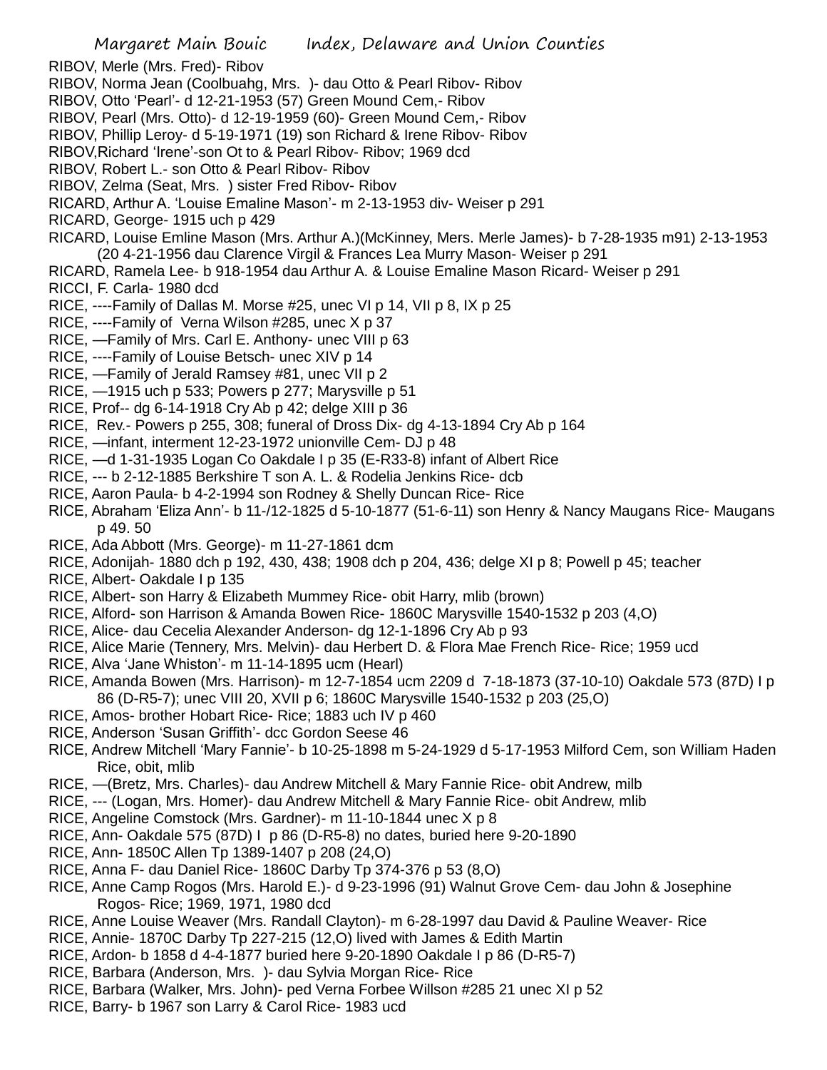RIBOV, Merle (Mrs. Fred)- Ribov
RIBOV, Norma Jean (Coolbuahg, Mrs. )- dau Otto & Pearl Ribov- Ribov
RIBOV, Otto 'Pearl'- d 12-21-1953 (57) Green Mound Cem,- Ribov
RIBOV, Pearl (Mrs. Otto)- d 12-19-1959 (60)- Green Mound Cem,- Ribov
RIBOV, Phillip Leroy- d 5-19-1971 (19) son Richard & Irene Ribov- Ribov
RIBOV,Richard 'Irene'-son Ot to & Pearl Ribov- Ribov; 1969 dcd
RIBOV, Robert L.- son Otto & Pearl Ribov- Ribov
RIBOV, Zelma (Seat, Mrs. ) sister Fred Ribov- Ribov
RICARD, Arthur A. 'Louise Emaline Mason'- m 2-13-1953 div- Weiser p 291
RICARD, George- 1915 uch p 429
RICARD, Louise Emline Mason (Mrs. Arthur A.)(McKinney, Mers. Merle James)- b 7-28-1935 m91) 2-13-1953 (20 4-21-1956 dau Clarence Virgil & Frances Lea Murry Mason- Weiser p 291
RICARD, Ramela Lee- b 918-1954 dau Arthur A. & Louise Emaline Mason Ricard- Weiser p 291
RICCI, F. Carla- 1980 dcd
RICE, ----Family of Dallas M. Morse #25, unec VI p 14, VII p 8, IX p 25
RICE, ----Family of Verna Wilson #285, unec X p 37
RICE, —Family of Mrs. Carl E. Anthony- unec VIII p 63
RICE, ----Family of Louise Betsch- unec XIV p 14
RICE, —Family of Jerald Ramsey #81, unec VII p 2
RICE, —1915 uch p 533; Powers p 277; Marysville p 51
RICE, Prof-- dg 6-14-1918 Cry Ab p 42; delge XIII p 36
RICE, Rev.- Powers p 255, 308; funeral of Dross Dix- dg 4-13-1894 Cry Ab p 164
RICE, —infant, interment 12-23-1972 unionville Cem- DJ p 48
RICE, —d 1-31-1935 Logan Co Oakdale I p 35 (E-R33-8) infant of Albert Rice
RICE, --- b 2-12-1885 Berkshire T son A. L. & Rodelia Jenkins Rice- dcb
RICE, Aaron Paula- b 4-2-1994 son Rodney & Shelly Duncan Rice- Rice
RICE, Abraham 'Eliza Ann'- b 11-/12-1825 d 5-10-1877 (51-6-11) son Henry & Nancy Maugans Rice- Maugans p 49. 50
RICE, Ada Abbott (Mrs. George)- m 11-27-1861 dcm
RICE, Adonijah- 1880 dch p 192, 430, 438; 1908 dch p 204, 436; delge XI p 8; Powell p 45; teacher
RICE, Albert- Oakdale I p 135
RICE, Albert- son Harry & Elizabeth Mummey Rice- obit Harry, mlib (brown)
RICE, Alford- son Harrison & Amanda Bowen Rice- 1860C Marysville 1540-1532 p 203 (4,O)
RICE, Alice- dau Cecelia Alexander Anderson- dg 12-1-1896 Cry Ab p 93
RICE, Alice Marie (Tennery, Mrs. Melvin)- dau Herbert D. & Flora Mae French Rice- Rice; 1959 ucd
RICE, Alva 'Jane Whiston'- m 11-14-1895 ucm (Hearl)
RICE, Amanda Bowen (Mrs. Harrison)- m 12-7-1854 ucm 2209 d 7-18-1873 (37-10-10) Oakdale 573 (87D) I p 86 (D-R5-7); unec VIII 20, XVII p 6; 1860C Marysville 1540-1532 p 203 (25,O)
RICE, Amos- brother Hobart Rice- Rice; 1883 uch IV p 460
RICE, Anderson 'Susan Griffith'- dcc Gordon Seese 46
RICE, Andrew Mitchell 'Mary Fannie'- b 10-25-1898 m 5-24-1929 d 5-17-1953 Milford Cem, son William Haden Rice, obit, mlib
RICE, —(Bretz, Mrs. Charles)- dau Andrew Mitchell & Mary Fannie Rice- obit Andrew, milb
RICE, --- (Logan, Mrs. Homer)- dau Andrew Mitchell & Mary Fannie Rice- obit Andrew, mlib
RICE, Angeline Comstock (Mrs. Gardner)- m 11-10-1844 unec X p 8
RICE, Ann- Oakdale 575 (87D) I p 86 (D-R5-8) no dates, buried here 9-20-1890
RICE, Ann- 1850C Allen Tp 1389-1407 p 208 (24,O)
RICE, Anna F- dau Daniel Rice- 1860C Darby Tp 374-376 p 53 (8,O)
RICE, Anne Camp Rogos (Mrs. Harold E.)- d 9-23-1996 (91) Walnut Grove Cem- dau John & Josephine Rogos- Rice; 1969, 1971, 1980 dcd
RICE, Anne Louise Weaver (Mrs. Randall Clayton)- m 6-28-1997 dau David & Pauline Weaver- Rice
RICE, Annie- 1870C Darby Tp 227-215 (12,O) lived with James & Edith Martin
RICE, Ardon- b 1858 d 4-4-1877 buried here 9-20-1890 Oakdale I p 86 (D-R5-7)
RICE, Barbara (Anderson, Mrs. )- dau Sylvia Morgan Rice- Rice
RICE, Barbara (Walker, Mrs. John)- ped Verna Forbee Willson #285 21 unec XI p 52
RICE, Barry- b 1967 son Larry & Carol Rice- 1983 ucd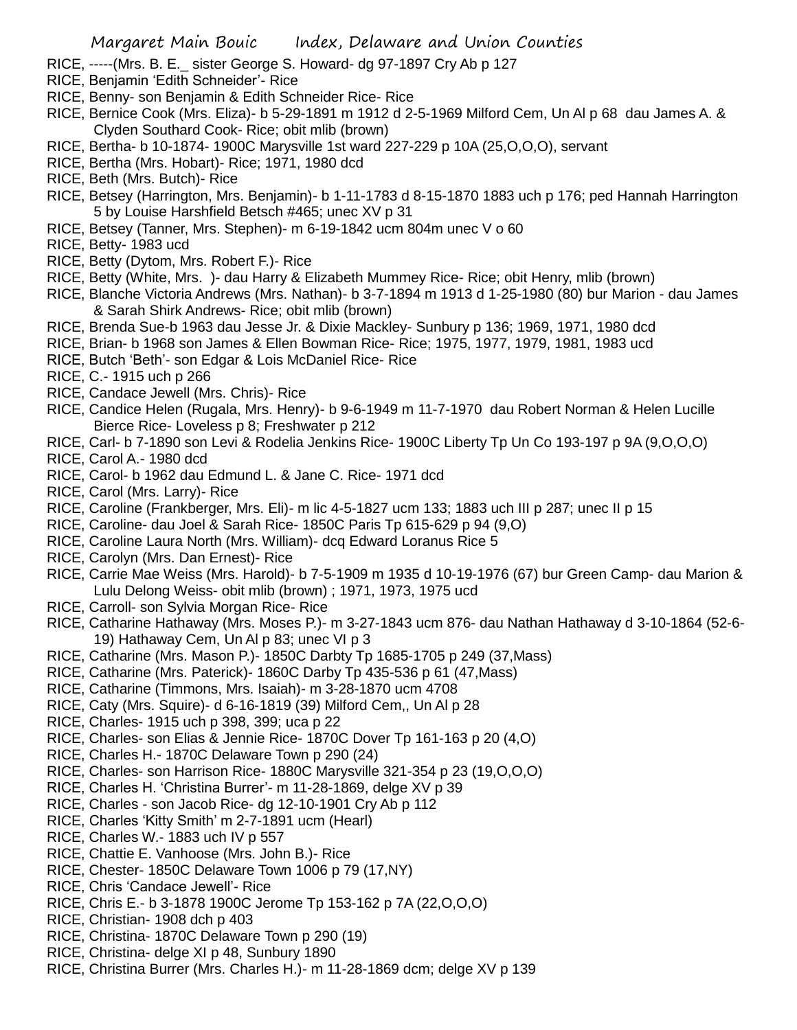RICE, -----(Mrs. B. E._ sister George S. Howard- dg 97-1897 Cry Ab p 127

RICE, Benjamin 'Edith Schneider'- Rice

RICE, Benny- son Benjamin & Edith Schneider Rice- Rice

RICE, Bernice Cook (Mrs. Eliza)- b 5-29-1891 m 1912 d 2-5-1969 Milford Cem, Un Al p 68 dau James A. & Clyden Southard Cook- Rice; obit mlib (brown)

RICE, Bertha- b 10-1874- 1900C Marysville 1st ward 227-229 p 10A (25,O,O,O), servant

RICE, Bertha (Mrs. Hobart)- Rice; 1971, 1980 dcd

RICE, Beth (Mrs. Butch)- Rice

RICE, Betsey (Harrington, Mrs. Benjamin)- b 1-11-1783 d 8-15-1870 1883 uch p 176; ped Hannah Harrington 5 by Louise Harshfield Betsch #465; unec XV p 31

RICE, Betsey (Tanner, Mrs. Stephen)- m 6-19-1842 ucm 804m unec V o 60

RICE, Betty- 1983 ucd

RICE, Betty (Dytom, Mrs. Robert F.)- Rice

RICE, Betty (White, Mrs. )- dau Harry & Elizabeth Mummey Rice- Rice; obit Henry, mlib (brown)

RICE, Blanche Victoria Andrews (Mrs. Nathan)- b 3-7-1894 m 1913 d 1-25-1980 (80) bur Marion - dau James & Sarah Shirk Andrews- Rice; obit mlib (brown)

RICE, Brenda Sue-b 1963 dau Jesse Jr. & Dixie Mackley- Sunbury p 136; 1969, 1971, 1980 dcd

RICE, Brian- b 1968 son James & Ellen Bowman Rice- Rice; 1975, 1977, 1979, 1981, 1983 ucd

RICE, Butch 'Beth'- son Edgar & Lois McDaniel Rice- Rice

RICE, C.- 1915 uch p 266

RICE, Candace Jewell (Mrs. Chris)- Rice

RICE, Candice Helen (Rugala, Mrs. Henry)- b 9-6-1949 m 11-7-1970 dau Robert Norman & Helen Lucille Bierce Rice- Loveless p 8; Freshwater p 212

RICE, Carl- b 7-1890 son Levi & Rodelia Jenkins Rice- 1900C Liberty Tp Un Co 193-197 p 9A (9,O,O,O)

RICE, Carol A.- 1980 dcd

RICE, Carol- b 1962 dau Edmund L. & Jane C. Rice- 1971 dcd

RICE, Carol (Mrs. Larry)- Rice

RICE, Caroline (Frankberger, Mrs. Eli)- m lic 4-5-1827 ucm 133; 1883 uch III p 287; unec II p 15

RICE, Caroline- dau Joel & Sarah Rice- 1850C Paris Tp 615-629 p 94 (9,O)

RICE, Caroline Laura North (Mrs. William)- dcq Edward Loranus Rice 5

RICE, Carolyn (Mrs. Dan Ernest)- Rice

RICE, Carrie Mae Weiss (Mrs. Harold)- b 7-5-1909 m 1935 d 10-19-1976 (67) bur Green Camp- dau Marion & Lulu Delong Weiss- obit mlib (brown) ; 1971, 1973, 1975 ucd

RICE, Carroll- son Sylvia Morgan Rice- Rice

RICE, Catharine Hathaway (Mrs. Moses P.)- m 3-27-1843 ucm 876- dau Nathan Hathaway d 3-10-1864 (52-6-19) Hathaway Cem, Un Al p 83; unec VI p 3

RICE, Catharine (Mrs. Mason P.)- 1850C Darbty Tp 1685-1705 p 249 (37,Mass)

RICE, Catharine (Mrs. Paterick)- 1860C Darby Tp 435-536 p 61 (47,Mass)

RICE, Catharine (Timmons, Mrs. Isaiah)- m 3-28-1870 ucm 4708

RICE, Caty (Mrs. Squire)- d 6-16-1819 (39) Milford Cem,, Un Al p 28

RICE, Charles- 1915 uch p 398, 399; uca p 22

RICE, Charles- son Elias & Jennie Rice- 1870C Dover Tp 161-163 p 20 (4,O)

RICE, Charles H.- 1870C Delaware Town p 290 (24)

RICE, Charles- son Harrison Rice- 1880C Marysville 321-354 p 23 (19,O,O,O)

RICE, Charles H. 'Christina Burrer'- m 11-28-1869, delge XV p 39

RICE, Charles - son Jacob Rice- dg 12-10-1901 Cry Ab p 112

RICE, Charles 'Kitty Smith' m 2-7-1891 ucm (Hearl)

RICE, Charles W.- 1883 uch IV p 557

RICE, Chattie E. Vanhoose (Mrs. John B.)- Rice

RICE, Chester- 1850C Delaware Town 1006 p 79 (17,NY)

RICE, Chris 'Candace Jewell'- Rice

RICE, Chris E.- b 3-1878 1900C Jerome Tp 153-162 p 7A (22,O,O,O)

RICE, Christian- 1908 dch p 403

RICE, Christina- 1870C Delaware Town p 290 (19)

RICE, Christina- delge XI p 48, Sunbury 1890

RICE, Christina Burrer (Mrs. Charles H.)- m 11-28-1869 dcm; delge XV p 139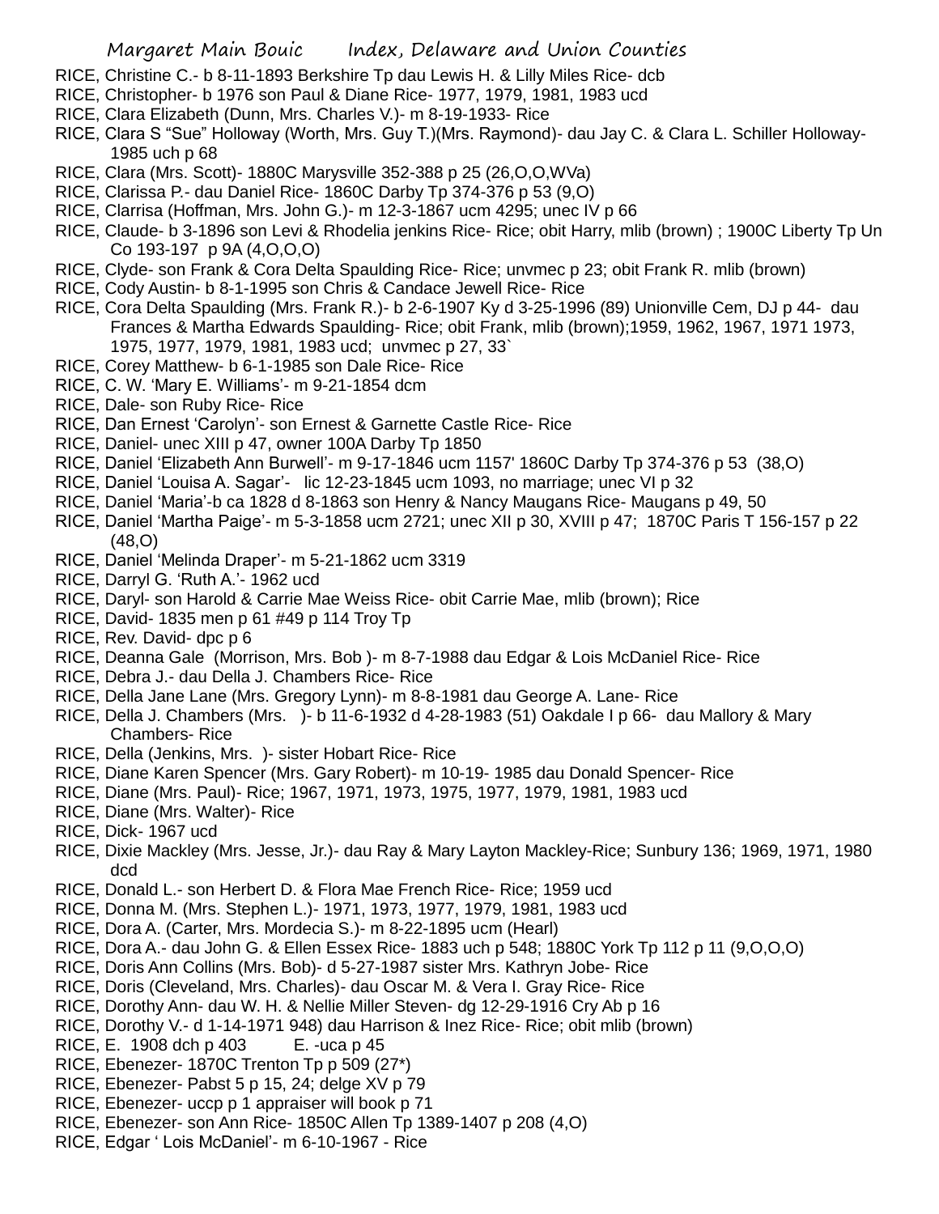RICE, Christine C.- b 8-11-1893 Berkshire Tp dau Lewis H. & Lilly Miles Rice- dcb

RICE, Christopher- b 1976 son Paul & Diane Rice- 1977, 1979, 1981, 1983 ucd

RICE, Clara Elizabeth (Dunn, Mrs. Charles V.)- m 8-19-1933- Rice

RICE, Clara S "Sue" Holloway (Worth, Mrs. Guy T.)(Mrs. Raymond)- dau Jay C. & Clara L. Schiller Holloway- 1985 uch p 68

RICE, Clara (Mrs. Scott)- 1880C Marysville 352-388 p 25 (26,O,O,WVa)

RICE, Clarissa P.- dau Daniel Rice- 1860C Darby Tp 374-376 p 53 (9,O)

RICE, Clarrisa (Hoffman, Mrs. John G.)- m 12-3-1867 ucm 4295; unec IV p 66

RICE, Claude- b 3-1896 son Levi & Rhodelia jenkins Rice- Rice; obit Harry, mlib (brown) ; 1900C Liberty Tp Un Co 193-197 p 9A (4,O,O,O)

RICE, Clyde- son Frank & Cora Delta Spaulding Rice- Rice; unvmec p 23; obit Frank R. mlib (brown)

RICE, Cody Austin- b 8-1-1995 son Chris & Candace Jewell Rice- Rice

RICE, Cora Delta Spaulding (Mrs. Frank R.)- b 2-6-1907 Ky d 3-25-1996 (89) Unionville Cem, DJ p 44- dau Frances & Martha Edwards Spaulding- Rice; obit Frank, mlib (brown);1959, 1962, 1967, 1971 1973, 1975, 1977, 1979, 1981, 1983 ucd; unvmec p 27, 33`

RICE, Corey Matthew- b 6-1-1985 son Dale Rice- Rice

RICE, C. W. 'Mary E. Williams'- m 9-21-1854 dcm

RICE, Dale- son Ruby Rice- Rice

RICE, Dan Ernest 'Carolyn'- son Ernest & Garnette Castle Rice- Rice

RICE, Daniel- unec XIII p 47, owner 100A Darby Tp 1850

RICE, Daniel 'Elizabeth Ann Burwell'- m 9-17-1846 ucm 1157' 1860C Darby Tp 374-376 p 53 (38,O)

RICE, Daniel 'Louisa A. Sagar'- lic 12-23-1845 ucm 1093, no marriage; unec VI p 32

RICE, Daniel 'Maria'-b ca 1828 d 8-1863 son Henry & Nancy Maugans Rice- Maugans p 49, 50

RICE, Daniel 'Martha Paige'- m 5-3-1858 ucm 2721; unec XII p 30, XVIII p 47; 1870C Paris T 156-157 p 22 (48,O)

RICE, Daniel 'Melinda Draper'- m 5-21-1862 ucm 3319

RICE, Darryl G. 'Ruth A.'- 1962 ucd

RICE, Daryl- son Harold & Carrie Mae Weiss Rice- obit Carrie Mae, mlib (brown); Rice

RICE, David- 1835 men p 61 #49 p 114 Troy Tp

RICE, Rev. David- dpc p 6

RICE, Deanna Gale (Morrison, Mrs. Bob )- m 8-7-1988 dau Edgar & Lois McDaniel Rice- Rice

RICE, Debra J.- dau Della J. Chambers Rice- Rice

RICE, Della Jane Lane (Mrs. Gregory Lynn)- m 8-8-1981 dau George A. Lane- Rice

RICE, Della J. Chambers (Mrs. )- b 11-6-1932 d 4-28-1983 (51) Oakdale I p 66- dau Mallory & Mary Chambers- Rice

RICE, Della (Jenkins, Mrs. )- sister Hobart Rice- Rice

RICE, Diane Karen Spencer (Mrs. Gary Robert)- m 10-19- 1985 dau Donald Spencer- Rice

RICE, Diane (Mrs. Paul)- Rice; 1967, 1971, 1973, 1975, 1977, 1979, 1981, 1983 ucd

RICE, Diane (Mrs. Walter)- Rice

RICE, Dick- 1967 ucd

RICE, Dixie Mackley (Mrs. Jesse, Jr.)- dau Ray & Mary Layton Mackley-Rice; Sunbury 136; 1969, 1971, 1980 dcd

RICE, Donald L.- son Herbert D. & Flora Mae French Rice- Rice; 1959 ucd

RICE, Donna M. (Mrs. Stephen L.)- 1971, 1973, 1977, 1979, 1981, 1983 ucd

RICE, Dora A. (Carter, Mrs. Mordecia S.)- m 8-22-1895 ucm (Hearl)

RICE, Dora A.- dau John G. & Ellen Essex Rice- 1883 uch p 548; 1880C York Tp 112 p 11 (9,O,O,O)

RICE, Doris Ann Collins (Mrs. Bob)- d 5-27-1987 sister Mrs. Kathryn Jobe- Rice

RICE, Doris (Cleveland, Mrs. Charles)- dau Oscar M. & Vera I. Gray Rice- Rice

RICE, Dorothy Ann- dau W. H. & Nellie Miller Steven- dg 12-29-1916 Cry Ab p 16

RICE, Dorothy V.- d 1-14-1971 948) dau Harrison & Inez Rice- Rice; obit mlib (brown)

RICE, E. 1908 dch p 403 E. -uca p 45

RICE, Ebenezer- 1870C Trenton Tp p 509 (27*)

RICE, Ebenezer- Pabst 5 p 15, 24; delge XV p 79

RICE, Ebenezer- uccp p 1 appraiser will book p 71

RICE, Ebenezer- son Ann Rice- 1850C Allen Tp 1389-1407 p 208 (4,O)

RICE, Edgar ' Lois McDaniel'- m 6-10-1967 - Rice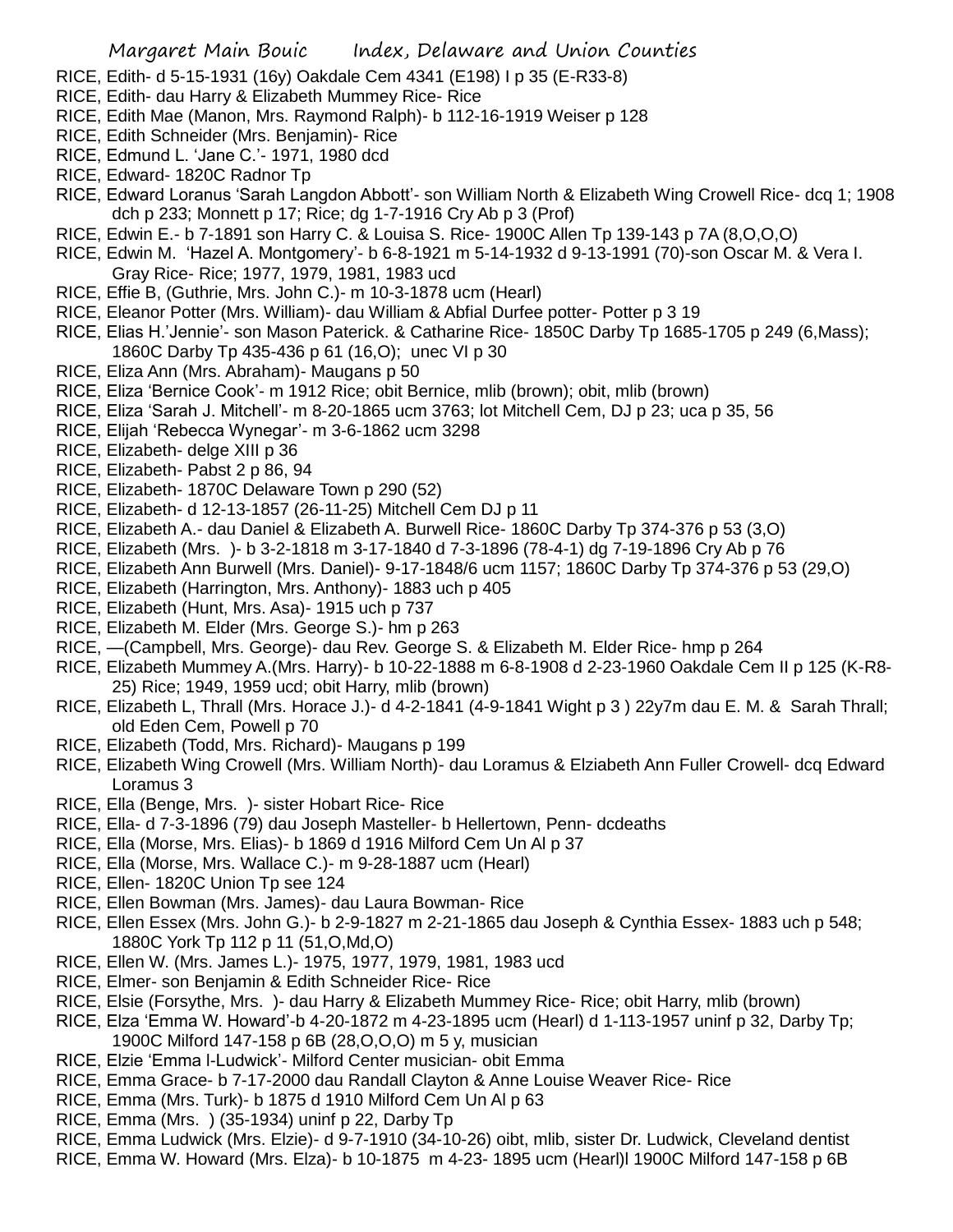RICE, Edith- d 5-15-1931 (16y) Oakdale Cem 4341 (E198) I p 35 (E-R33-8)

RICE, Edith- dau Harry & Elizabeth Mummey Rice- Rice

RICE, Edith Mae (Manon, Mrs. Raymond Ralph)- b 112-16-1919 Weiser p 128

RICE, Edith Schneider (Mrs. Benjamin)- Rice

RICE, Edmund L. 'Jane C.'- 1971, 1980 dcd

RICE, Edward- 1820C Radnor Tp

RICE, Edward Loranus 'Sarah Langdon Abbott'- son William North & Elizabeth Wing Crowell Rice- dcq 1; 1908 dch p 233; Monnett p 17; Rice; dg 1-7-1916 Cry Ab p 3 (Prof)

RICE, Edwin E.- b 7-1891 son Harry C. & Louisa S. Rice- 1900C Allen Tp 139-143 p 7A (8,O,O,O)

RICE, Edwin M. 'Hazel A. Montgomery'- b 6-8-1921 m 5-14-1932 d 9-13-1991 (70)-son Oscar M. & Vera I. Gray Rice- Rice; 1977, 1979, 1981, 1983 ucd

RICE, Effie B, (Guthrie, Mrs. John C.)- m 10-3-1878 ucm (Hearl)

RICE, Eleanor Potter (Mrs. William)- dau William & Abfial Durfee potter- Potter p 3 19

RICE, Elias H.'Jennie'- son Mason Paterick. & Catharine Rice- 1850C Darby Tp 1685-1705 p 249 (6,Mass); 1860C Darby Tp 435-436 p 61 (16,O); unec VI p 30

RICE, Eliza Ann (Mrs. Abraham)- Maugans p 50

RICE, Eliza 'Bernice Cook'- m 1912 Rice; obit Bernice, mlib (brown); obit, mlib (brown)

RICE, Eliza 'Sarah J. Mitchell'- m 8-20-1865 ucm 3763; lot Mitchell Cem, DJ p 23; uca p 35, 56

RICE, Elijah 'Rebecca Wynegar'- m 3-6-1862 ucm 3298

RICE, Elizabeth- delge XIII p 36

RICE, Elizabeth- Pabst 2 p 86, 94

RICE, Elizabeth- 1870C Delaware Town p 290 (52)

RICE, Elizabeth- d 12-13-1857 (26-11-25) Mitchell Cem DJ p 11

RICE, Elizabeth A.- dau Daniel & Elizabeth A. Burwell Rice- 1860C Darby Tp 374-376 p 53 (3,O)

RICE, Elizabeth (Mrs. )- b 3-2-1818 m 3-17-1840 d 7-3-1896 (78-4-1) dg 7-19-1896 Cry Ab p 76

RICE, Elizabeth Ann Burwell (Mrs. Daniel)- 9-17-1848/6 ucm 1157; 1860C Darby Tp 374-376 p 53 (29,O)

RICE, Elizabeth (Harrington, Mrs. Anthony)- 1883 uch p 405

RICE, Elizabeth (Hunt, Mrs. Asa)- 1915 uch p 737

RICE, Elizabeth M. Elder (Mrs. George S.)- hm p 263

RICE, —(Campbell, Mrs. George)- dau Rev. George S. & Elizabeth M. Elder Rice- hmp p 264

RICE, Elizabeth Mummey A.(Mrs. Harry)- b 10-22-1888 m 6-8-1908 d 2-23-1960 Oakdale Cem II p 125 (K-R8-25) Rice; 1949, 1959 ucd; obit Harry, mlib (brown)

RICE, Elizabeth L, Thrall (Mrs. Horace J.)- d 4-2-1841 (4-9-1841 Wight p 3 ) 22y7m dau E. M. & Sarah Thrall; old Eden Cem, Powell p 70

RICE, Elizabeth (Todd, Mrs. Richard)- Maugans p 199

RICE, Elizabeth Wing Crowell (Mrs. William North)- dau Loramus & Elziabeth Ann Fuller Crowell- dcq Edward Loramus 3

RICE, Ella (Benge, Mrs. )- sister Hobart Rice- Rice

RICE, Ella- d 7-3-1896 (79) dau Joseph Masteller- b Hellertown, Penn- dcdeaths

RICE, Ella (Morse, Mrs. Elias)- b 1869 d 1916 Milford Cem Un Al p 37

RICE, Ella (Morse, Mrs. Wallace C.)- m 9-28-1887 ucm (Hearl)

RICE, Ellen- 1820C Union Tp see 124

RICE, Ellen Bowman (Mrs. James)- dau Laura Bowman- Rice

RICE, Ellen Essex (Mrs. John G.)- b 2-9-1827 m 2-21-1865 dau Joseph & Cynthia Essex- 1883 uch p 548; 1880C York Tp 112 p 11 (51,O,Md,O)

RICE, Ellen W. (Mrs. James L.)- 1975, 1977, 1979, 1981, 1983 ucd

RICE, Elmer- son Benjamin & Edith Schneider Rice- Rice

RICE, Elsie (Forsythe, Mrs. )- dau Harry & Elizabeth Mummey Rice- Rice; obit Harry, mlib (brown)

RICE, Elza 'Emma W. Howard'-b 4-20-1872 m 4-23-1895 ucm (Hearl) d 1-113-1957 uninf p 32, Darby Tp; 1900C Milford 147-158 p 6B (28,O,O,O) m 5 y, musician

RICE, Elzie 'Emma l-Ludwick'- Milford Center musician- obit Emma

RICE, Emma Grace- b 7-17-2000 dau Randall Clayton & Anne Louise Weaver Rice- Rice

RICE, Emma (Mrs. Turk)- b 1875 d 1910 Milford Cem Un Al p 63

RICE, Emma (Mrs. ) (35-1934) uninf p 22, Darby Tp

RICE, Emma Ludwick (Mrs. Elzie)- d 9-7-1910 (34-10-26) oibt, mlib, sister Dr. Ludwick, Cleveland dentist

RICE, Emma W. Howard (Mrs. Elza)- b 10-1875 m 4-23- 1895 ucm (Hearl)l 1900C Milford 147-158 p 6B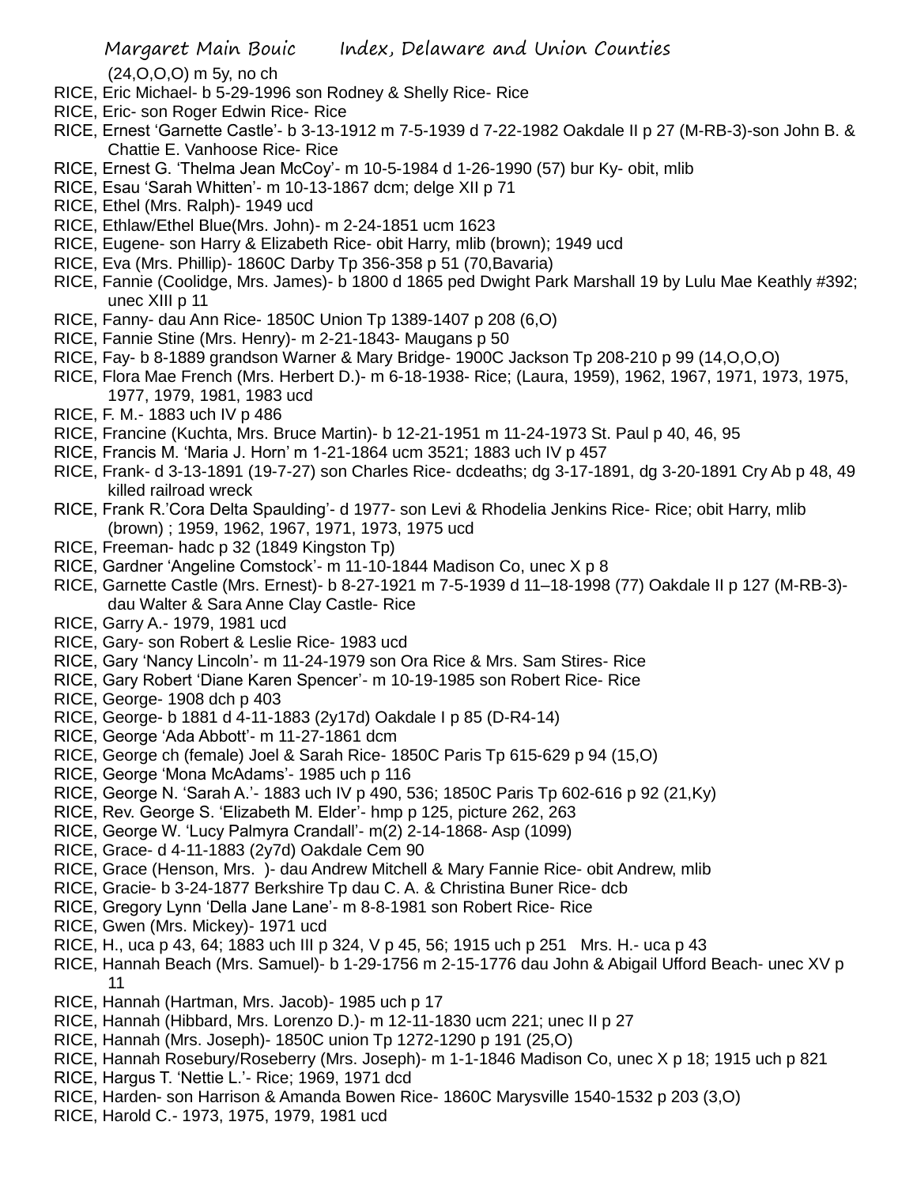(24,O,O,O) m 5y, no ch

RICE, Eric Michael- b 5-29-1996 son Rodney & Shelly Rice- Rice

RICE, Eric- son Roger Edwin Rice- Rice

RICE, Ernest 'Garnette Castle'- b 3-13-1912 m 7-5-1939 d 7-22-1982 Oakdale II p 27 (M-RB-3)-son John B. & Chattie E. Vanhoose Rice- Rice

RICE, Ernest G. 'Thelma Jean McCoy'- m 10-5-1984 d 1-26-1990 (57) bur Ky- obit, mlib

RICE, Esau 'Sarah Whitten'- m 10-13-1867 dcm; delge XII p 71

RICE, Ethel (Mrs. Ralph)- 1949 ucd

RICE, Ethlaw/Ethel Blue(Mrs. John)- m 2-24-1851 ucm 1623

RICE, Eugene- son Harry & Elizabeth Rice- obit Harry, mlib (brown); 1949 ucd

RICE, Eva (Mrs. Phillip)- 1860C Darby Tp 356-358 p 51 (70,Bavaria)

RICE, Fannie (Coolidge, Mrs. James)- b 1800 d 1865 ped Dwight Park Marshall 19 by Lulu Mae Keathly #392; unec XIII p 11

RICE, Fanny- dau Ann Rice- 1850C Union Tp 1389-1407 p 208 (6,O)

RICE, Fannie Stine (Mrs. Henry)- m 2-21-1843- Maugans p 50

RICE, Fay- b 8-1889 grandson Warner & Mary Bridge- 1900C Jackson Tp 208-210 p 99 (14,O,O,O)

RICE, Flora Mae French (Mrs. Herbert D.)- m 6-18-1938- Rice; (Laura, 1959), 1962, 1967, 1971, 1973, 1975, 1977, 1979, 1981, 1983 ucd

RICE, F. M.- 1883 uch IV p 486

RICE, Francine (Kuchta, Mrs. Bruce Martin)- b 12-21-1951 m 11-24-1973 St. Paul p 40, 46, 95

RICE, Francis M. 'Maria J. Horn' m 1-21-1864 ucm 3521; 1883 uch IV p 457

RICE, Frank- d 3-13-1891 (19-7-27) son Charles Rice- dcdeaths; dg 3-17-1891, dg 3-20-1891 Cry Ab p 48, 49 killed railroad wreck

RICE, Frank R.'Cora Delta Spaulding'- d 1977- son Levi & Rhodelia Jenkins Rice- Rice; obit Harry, mlib (brown) ; 1959, 1962, 1967, 1971, 1973, 1975 ucd

RICE, Freeman- hadc p 32 (1849 Kingston Tp)

RICE, Gardner 'Angeline Comstock'- m 11-10-1844 Madison Co, unec X p 8

RICE, Garnette Castle (Mrs. Ernest)- b 8-27-1921 m 7-5-1939 d 11–18-1998 (77) Oakdale II p 127 (M-RB-3)- dau Walter & Sara Anne Clay Castle- Rice

RICE, Garry A.- 1979, 1981 ucd

RICE, Gary- son Robert & Leslie Rice- 1983 ucd

RICE, Gary 'Nancy Lincoln'- m 11-24-1979 son Ora Rice & Mrs. Sam Stires- Rice

RICE, Gary Robert 'Diane Karen Spencer'- m 10-19-1985 son Robert Rice- Rice

RICE, George- 1908 dch p 403

RICE, George- b 1881 d 4-11-1883 (2y17d) Oakdale I p 85 (D-R4-14)

RICE, George 'Ada Abbott'- m 11-27-1861 dcm

RICE, George ch (female) Joel & Sarah Rice- 1850C Paris Tp 615-629 p 94 (15,O)

RICE, George 'Mona McAdams'- 1985 uch p 116

RICE, George N. 'Sarah A.'- 1883 uch IV p 490, 536; 1850C Paris Tp 602-616 p 92 (21,Ky)

RICE, Rev. George S. 'Elizabeth M. Elder'- hmp p 125, picture 262, 263

RICE, George W. 'Lucy Palmyra Crandall'- m(2) 2-14-1868- Asp (1099)

RICE, Grace- d 4-11-1883 (2y7d) Oakdale Cem 90

RICE, Grace (Henson, Mrs. )- dau Andrew Mitchell & Mary Fannie Rice- obit Andrew, mlib

RICE, Gracie- b 3-24-1877 Berkshire Tp dau C. A. & Christina Buner Rice- dcb

RICE, Gregory Lynn 'Della Jane Lane'- m 8-8-1981 son Robert Rice- Rice

RICE, Gwen (Mrs. Mickey)- 1971 ucd

RICE, H., uca p 43, 64; 1883 uch III p 324, V p 45, 56; 1915 uch p 251 Mrs. H.- uca p 43

RICE, Hannah Beach (Mrs. Samuel)- b 1-29-1756 m 2-15-1776 dau John & Abigail Ufford Beach- unec XV p 11

RICE, Hannah (Hartman, Mrs. Jacob)- 1985 uch p 17

RICE, Hannah (Hibbard, Mrs. Lorenzo D.)- m 12-11-1830 ucm 221; unec II p 27

RICE, Hannah (Mrs. Joseph)- 1850C union Tp 1272-1290 p 191 (25,O)

RICE, Hannah Rosebury/Roseberry (Mrs. Joseph)- m 1-1-1846 Madison Co, unec X p 18; 1915 uch p 821

RICE, Hargus T. 'Nettie L.'- Rice; 1969, 1971 dcd

RICE, Harden- son Harrison & Amanda Bowen Rice- 1860C Marysville 1540-1532 p 203 (3,O)

RICE, Harold C.- 1973, 1975, 1979, 1981 ucd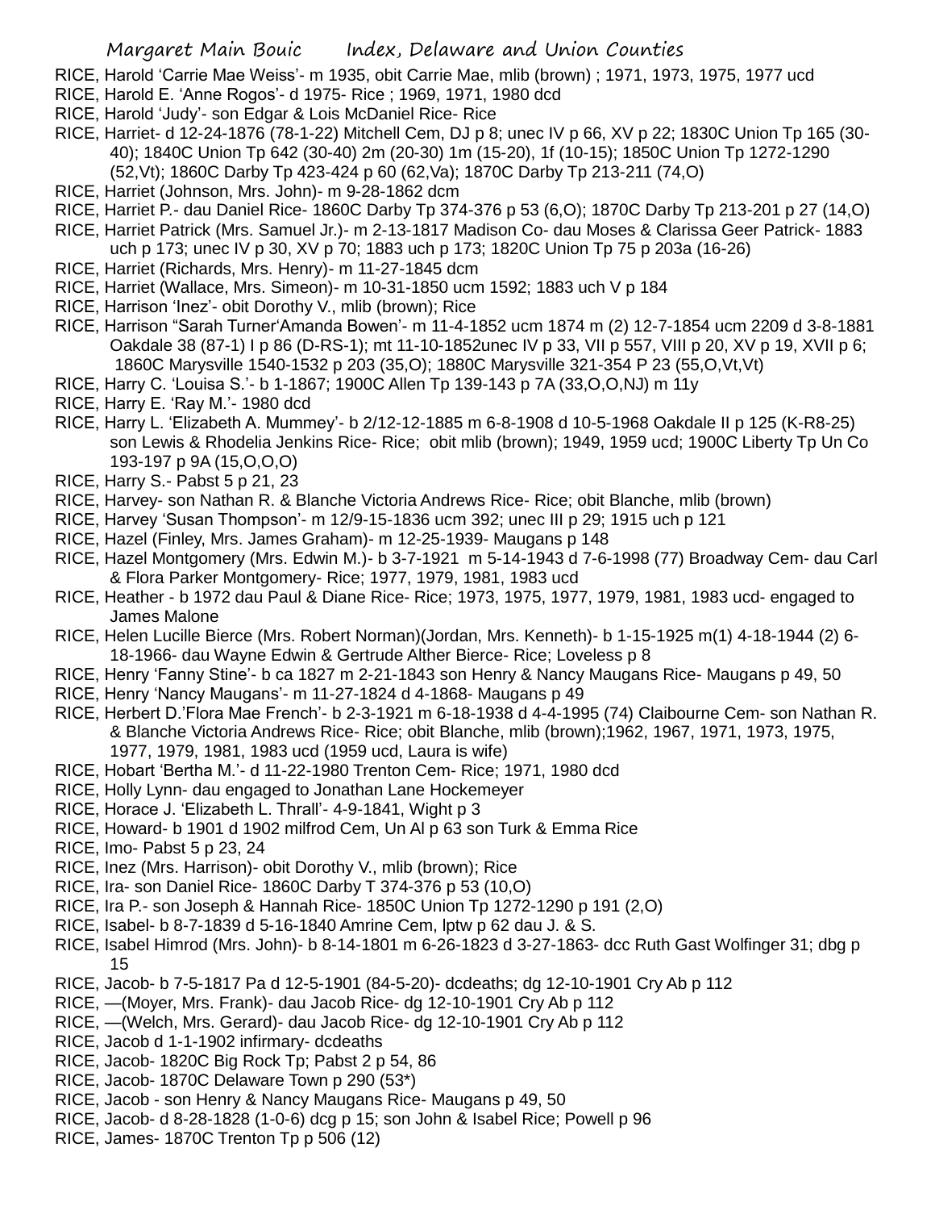RICE, Harold 'Carrie Mae Weiss'- m 1935, obit Carrie Mae, mlib (brown) ; 1971, 1973, 1975, 1977 ucd

RICE, Harold E. 'Anne Rogos'- d 1975- Rice ; 1969, 1971, 1980 dcd

RICE, Harold 'Judy'- son Edgar & Lois McDaniel Rice- Rice

RICE, Harriet- d 12-24-1876 (78-1-22) Mitchell Cem, DJ p 8; unec IV p 66, XV p 22; 1830C Union Tp 165 (30-40); 1840C Union Tp 642 (30-40) 2m (20-30) 1m (15-20), 1f (10-15); 1850C Union Tp 1272-1290 (52,Vt); 1860C Darby Tp 423-424 p 60 (62,Va); 1870C Darby Tp 213-211 (74,O)

RICE, Harriet (Johnson, Mrs. John)- m 9-28-1862 dcm

RICE, Harriet P.- dau Daniel Rice- 1860C Darby Tp 374-376 p 53 (6,O); 1870C Darby Tp 213-201 p 27 (14,O)

RICE, Harriet Patrick (Mrs. Samuel Jr.)- m 2-13-1817 Madison Co- dau Moses & Clarissa Geer Patrick- 1883 uch p 173; unec IV p 30, XV p 70; 1883 uch p 173; 1820C Union Tp 75 p 203a (16-26)

RICE, Harriet (Richards, Mrs. Henry)- m 11-27-1845 dcm

RICE, Harriet (Wallace, Mrs. Simeon)- m 10-31-1850 ucm 1592; 1883 uch V p 184

RICE, Harrison 'Inez'- obit Dorothy V., mlib (brown); Rice

RICE, Harrison "Sarah Turner'Amanda Bowen'- m 11-4-1852 ucm 1874 m (2) 12-7-1854 ucm 2209 d 3-8-1881 Oakdale 38 (87-1) I p 86 (D-RS-1); mt 11-10-1852unec IV p 33, VII p 557, VIII p 20, XV p 19, XVII p 6; 1860C Marysville 1540-1532 p 203 (35,O); 1880C Marysville 321-354 P 23 (55,O,Vt,Vt)

RICE, Harry C. 'Louisa S.'- b 1-1867; 1900C Allen Tp 139-143 p 7A (33,O,O,NJ) m 11y

RICE, Harry E. 'Ray M.'- 1980 dcd

RICE, Harry L. 'Elizabeth A. Mummey'- b 2/12-12-1885 m 6-8-1908 d 10-5-1968 Oakdale II p 125 (K-R8-25) son Lewis & Rhodelia Jenkins Rice- Rice; obit mlib (brown); 1949, 1959 ucd; 1900C Liberty Tp Un Co 193-197 p 9A (15,O,O,O)

RICE, Harry S.- Pabst 5 p 21, 23

RICE, Harvey- son Nathan R. & Blanche Victoria Andrews Rice- Rice; obit Blanche, mlib (brown)

RICE, Harvey 'Susan Thompson'- m 12/9-15-1836 ucm 392; unec III p 29; 1915 uch p 121

RICE, Hazel (Finley, Mrs. James Graham)- m 12-25-1939- Maugans p 148

RICE, Hazel Montgomery (Mrs. Edwin M.)- b 3-7-1921 m 5-14-1943 d 7-6-1998 (77) Broadway Cem- dau Carl & Flora Parker Montgomery- Rice; 1977, 1979, 1981, 1983 ucd

RICE, Heather - b 1972 dau Paul & Diane Rice- Rice; 1973, 1975, 1977, 1979, 1981, 1983 ucd- engaged to James Malone

RICE, Helen Lucille Bierce (Mrs. Robert Norman)(Jordan, Mrs. Kenneth)- b 1-15-1925 m(1) 4-18-1944 (2) 6-18-1966- dau Wayne Edwin & Gertrude Alther Bierce- Rice; Loveless p 8

RICE, Henry 'Fanny Stine'- b ca 1827 m 2-21-1843 son Henry & Nancy Maugans Rice- Maugans p 49, 50

RICE, Henry 'Nancy Maugans'- m 11-27-1824 d 4-1868- Maugans p 49

RICE, Herbert D.'Flora Mae French'- b 2-3-1921 m 6-18-1938 d 4-4-1995 (74) Claibourne Cem- son Nathan R. & Blanche Victoria Andrews Rice- Rice; obit Blanche, mlib (brown);1962, 1967, 1971, 1973, 1975, 1977, 1979, 1981, 1983 ucd (1959 ucd, Laura is wife)

RICE, Hobart 'Bertha M.'- d 11-22-1980 Trenton Cem- Rice; 1971, 1980 dcd

RICE, Holly Lynn- dau engaged to Jonathan Lane Hockemeyer

RICE, Horace J. 'Elizabeth L. Thrall'- 4-9-1841, Wight p 3

RICE, Howard- b 1901 d 1902 milfrod Cem, Un Al p 63 son Turk & Emma Rice

RICE, Imo- Pabst 5 p 23, 24

RICE, Inez (Mrs. Harrison)- obit Dorothy V., mlib (brown); Rice

RICE, Ira- son Daniel Rice- 1860C Darby T 374-376 p 53 (10,O)

RICE, Ira P.- son Joseph & Hannah Rice- 1850C Union Tp 1272-1290 p 191 (2,O)

RICE, Isabel- b 8-7-1839 d 5-16-1840 Amrine Cem, lptw p 62 dau J. & S.

RICE, Isabel Himrod (Mrs. John)- b 8-14-1801 m 6-26-1823 d 3-27-1863- dcc Ruth Gast Wolfinger 31; dbg p 15

RICE, Jacob- b 7-5-1817 Pa d 12-5-1901 (84-5-20)- dcdeaths; dg 12-10-1901 Cry Ab p 112

RICE, —(Moyer, Mrs. Frank)- dau Jacob Rice- dg 12-10-1901 Cry Ab p 112

RICE, —(Welch, Mrs. Gerard)- dau Jacob Rice- dg 12-10-1901 Cry Ab p 112

RICE, Jacob d 1-1-1902 infirmary- dcdeaths

RICE, Jacob- 1820C Big Rock Tp; Pabst 2 p 54, 86

RICE, Jacob- 1870C Delaware Town p 290 (53*)

RICE, Jacob - son Henry & Nancy Maugans Rice- Maugans p 49, 50

RICE, Jacob- d 8-28-1828 (1-0-6) dcg p 15; son John & Isabel Rice; Powell p 96

RICE, James- 1870C Trenton Tp p 506 (12)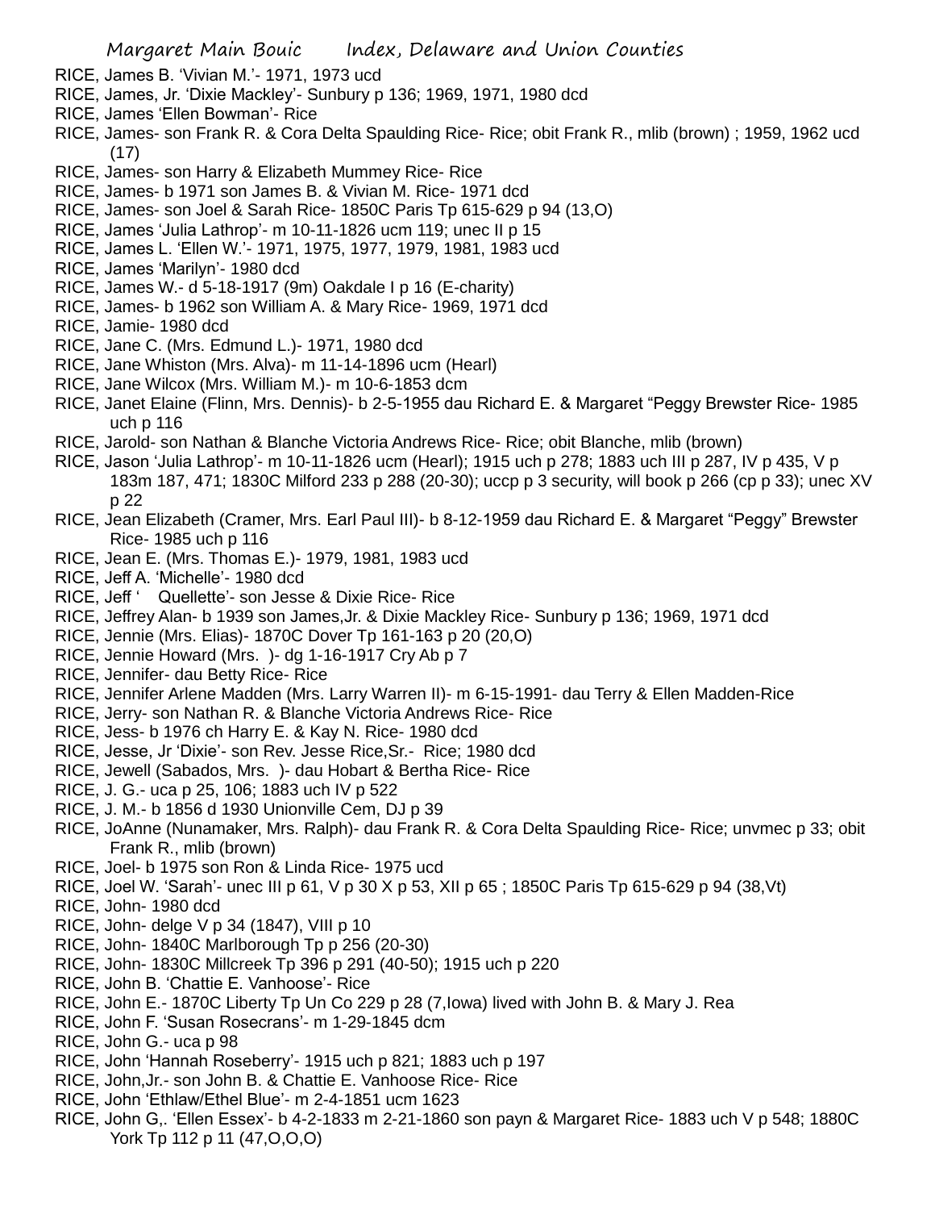RICE, James B. 'Vivian M.'- 1971, 1973 ucd
RICE, James, Jr. 'Dixie Mackley'- Sunbury p 136; 1969, 1971, 1980 dcd
RICE, James 'Ellen Bowman'- Rice
RICE, James- son Frank R. & Cora Delta Spaulding Rice- Rice; obit Frank R., mlib (brown) ; 1959, 1962 ucd (17)
RICE, James- son Harry & Elizabeth Mummey Rice- Rice
RICE, James- b 1971 son James B. & Vivian M. Rice- 1971 dcd
RICE, James- son Joel & Sarah Rice- 1850C Paris Tp 615-629 p 94 (13,O)
RICE, James 'Julia Lathrop'- m 10-11-1826 ucm 119; unec II p 15
RICE, James L. 'Ellen W.'- 1971, 1975, 1977, 1979, 1981, 1983 ucd
RICE, James 'Marilyn'- 1980 dcd
RICE, James W.- d 5-18-1917 (9m) Oakdale I p 16 (E-charity)
RICE, James- b 1962 son William A. & Mary Rice- 1969, 1971 dcd
RICE, Jamie- 1980 dcd
RICE, Jane C. (Mrs. Edmund L.)- 1971, 1980 dcd
RICE, Jane Whiston (Mrs. Alva)- m 11-14-1896 ucm (Hearl)
RICE, Jane Wilcox (Mrs. William M.)- m 10-6-1853 dcm
RICE, Janet Elaine (Flinn, Mrs. Dennis)- b 2-5-1955 dau Richard E. & Margaret "Peggy Brewster Rice- 1985 uch p 116
RICE, Jarold- son Nathan & Blanche Victoria Andrews Rice- Rice; obit Blanche, mlib (brown)
RICE, Jason 'Julia Lathrop'- m 10-11-1826 ucm (Hearl); 1915 uch p 278; 1883 uch III p 287, IV p 435, V p 183m 187, 471; 1830C Milford 233 p 288 (20-30); uccp p 3 security, will book p 266 (cp p 33); unec XV p 22
RICE, Jean Elizabeth (Cramer, Mrs. Earl Paul III)- b 8-12-1959 dau Richard E. & Margaret "Peggy" Brewster Rice- 1985 uch p 116
RICE, Jean E. (Mrs. Thomas E.)- 1979, 1981, 1983 ucd
RICE, Jeff A. 'Michelle'- 1980 dcd
RICE, Jeff ' Quellette'- son Jesse & Dixie Rice- Rice
RICE, Jeffrey Alan- b 1939 son James,Jr. & Dixie Mackley Rice- Sunbury p 136; 1969, 1971 dcd
RICE, Jennie (Mrs. Elias)- 1870C Dover Tp 161-163 p 20 (20,O)
RICE, Jennie Howard (Mrs. )- dg 1-16-1917 Cry Ab p 7
RICE, Jennifer- dau Betty Rice- Rice
RICE, Jennifer Arlene Madden (Mrs. Larry Warren II)- m 6-15-1991- dau Terry & Ellen Madden-Rice
RICE, Jerry- son Nathan R. & Blanche Victoria Andrews Rice- Rice
RICE, Jess- b 1976 ch Harry E. & Kay N. Rice- 1980 dcd
RICE, Jesse, Jr 'Dixie'- son Rev. Jesse Rice,Sr.- Rice; 1980 dcd
RICE, Jewell (Sabados, Mrs. )- dau Hobart & Bertha Rice- Rice
RICE, J. G.- uca p 25, 106; 1883 uch IV p 522
RICE, J. M.- b 1856 d 1930 Unionville Cem, DJ p 39
RICE, JoAnne (Nunamaker, Mrs. Ralph)- dau Frank R. & Cora Delta Spaulding Rice- Rice; unvmec p 33; obit Frank R., mlib (brown)
RICE, Joel- b 1975 son Ron & Linda Rice- 1975 ucd
RICE, Joel W. 'Sarah'- unec III p 61, V p 30 X p 53, XII p 65 ; 1850C Paris Tp 615-629 p 94 (38,Vt)
RICE, John- 1980 dcd
RICE, John- delge V p 34 (1847), VIII p 10
RICE, John- 1840C Marlborough Tp p 256 (20-30)
RICE, John- 1830C Millcreek Tp 396 p 291 (40-50); 1915 uch p 220
RICE, John B. 'Chattie E. Vanhoose'- Rice
RICE, John E.- 1870C Liberty Tp Un Co 229 p 28 (7,Iowa) lived with John B. & Mary J. Rea
RICE, John F. 'Susan Rosecrans'- m 1-29-1845 dcm
RICE, John G.- uca p 98
RICE, John 'Hannah Roseberry'- 1915 uch p 821; 1883 uch p 197
RICE, John,Jr.- son John B. & Chattie E. Vanhoose Rice- Rice
RICE, John 'Ethlaw/Ethel Blue'- m 2-4-1851 ucm 1623
RICE, John G,. 'Ellen Essex'- b 4-2-1833 m 2-21-1860 son payn & Margaret Rice- 1883 uch V p 548; 1880C York Tp 112 p 11 (47,O,O,O)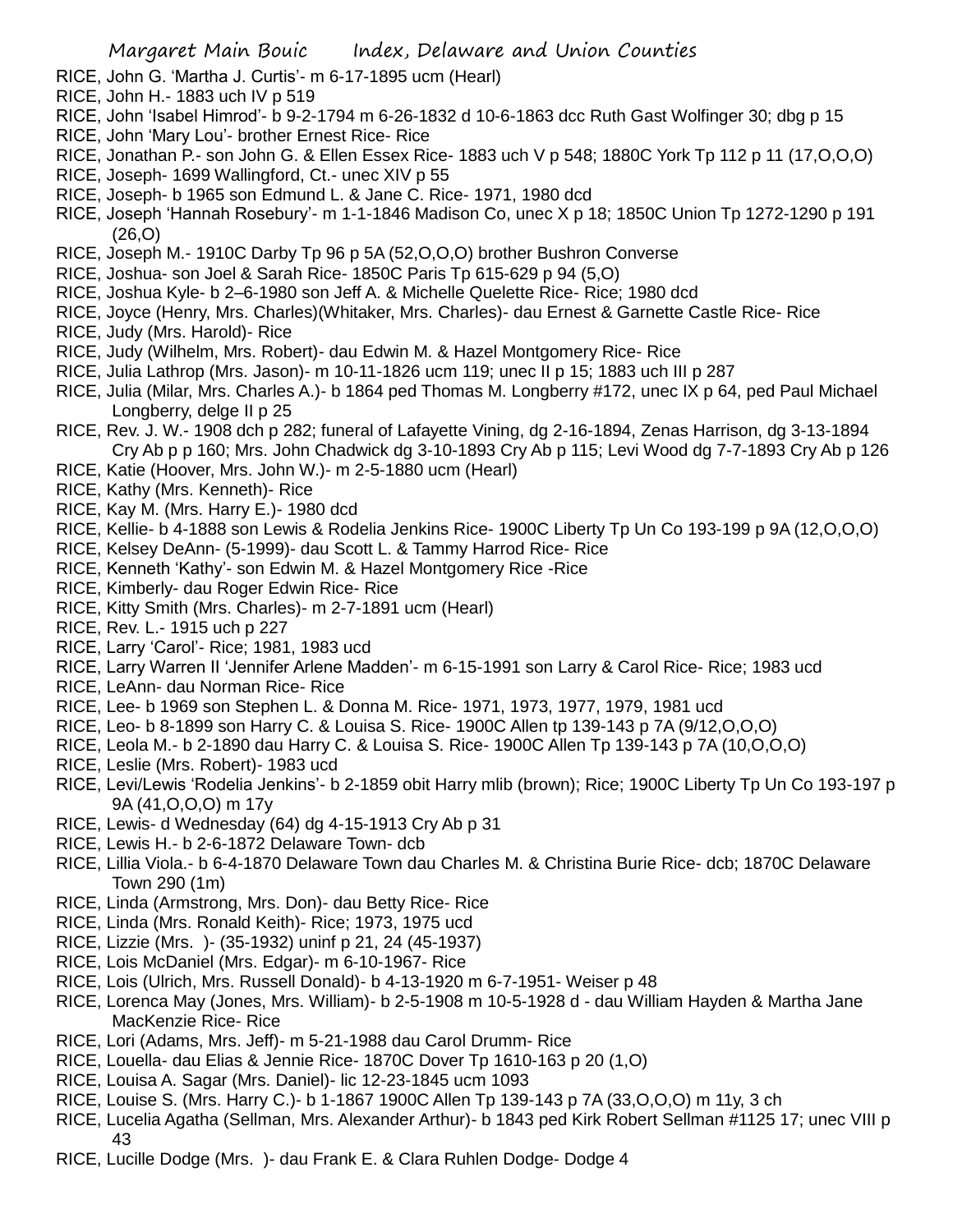RICE, John G. 'Martha J. Curtis'- m 6-17-1895 ucm (Hearl)
RICE, John H.- 1883 uch IV p 519
RICE, John 'Isabel Himrod'- b 9-2-1794 m 6-26-1832 d 10-6-1863 dcc Ruth Gast Wolfinger 30; dbg p 15
RICE, John 'Mary Lou'- brother Ernest Rice- Rice
RICE, Jonathan P.- son John G. & Ellen Essex Rice- 1883 uch V p 548; 1880C York Tp 112 p 11 (17,O,O,O)
RICE, Joseph- 1699 Wallingford, Ct.- unec XIV p 55
RICE, Joseph- b 1965 son Edmund L. & Jane C. Rice- 1971, 1980 dcd
RICE, Joseph 'Hannah Rosebury'- m 1-1-1846 Madison Co, unec X p 18; 1850C Union Tp 1272-1290 p 191 (26,O)
RICE, Joseph M.- 1910C Darby Tp 96 p 5A (52,O,O,O) brother Bushron Converse
RICE, Joshua- son Joel & Sarah Rice- 1850C Paris Tp 615-629 p 94 (5,O)
RICE, Joshua Kyle- b 2–6-1980 son Jeff A. & Michelle Quelette Rice- Rice; 1980 dcd
RICE, Joyce (Henry, Mrs. Charles)(Whitaker, Mrs. Charles)- dau Ernest & Garnette Castle Rice- Rice
RICE, Judy (Mrs. Harold)- Rice
RICE, Judy (Wilhelm, Mrs. Robert)- dau Edwin M. & Hazel Montgomery Rice- Rice
RICE, Julia Lathrop (Mrs. Jason)- m 10-11-1826 ucm 119; unec II p 15; 1883 uch III p 287
RICE, Julia (Milar, Mrs. Charles A.)- b 1864 ped Thomas M. Longberry #172, unec IX p 64, ped Paul Michael Longberry, delge II p 25
RICE, Rev. J. W.- 1908 dch p 282; funeral of Lafayette Vining, dg 2-16-1894, Zenas Harrison, dg 3-13-1894 Cry Ab p p 160; Mrs. John Chadwick dg 3-10-1893 Cry Ab p 115; Levi Wood dg 7-7-1893 Cry Ab p 126
RICE, Katie (Hoover, Mrs. John W.)- m 2-5-1880 ucm (Hearl)
RICE, Kathy (Mrs. Kenneth)- Rice
RICE, Kay M. (Mrs. Harry E.)- 1980 dcd
RICE, Kellie- b 4-1888 son Lewis & Rodelia Jenkins Rice- 1900C Liberty Tp Un Co 193-199 p 9A (12,O,O,O)
RICE, Kelsey DeAnn- (5-1999)- dau Scott L. & Tammy Harrod Rice- Rice
RICE, Kenneth 'Kathy'- son Edwin M. & Hazel Montgomery Rice -Rice
RICE, Kimberly- dau Roger Edwin Rice- Rice
RICE, Kitty Smith (Mrs. Charles)- m 2-7-1891 ucm (Hearl)
RICE, Rev. L.- 1915 uch p 227
RICE, Larry 'Carol'- Rice; 1981, 1983 ucd
RICE, Larry Warren II 'Jennifer Arlene Madden'- m 6-15-1991 son Larry & Carol Rice- Rice; 1983 ucd
RICE, LeAnn- dau Norman Rice- Rice
RICE, Lee- b 1969 son Stephen L. & Donna M. Rice- 1971, 1973, 1977, 1979, 1981 ucd
RICE, Leo- b 8-1899 son Harry C. & Louisa S. Rice- 1900C Allen tp 139-143 p 7A (9/12,O,O,O)
RICE, Leola M.- b 2-1890 dau Harry C. & Louisa S. Rice- 1900C Allen Tp 139-143 p 7A (10,O,O,O)
RICE, Leslie (Mrs. Robert)- 1983 ucd
RICE, Levi/Lewis 'Rodelia Jenkins'- b 2-1859 obit Harry mlib (brown); Rice; 1900C Liberty Tp Un Co 193-197 p 9A (41,O,O,O) m 17y
RICE, Lewis- d Wednesday (64) dg 4-15-1913 Cry Ab p 31
RICE, Lewis H.- b 2-6-1872 Delaware Town- dcb
RICE, Lillia Viola.- b 6-4-1870 Delaware Town dau Charles M. & Christina Burie Rice- dcb; 1870C Delaware Town 290 (1m)
RICE, Linda (Armstrong, Mrs. Don)- dau Betty Rice- Rice
RICE, Linda (Mrs. Ronald Keith)- Rice; 1973, 1975 ucd
RICE, Lizzie (Mrs. )- (35-1932) uninf p 21, 24 (45-1937)
RICE, Lois McDaniel (Mrs. Edgar)- m 6-10-1967- Rice
RICE, Lois (Ulrich, Mrs. Russell Donald)- b 4-13-1920 m 6-7-1951- Weiser p 48
RICE, Lorenca May (Jones, Mrs. William)- b 2-5-1908 m 10-5-1928 d - dau William Hayden & Martha Jane MacKenzie Rice- Rice
RICE, Lori (Adams, Mrs. Jeff)- m 5-21-1988 dau Carol Drumm- Rice
RICE, Louella- dau Elias & Jennie Rice- 1870C Dover Tp 1610-163 p 20 (1,O)
RICE, Louisa A. Sagar (Mrs. Daniel)- lic 12-23-1845 ucm 1093
RICE, Louise S. (Mrs. Harry C.)- b 1-1867 1900C Allen Tp 139-143 p 7A (33,O,O,O) m 11y, 3 ch
RICE, Lucelia Agatha (Sellman, Mrs. Alexander Arthur)- b 1843 ped Kirk Robert Sellman #1125 17; unec VIII p 43
RICE, Lucille Dodge (Mrs. )- dau Frank E. & Clara Ruhlen Dodge- Dodge 4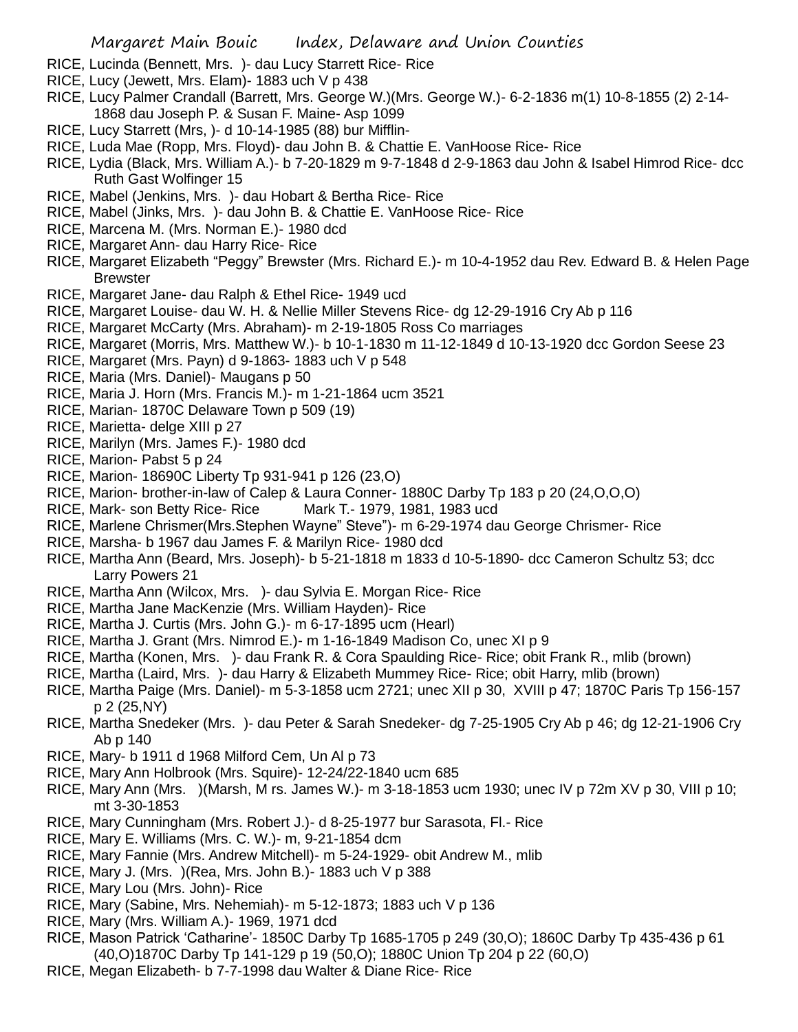RICE, Lucinda (Bennett, Mrs. )- dau Lucy Starrett Rice- Rice
RICE, Lucy (Jewett, Mrs. Elam)- 1883 uch V p 438
RICE, Lucy Palmer Crandall (Barrett, Mrs. George W.)(Mrs. George W.)- 6-2-1836 m(1) 10-8-1855 (2) 2-14-1868 dau Joseph P. & Susan F. Maine- Asp 1099
RICE, Lucy Starrett (Mrs, )- d 10-14-1985 (88) bur Mifflin-
RICE, Luda Mae (Ropp, Mrs. Floyd)- dau John B. & Chattie E. VanHoose Rice- Rice
RICE, Lydia (Black, Mrs. William A.)- b 7-20-1829 m 9-7-1848 d 2-9-1863 dau John & Isabel Himrod Rice- dcc Ruth Gast Wolfinger 15
RICE, Mabel (Jenkins, Mrs. )- dau Hobart & Bertha Rice- Rice
RICE, Mabel (Jinks, Mrs. )- dau John B. & Chattie E. VanHoose Rice- Rice
RICE, Marcena M. (Mrs. Norman E.)- 1980 dcd
RICE, Margaret Ann- dau Harry Rice- Rice
RICE, Margaret Elizabeth "Peggy" Brewster (Mrs. Richard E.)- m 10-4-1952 dau Rev. Edward B. & Helen Page Brewster
RICE, Margaret Jane- dau Ralph & Ethel Rice- 1949 ucd
RICE, Margaret Louise- dau W. H. & Nellie Miller Stevens Rice- dg 12-29-1916 Cry Ab p 116
RICE, Margaret McCarty (Mrs. Abraham)- m 2-19-1805 Ross Co marriages
RICE, Margaret (Morris, Mrs. Matthew W.)- b 10-1-1830 m 11-12-1849 d 10-13-1920 dcc Gordon Seese 23
RICE, Margaret (Mrs. Payn) d 9-1863- 1883 uch V p 548
RICE, Maria (Mrs. Daniel)- Maugans p 50
RICE, Maria J. Horn (Mrs. Francis M.)- m 1-21-1864 ucm 3521
RICE, Marian- 1870C Delaware Town p 509 (19)
RICE, Marietta- delge XIII p 27
RICE, Marilyn (Mrs. James F.)- 1980 dcd
RICE, Marion- Pabst 5 p 24
RICE, Marion- 18690C Liberty Tp 931-941 p 126 (23,O)
RICE, Marion- brother-in-law of Calep & Laura Conner- 1880C Darby Tp 183 p 20 (24,O,O,O)
RICE, Mark- son Betty Rice- Rice Mark T.- 1979, 1981, 1983 ucd
RICE, Marlene Chrismer(Mrs.Stephen Wayne" Steve")- m 6-29-1974 dau George Chrismer- Rice
RICE, Marsha- b 1967 dau James F. & Marilyn Rice- 1980 dcd
RICE, Martha Ann (Beard, Mrs. Joseph)- b 5-21-1818 m 1833 d 10-5-1890- dcc Cameron Schultz 53; dcc Larry Powers 21
RICE, Martha Ann (Wilcox, Mrs. )- dau Sylvia E. Morgan Rice- Rice
RICE, Martha Jane MacKenzie (Mrs. William Hayden)- Rice
RICE, Martha J. Curtis (Mrs. John G.)- m 6-17-1895 ucm (Hearl)
RICE, Martha J. Grant (Mrs. Nimrod E.)- m 1-16-1849 Madison Co, unec XI p 9
RICE, Martha (Konen, Mrs. )- dau Frank R. & Cora Spaulding Rice- Rice; obit Frank R., mlib (brown)
RICE, Martha (Laird, Mrs. )- dau Harry & Elizabeth Mummey Rice- Rice; obit Harry, mlib (brown)
RICE, Martha Paige (Mrs. Daniel)- m 5-3-1858 ucm 2721; unec XII p 30, XVIII p 47; 1870C Paris Tp 156-157 p 2 (25,NY)
RICE, Martha Snedeker (Mrs. )- dau Peter & Sarah Snedeker- dg 7-25-1905 Cry Ab p 46; dg 12-21-1906 Cry Ab p 140
RICE, Mary- b 1911 d 1968 Milford Cem, Un Al p 73
RICE, Mary Ann Holbrook (Mrs. Squire)- 12-24/22-1840 ucm 685
RICE, Mary Ann (Mrs. )(Marsh, M rs. James W.)- m 3-18-1853 ucm 1930; unec IV p 72m XV p 30, VIII p 10; mt 3-30-1853
RICE, Mary Cunningham (Mrs. Robert J.)- d 8-25-1977 bur Sarasota, Fl.- Rice
RICE, Mary E. Williams (Mrs. C. W.)- m, 9-21-1854 dcm
RICE, Mary Fannie (Mrs. Andrew Mitchell)- m 5-24-1929- obit Andrew M., mlib
RICE, Mary J. (Mrs. )(Rea, Mrs. John B.)- 1883 uch V p 388
RICE, Mary Lou (Mrs. John)- Rice
RICE, Mary (Sabine, Mrs. Nehemiah)- m 5-12-1873; 1883 uch V p 136
RICE, Mary (Mrs. William A.)- 1969, 1971 dcd
RICE, Mason Patrick 'Catharine'- 1850C Darby Tp 1685-1705 p 249 (30,O); 1860C Darby Tp 435-436 p 61 (40,O)1870C Darby Tp 141-129 p 19 (50,O); 1880C Union Tp 204 p 22 (60,O)
RICE, Megan Elizabeth- b 7-7-1998 dau Walter & Diane Rice- Rice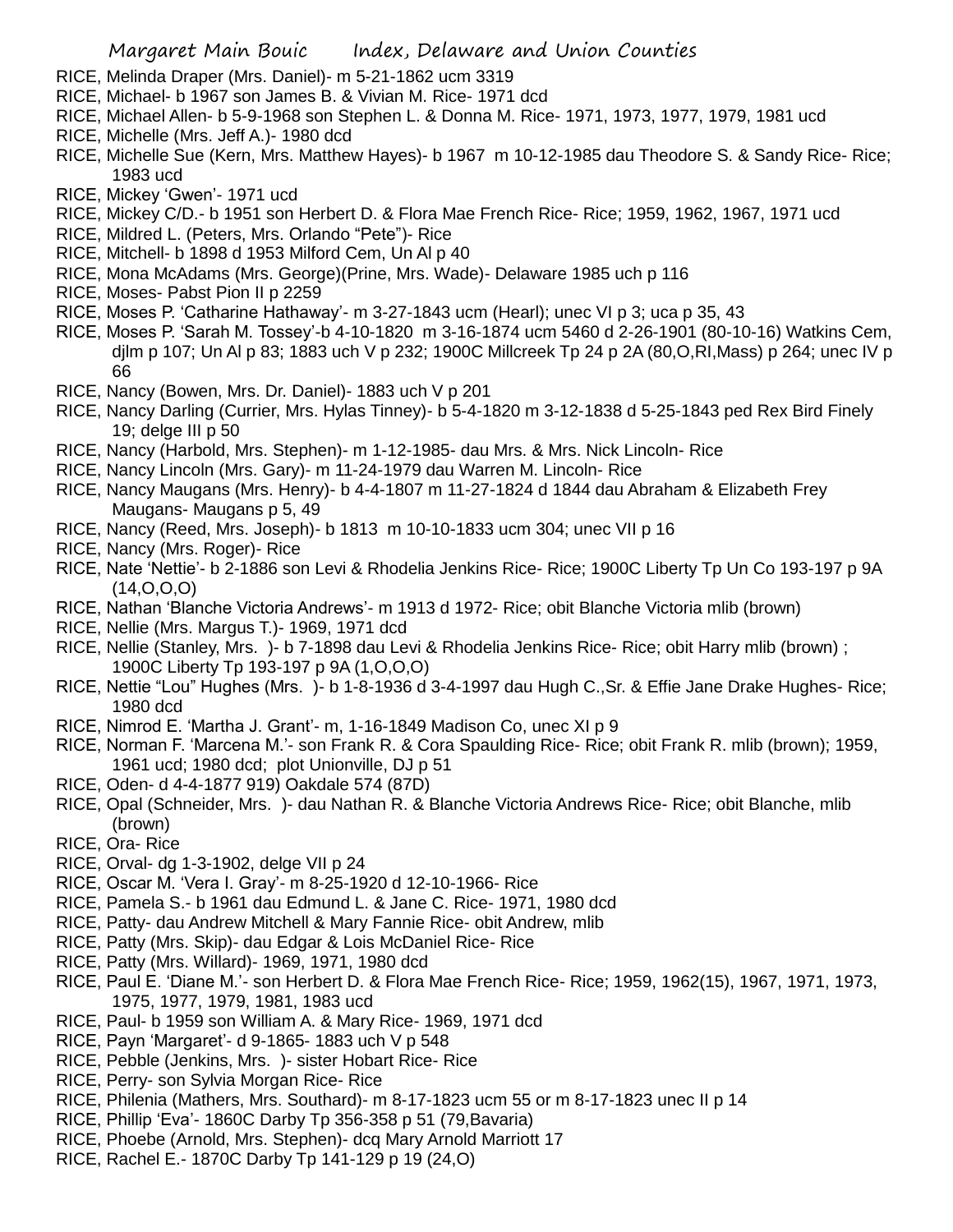RICE, Melinda Draper (Mrs. Daniel)- m 5-21-1862 ucm 3319

RICE, Michael- b 1967 son James B. & Vivian M. Rice- 1971 dcd

RICE, Michael Allen- b 5-9-1968 son Stephen L. & Donna M. Rice- 1971, 1973, 1977, 1979, 1981 ucd

RICE, Michelle (Mrs. Jeff A.)- 1980 dcd

RICE, Michelle Sue (Kern, Mrs. Matthew Hayes)- b 1967 m 10-12-1985 dau Theodore S. & Sandy Rice- Rice; 1983 ucd

RICE, Mickey 'Gwen'- 1971 ucd

RICE, Mickey C/D.- b 1951 son Herbert D. & Flora Mae French Rice- Rice; 1959, 1962, 1967, 1971 ucd

RICE, Mildred L. (Peters, Mrs. Orlando "Pete")- Rice

RICE, Mitchell- b 1898 d 1953 Milford Cem, Un Al p 40

RICE, Mona McAdams (Mrs. George)(Prine, Mrs. Wade)- Delaware 1985 uch p 116

RICE, Moses- Pabst Pion II p 2259

RICE, Moses P. 'Catharine Hathaway'- m 3-27-1843 ucm (Hearl); unec VI p 3; uca p 35, 43

RICE, Moses P. 'Sarah M. Tossey'-b 4-10-1820 m 3-16-1874 ucm 5460 d 2-26-1901 (80-10-16) Watkins Cem, djlm p 107; Un Al p 83; 1883 uch V p 232; 1900C Millcreek Tp 24 p 2A (80,O,RI,Mass) p 264; unec IV p 66

RICE, Nancy (Bowen, Mrs. Dr. Daniel)- 1883 uch V p 201

RICE, Nancy Darling (Currier, Mrs. Hylas Tinney)- b 5-4-1820 m 3-12-1838 d 5-25-1843 ped Rex Bird Finely 19; delge III p 50

RICE, Nancy (Harbold, Mrs. Stephen)- m 1-12-1985- dau Mrs. & Mrs. Nick Lincoln- Rice

RICE, Nancy Lincoln (Mrs. Gary)- m 11-24-1979 dau Warren M. Lincoln- Rice

RICE, Nancy Maugans (Mrs. Henry)- b 4-4-1807 m 11-27-1824 d 1844 dau Abraham & Elizabeth Frey Maugans- Maugans p 5, 49

RICE, Nancy (Reed, Mrs. Joseph)- b 1813 m 10-10-1833 ucm 304; unec VII p 16

RICE, Nancy (Mrs. Roger)- Rice

RICE, Nate 'Nettie'- b 2-1886 son Levi & Rhodelia Jenkins Rice- Rice; 1900C Liberty Tp Un Co 193-197 p 9A (14,O,O,O)

RICE, Nathan 'Blanche Victoria Andrews'- m 1913 d 1972- Rice; obit Blanche Victoria mlib (brown)

RICE, Nellie (Mrs. Margus T.)- 1969, 1971 dcd

RICE, Nellie (Stanley, Mrs. )- b 7-1898 dau Levi & Rhodelia Jenkins Rice- Rice; obit Harry mlib (brown) ; 1900C Liberty Tp 193-197 p 9A (1,O,O,O)

RICE, Nettie "Lou" Hughes (Mrs. )- b 1-8-1936 d 3-4-1997 dau Hugh C.,Sr. & Effie Jane Drake Hughes- Rice; 1980 dcd

RICE, Nimrod E. 'Martha J. Grant'- m, 1-16-1849 Madison Co, unec XI p 9

RICE, Norman F. 'Marcena M.'- son Frank R. & Cora Spaulding Rice- Rice; obit Frank R. mlib (brown); 1959, 1961 ucd; 1980 dcd; plot Unionville, DJ p 51

RICE, Oden- d 4-4-1877 919) Oakdale 574 (87D)

RICE, Opal (Schneider, Mrs. )- dau Nathan R. & Blanche Victoria Andrews Rice- Rice; obit Blanche, mlib (brown)

RICE, Ora- Rice

RICE, Orval- dg 1-3-1902, delge VII p 24

RICE, Oscar M. 'Vera I. Gray'- m 8-25-1920 d 12-10-1966- Rice

RICE, Pamela S.- b 1961 dau Edmund L. & Jane C. Rice- 1971, 1980 dcd

RICE, Patty- dau Andrew Mitchell & Mary Fannie Rice- obit Andrew, mlib

RICE, Patty (Mrs. Skip)- dau Edgar & Lois McDaniel Rice- Rice

RICE, Patty (Mrs. Willard)- 1969, 1971, 1980 dcd

RICE, Paul E. 'Diane M.'- son Herbert D. & Flora Mae French Rice- Rice; 1959, 1962(15), 1967, 1971, 1973, 1975, 1977, 1979, 1981, 1983 ucd

RICE, Paul- b 1959 son William A. & Mary Rice- 1969, 1971 dcd

RICE, Payn 'Margaret'- d 9-1865- 1883 uch V p 548

RICE, Pebble (Jenkins, Mrs. )- sister Hobart Rice- Rice

RICE, Perry- son Sylvia Morgan Rice- Rice

RICE, Philenia (Mathers, Mrs. Southard)- m 8-17-1823 ucm 55 or m 8-17-1823 unec II p 14

RICE, Phillip 'Eva'- 1860C Darby Tp 356-358 p 51 (79,Bavaria)

RICE, Phoebe (Arnold, Mrs. Stephen)- dcq Mary Arnold Marriott 17

RICE, Rachel E.- 1870C Darby Tp 141-129 p 19 (24,O)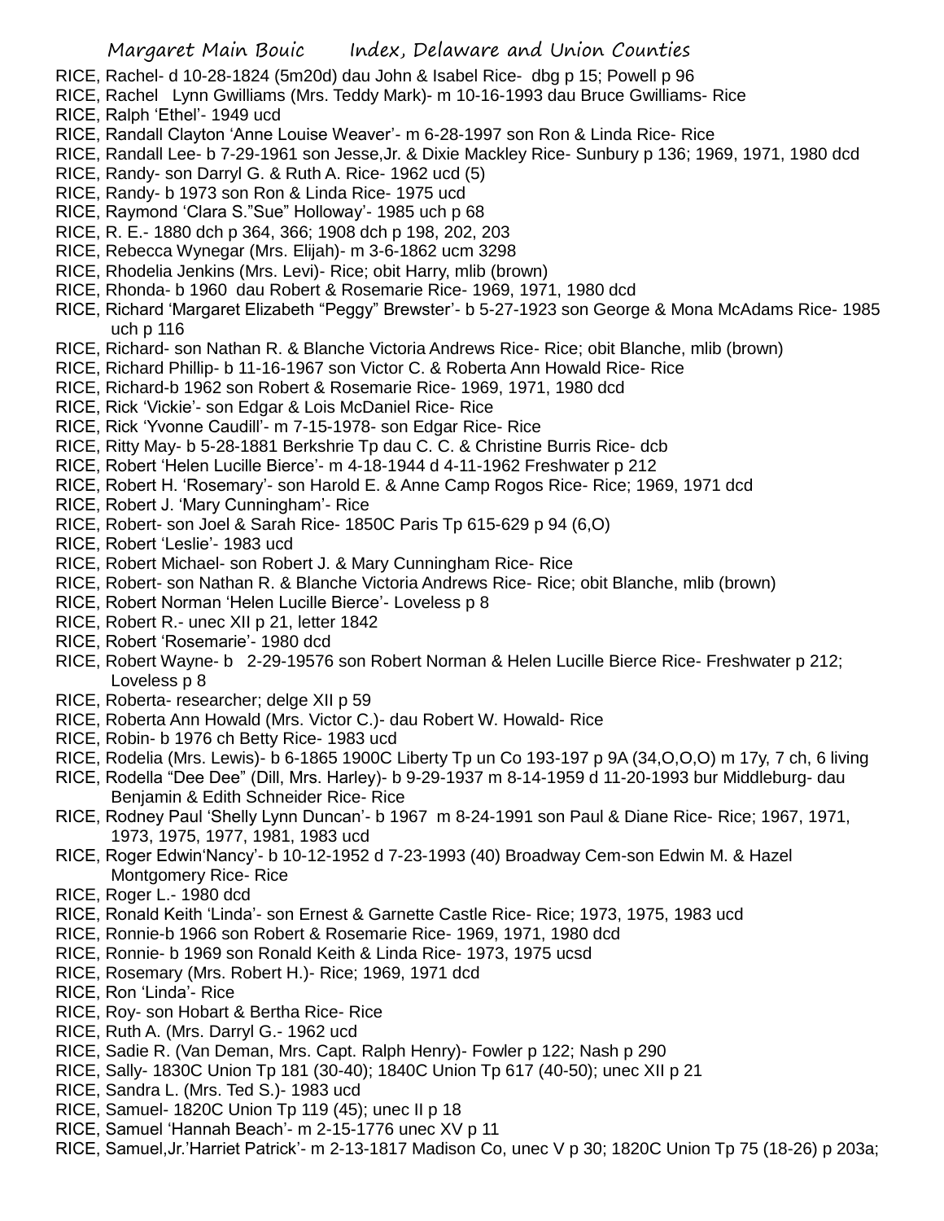RICE, Rachel- d 10-28-1824 (5m20d) dau John & Isabel Rice- dbg p 15; Powell p 96

RICE, Rachel Lynn Gwilliams (Mrs. Teddy Mark)- m 10-16-1993 dau Bruce Gwilliams- Rice

RICE, Ralph 'Ethel'- 1949 ucd

RICE, Randall Clayton 'Anne Louise Weaver'- m 6-28-1997 son Ron & Linda Rice- Rice

RICE, Randall Lee- b 7-29-1961 son Jesse,Jr. & Dixie Mackley Rice- Sunbury p 136; 1969, 1971, 1980 dcd

RICE, Randy- son Darryl G. & Ruth A. Rice- 1962 ucd (5)

RICE, Randy- b 1973 son Ron & Linda Rice- 1975 ucd

RICE, Raymond 'Clara S."Sue" Holloway'- 1985 uch p 68

RICE, R. E.- 1880 dch p 364, 366; 1908 dch p 198, 202, 203

RICE, Rebecca Wynegar (Mrs. Elijah)- m 3-6-1862 ucm 3298

RICE, Rhodelia Jenkins (Mrs. Levi)- Rice; obit Harry, mlib (brown)

RICE, Rhonda- b 1960 dau Robert & Rosemarie Rice- 1969, 1971, 1980 dcd

RICE, Richard 'Margaret Elizabeth "Peggy" Brewster'- b 5-27-1923 son George & Mona McAdams Rice- 1985 uch p 116

RICE, Richard- son Nathan R. & Blanche Victoria Andrews Rice- Rice; obit Blanche, mlib (brown)

RICE, Richard Phillip- b 11-16-1967 son Victor C. & Roberta Ann Howald Rice- Rice

RICE, Richard-b 1962 son Robert & Rosemarie Rice- 1969, 1971, 1980 dcd

RICE, Rick 'Vickie'- son Edgar & Lois McDaniel Rice- Rice

RICE, Rick 'Yvonne Caudill'- m 7-15-1978- son Edgar Rice- Rice

RICE, Ritty May- b 5-28-1881 Berkshrie Tp dau C. C. & Christine Burris Rice- dcb

RICE, Robert 'Helen Lucille Bierce'- m 4-18-1944 d 4-11-1962 Freshwater p 212

RICE, Robert H. 'Rosemary'- son Harold E. & Anne Camp Rogos Rice- Rice; 1969, 1971 dcd

RICE, Robert J. 'Mary Cunningham'- Rice

RICE, Robert- son Joel & Sarah Rice- 1850C Paris Tp 615-629 p 94 (6,O)

RICE, Robert 'Leslie'- 1983 ucd

RICE, Robert Michael- son Robert J. & Mary Cunningham Rice- Rice

RICE, Robert- son Nathan R. & Blanche Victoria Andrews Rice- Rice; obit Blanche, mlib (brown)

RICE, Robert Norman 'Helen Lucille Bierce'- Loveless p 8

RICE, Robert R.- unec XII p 21, letter 1842

RICE, Robert 'Rosemarie'- 1980 dcd

RICE, Robert Wayne- b 2-29-19576 son Robert Norman & Helen Lucille Bierce Rice- Freshwater p 212; Loveless p 8

RICE, Roberta- researcher; delge XII p 59

RICE, Roberta Ann Howald (Mrs. Victor C.)- dau Robert W. Howald- Rice

RICE, Robin- b 1976 ch Betty Rice- 1983 ucd

RICE, Rodelia (Mrs. Lewis)- b 6-1865 1900C Liberty Tp un Co 193-197 p 9A (34,O,O,O) m 17y, 7 ch, 6 living

RICE, Rodella "Dee Dee" (Dill, Mrs. Harley)- b 9-29-1937 m 8-14-1959 d 11-20-1993 bur Middleburg- dau Benjamin & Edith Schneider Rice- Rice

RICE, Rodney Paul 'Shelly Lynn Duncan'- b 1967 m 8-24-1991 son Paul & Diane Rice- Rice; 1967, 1971, 1973, 1975, 1977, 1981, 1983 ucd

RICE, Roger Edwin'Nancy'- b 10-12-1952 d 7-23-1993 (40) Broadway Cem-son Edwin M. & Hazel Montgomery Rice- Rice

RICE, Roger L.- 1980 dcd

RICE, Ronald Keith 'Linda'- son Ernest & Garnette Castle Rice- Rice; 1973, 1975, 1983 ucd

RICE, Ronnie-b 1966 son Robert & Rosemarie Rice- 1969, 1971, 1980 dcd

RICE, Ronnie- b 1969 son Ronald Keith & Linda Rice- 1973, 1975 ucsd

RICE, Rosemary (Mrs. Robert H.)- Rice; 1969, 1971 dcd

RICE, Ron 'Linda'- Rice

RICE, Roy- son Hobart & Bertha Rice- Rice

RICE, Ruth A. (Mrs. Darryl G.- 1962 ucd

RICE, Sadie R. (Van Deman, Mrs. Capt. Ralph Henry)- Fowler p 122; Nash p 290

RICE, Sally- 1830C Union Tp 181 (30-40); 1840C Union Tp 617 (40-50); unec XII p 21

RICE, Sandra L. (Mrs. Ted S.)- 1983 ucd

RICE, Samuel- 1820C Union Tp 119 (45); unec II p 18

RICE, Samuel 'Hannah Beach'- m 2-15-1776 unec XV p 11

RICE, Samuel,Jr.'Harriet Patrick'- m 2-13-1817 Madison Co, unec V p 30; 1820C Union Tp 75 (18-26) p 203a;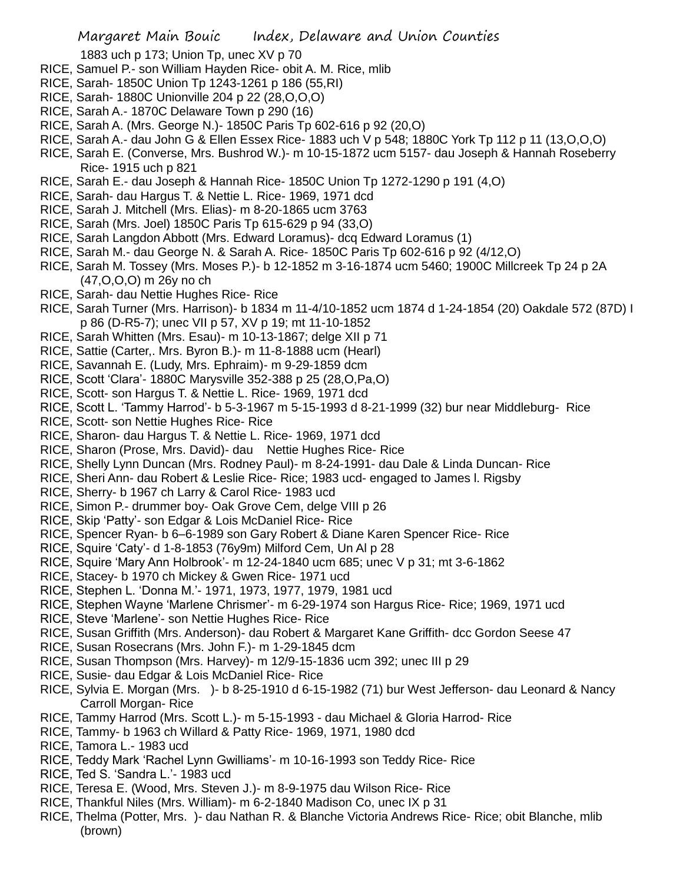1883 uch p 173; Union Tp, unec XV p 70

RICE, Samuel P.- son William Hayden Rice- obit A. M. Rice, mlib

RICE, Sarah- 1850C Union Tp 1243-1261 p 186 (55,RI)

RICE, Sarah- 1880C Unionville 204 p 22 (28,O,O,O)

RICE, Sarah A.- 1870C Delaware Town p 290 (16)

RICE, Sarah A. (Mrs. George N.)- 1850C Paris Tp 602-616 p 92 (20,O)

RICE, Sarah A.- dau John G & Ellen Essex Rice- 1883 uch V p 548; 1880C York Tp 112 p 11 (13,O,O,O)

RICE, Sarah E. (Converse, Mrs. Bushrod W.)- m 10-15-1872 ucm 5157- dau Joseph & Hannah Roseberry Rice- 1915 uch p 821

RICE, Sarah E.- dau Joseph & Hannah Rice- 1850C Union Tp 1272-1290 p 191 (4,O)

RICE, Sarah- dau Hargus T. & Nettie L. Rice- 1969, 1971 dcd

RICE, Sarah J. Mitchell (Mrs. Elias)- m 8-20-1865 ucm 3763

RICE, Sarah (Mrs. Joel) 1850C Paris Tp 615-629 p 94 (33,O)

RICE, Sarah Langdon Abbott (Mrs. Edward Loramus)- dcq Edward Loramus (1)

RICE, Sarah M.- dau George N. & Sarah A. Rice- 1850C Paris Tp 602-616 p 92 (4/12,O)

RICE, Sarah M. Tossey (Mrs. Moses P.)- b 12-1852 m 3-16-1874 ucm 5460; 1900C Millcreek Tp 24 p 2A (47,O,O,O) m 26y no ch

RICE, Sarah- dau Nettie Hughes Rice- Rice

RICE, Sarah Turner (Mrs. Harrison)- b 1834 m 11-4/10-1852 ucm 1874 d 1-24-1854 (20) Oakdale 572 (87D) I p 86 (D-R5-7); unec VII p 57, XV p 19; mt 11-10-1852

RICE, Sarah Whitten (Mrs. Esau)- m 10-13-1867; delge XII p 71

RICE, Sattie (Carter,. Mrs. Byron B.)- m 11-8-1888 ucm (Hearl)

RICE, Savannah E. (Ludy, Mrs. Ephraim)- m 9-29-1859 dcm

RICE, Scott 'Clara'- 1880C Marysville 352-388 p 25 (28,O,Pa,O)

RICE, Scott- son Hargus T. & Nettie L. Rice- 1969, 1971 dcd

RICE, Scott L. 'Tammy Harrod'- b 5-3-1967 m 5-15-1993 d 8-21-1999 (32) bur near Middleburg- Rice

RICE, Scott- son Nettie Hughes Rice- Rice

RICE, Sharon- dau Hargus T. & Nettie L. Rice- 1969, 1971 dcd

RICE, Sharon (Prose, Mrs. David)- dau Nettie Hughes Rice- Rice

RICE, Shelly Lynn Duncan (Mrs. Rodney Paul)- m 8-24-1991- dau Dale & Linda Duncan- Rice

RICE, Sheri Ann- dau Robert & Leslie Rice- Rice; 1983 ucd- engaged to James l. Rigsby

RICE, Sherry- b 1967 ch Larry & Carol Rice- 1983 ucd

RICE, Simon P.- drummer boy- Oak Grove Cem, delge VIII p 26

RICE, Skip 'Patty'- son Edgar & Lois McDaniel Rice- Rice

RICE, Spencer Ryan- b 6–6-1989 son Gary Robert & Diane Karen Spencer Rice- Rice

RICE, Squire 'Caty'- d 1-8-1853 (76y9m) Milford Cem, Un Al p 28

RICE, Squire 'Mary Ann Holbrook'- m 12-24-1840 ucm 685; unec V p 31; mt 3-6-1862

RICE, Stacey- b 1970 ch Mickey & Gwen Rice- 1971 ucd

RICE, Stephen L. 'Donna M.'- 1971, 1973, 1977, 1979, 1981 ucd

RICE, Stephen Wayne 'Marlene Chrismer'- m 6-29-1974 son Hargus Rice- Rice; 1969, 1971 ucd

RICE, Steve 'Marlene'- son Nettie Hughes Rice- Rice

RICE, Susan Griffith (Mrs. Anderson)- dau Robert & Margaret Kane Griffith- dcc Gordon Seese 47

RICE, Susan Rosecrans (Mrs. John F.)- m 1-29-1845 dcm

RICE, Susan Thompson (Mrs. Harvey)- m 12/9-15-1836 ucm 392; unec III p 29

RICE, Susie- dau Edgar & Lois McDaniel Rice- Rice

RICE, Sylvia E. Morgan (Mrs. )- b 8-25-1910 d 6-15-1982 (71) bur West Jefferson- dau Leonard & Nancy Carroll Morgan- Rice

RICE, Tammy Harrod (Mrs. Scott L.)- m 5-15-1993 - dau Michael & Gloria Harrod- Rice

RICE, Tammy- b 1963 ch Willard & Patty Rice- 1969, 1971, 1980 dcd

RICE, Tamora L.- 1983 ucd

RICE, Teddy Mark 'Rachel Lynn Gwilliams'- m 10-16-1993 son Teddy Rice- Rice

RICE, Ted S. 'Sandra L.'- 1983 ucd

RICE, Teresa E. (Wood, Mrs. Steven J.)- m 8-9-1975 dau Wilson Rice- Rice

RICE, Thankful Niles (Mrs. William)- m 6-2-1840 Madison Co, unec IX p 31

RICE, Thelma (Potter, Mrs. )- dau Nathan R. & Blanche Victoria Andrews Rice- Rice; obit Blanche, mlib (brown)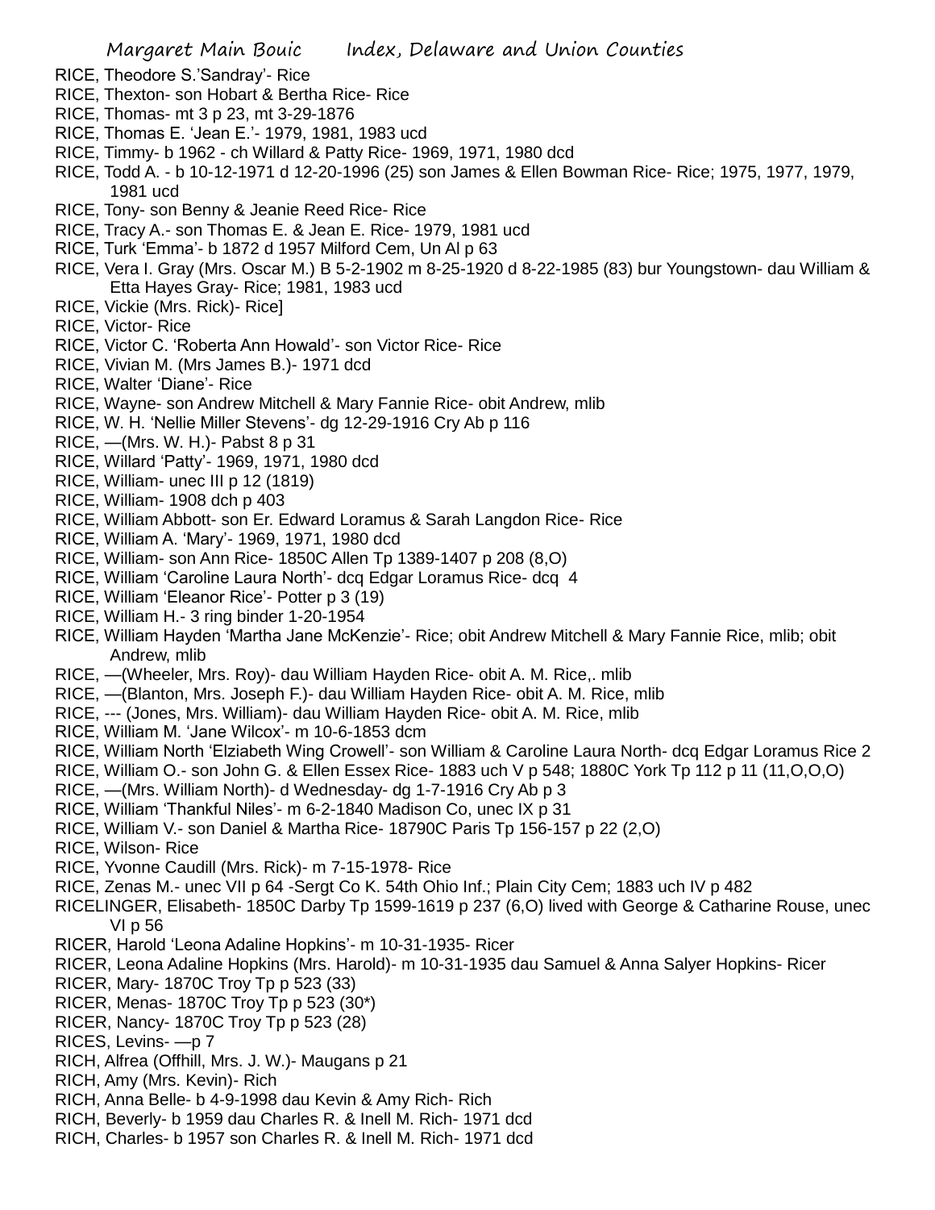RICE, Theodore S.'Sandray'- Rice

RICE, Thexton- son Hobart & Bertha Rice- Rice

RICE, Thomas- mt 3 p 23, mt 3-29-1876

RICE, Thomas E. 'Jean E.'- 1979, 1981, 1983 ucd

RICE, Timmy- b 1962 - ch Willard & Patty Rice- 1969, 1971, 1980 dcd

RICE, Todd A. - b 10-12-1971 d 12-20-1996 (25) son James & Ellen Bowman Rice- Rice; 1975, 1977, 1979, 1981 ucd

RICE, Tony- son Benny & Jeanie Reed Rice- Rice

RICE, Tracy A.- son Thomas E. & Jean E. Rice- 1979, 1981 ucd

RICE, Turk 'Emma'- b 1872 d 1957 Milford Cem, Un Al p 63

RICE, Vera I. Gray (Mrs. Oscar M.) B 5-2-1902 m 8-25-1920 d 8-22-1985 (83) bur Youngstown- dau William & Etta Hayes Gray- Rice; 1981, 1983 ucd

RICE, Vickie (Mrs. Rick)- Rice]

RICE, Victor- Rice

RICE, Victor C. 'Roberta Ann Howald'- son Victor Rice- Rice

RICE, Vivian M. (Mrs James B.)- 1971 dcd

RICE, Walter 'Diane'- Rice

RICE, Wayne- son Andrew Mitchell & Mary Fannie Rice- obit Andrew, mlib

RICE, W. H. 'Nellie Miller Stevens'- dg 12-29-1916 Cry Ab p 116

RICE, —(Mrs. W. H.)- Pabst 8 p 31

RICE, Willard 'Patty'- 1969, 1971, 1980 dcd

RICE, William- unec III p 12 (1819)

RICE, William- 1908 dch p 403

RICE, William Abbott- son Er. Edward Loramus & Sarah Langdon Rice- Rice

RICE, William A. 'Mary'- 1969, 1971, 1980 dcd

RICE, William- son Ann Rice- 1850C Allen Tp 1389-1407 p 208 (8,O)

RICE, William 'Caroline Laura North'- dcq Edgar Loramus Rice- dcq 4

RICE, William 'Eleanor Rice'- Potter p 3 (19)

RICE, William H.- 3 ring binder 1-20-1954

RICE, William Hayden 'Martha Jane McKenzie'- Rice; obit Andrew Mitchell & Mary Fannie Rice, mlib; obit Andrew, mlib

RICE, —(Wheeler, Mrs. Roy)- dau William Hayden Rice- obit A. M. Rice,. mlib

RICE, —(Blanton, Mrs. Joseph F.)- dau William Hayden Rice- obit A. M. Rice, mlib

RICE, --- (Jones, Mrs. William)- dau William Hayden Rice- obit A. M. Rice, mlib

RICE, William M. 'Jane Wilcox'- m 10-6-1853 dcm

RICE, William North 'Elziabeth Wing Crowell'- son William & Caroline Laura North- dcq Edgar Loramus Rice 2

RICE, William O.- son John G. & Ellen Essex Rice- 1883 uch V p 548; 1880C York Tp 112 p 11 (11,O,O,O)

RICE, —(Mrs. William North)- d Wednesday- dg 1-7-1916 Cry Ab p 3

RICE, William 'Thankful Niles'- m 6-2-1840 Madison Co, unec IX p 31

RICE, William V.- son Daniel & Martha Rice- 18790C Paris Tp 156-157 p 22 (2,O)

RICE, Wilson- Rice

RICE, Yvonne Caudill (Mrs. Rick)- m 7-15-1978- Rice

RICE, Zenas M.- unec VII p 64 -Sergt Co K. 54th Ohio Inf.; Plain City Cem; 1883 uch IV p 482

RICELINGER, Elisabeth- 1850C Darby Tp 1599-1619 p 237 (6,O) lived with George & Catharine Rouse, unec VI p 56

RICER, Harold 'Leona Adaline Hopkins'- m 10-31-1935- Ricer

RICER, Leona Adaline Hopkins (Mrs. Harold)- m 10-31-1935 dau Samuel & Anna Salyer Hopkins- Ricer

RICER, Mary- 1870C Troy Tp p 523 (33)

RICER, Menas- 1870C Troy Tp p 523 (30*)

RICER, Nancy- 1870C Troy Tp p 523 (28)

RICES, Levins- —p 7

RICH, Alfrea (Offhill, Mrs. J. W.)- Maugans p 21

RICH, Amy (Mrs. Kevin)- Rich

RICH, Anna Belle- b 4-9-1998 dau Kevin & Amy Rich- Rich

RICH, Beverly- b 1959 dau Charles R. & Inell M. Rich- 1971 dcd

RICH, Charles- b 1957 son Charles R. & Inell M. Rich- 1971 dcd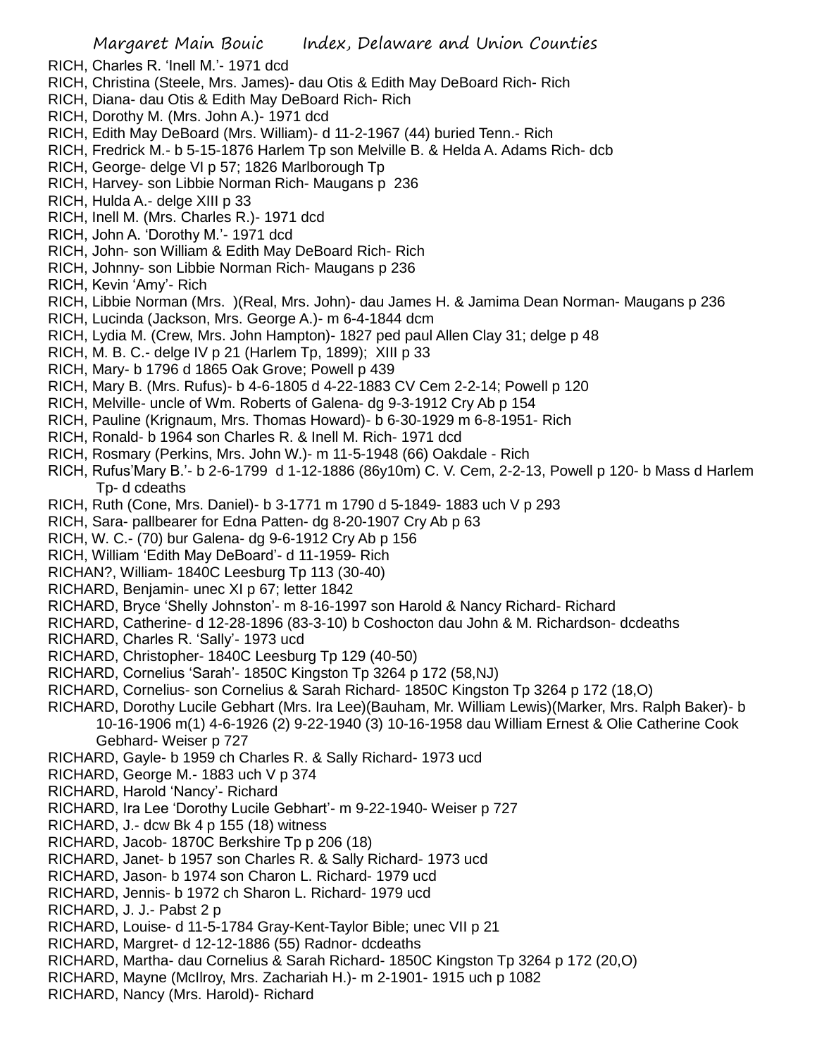RICH, Charles R. 'Inell M.'- 1971 dcd
RICH, Christina (Steele, Mrs. James)- dau Otis & Edith May DeBoard Rich- Rich
RICH, Diana- dau Otis & Edith May DeBoard Rich- Rich
RICH, Dorothy M. (Mrs. John A.)- 1971 dcd
RICH, Edith May DeBoard (Mrs. William)- d 11-2-1967 (44) buried Tenn.- Rich
RICH, Fredrick M.- b 5-15-1876 Harlem Tp son Melville B. & Helda A. Adams Rich- dcb
RICH, George- delge VI p 57; 1826 Marlborough Tp
RICH, Harvey- son Libbie Norman Rich- Maugans p 236
RICH, Hulda A.- delge XIII p 33
RICH, Inell M. (Mrs. Charles R.)- 1971 dcd
RICH, John A. 'Dorothy M.'- 1971 dcd
RICH, John- son William & Edith May DeBoard Rich- Rich
RICH, Johnny- son Libbie Norman Rich- Maugans p 236
RICH, Kevin 'Amy'- Rich
RICH, Libbie Norman (Mrs. )(Real, Mrs. John)- dau James H. & Jamima Dean Norman- Maugans p 236
RICH, Lucinda (Jackson, Mrs. George A.)- m 6-4-1844 dcm
RICH, Lydia M. (Crew, Mrs. John Hampton)- 1827 ped paul Allen Clay 31; delge p 48
RICH, M. B. C.- delge IV p 21 (Harlem Tp, 1899); XIII p 33
RICH, Mary- b 1796 d 1865 Oak Grove; Powell p 439
RICH, Mary B. (Mrs. Rufus)- b 4-6-1805 d 4-22-1883 CV Cem 2-2-14; Powell p 120
RICH, Melville- uncle of Wm. Roberts of Galena- dg 9-3-1912 Cry Ab p 154
RICH, Pauline (Krignaum, Mrs. Thomas Howard)- b 6-30-1929 m 6-8-1951- Rich
RICH, Ronald- b 1964 son Charles R. & Inell M. Rich- 1971 dcd
RICH, Rosmary (Perkins, Mrs. John W.)- m 11-5-1948 (66) Oakdale - Rich
RICH, Rufus'Mary B.'- b 2-6-1799 d 1-12-1886 (86y10m) C. V. Cem, 2-2-13, Powell p 120- b Mass d Harlem Tp- d cdeaths
RICH, Ruth (Cone, Mrs. Daniel)- b 3-1771 m 1790 d 5-1849- 1883 uch V p 293
RICH, Sara- pallbearer for Edna Patten- dg 8-20-1907 Cry Ab p 63
RICH, W. C.- (70) bur Galena- dg 9-6-1912 Cry Ab p 156
RICH, William 'Edith May DeBoard'- d 11-1959- Rich
RICHAN?, William- 1840C Leesburg Tp 113 (30-40)
RICHARD, Benjamin- unec XI p 67; letter 1842
RICHARD, Bryce 'Shelly Johnston'- m 8-16-1997 son Harold & Nancy Richard- Richard
RICHARD, Catherine- d 12-28-1896 (83-3-10) b Coshocton dau John & M. Richardson- dcdeaths
RICHARD, Charles R. 'Sally'- 1973 ucd
RICHARD, Christopher- 1840C Leesburg Tp 129 (40-50)
RICHARD, Cornelius 'Sarah'- 1850C Kingston Tp 3264 p 172 (58,NJ)
RICHARD, Cornelius- son Cornelius & Sarah Richard- 1850C Kingston Tp 3264 p 172 (18,O)
RICHARD, Dorothy Lucile Gebhart (Mrs. Ira Lee)(Bauham, Mr. William Lewis)(Marker, Mrs. Ralph Baker)- b 10-16-1906 m(1) 4-6-1926 (2) 9-22-1940 (3) 10-16-1958 dau William Ernest & Olie Catherine Cook Gebhard- Weiser p 727
RICHARD, Gayle- b 1959 ch Charles R. & Sally Richard- 1973 ucd
RICHARD, George M.- 1883 uch V p 374
RICHARD, Harold 'Nancy'- Richard
RICHARD, Ira Lee 'Dorothy Lucile Gebhart'- m 9-22-1940- Weiser p 727
RICHARD, J.- dcw Bk 4 p 155 (18) witness
RICHARD, Jacob- 1870C Berkshire Tp p 206 (18)
RICHARD, Janet- b 1957 son Charles R. & Sally Richard- 1973 ucd
RICHARD, Jason- b 1974 son Charon L. Richard- 1979 ucd
RICHARD, Jennis- b 1972 ch Sharon L. Richard- 1979 ucd
RICHARD, J. J.- Pabst 2 p
RICHARD, Louise- d 11-5-1784 Gray-Kent-Taylor Bible; unec VII p 21
RICHARD, Margret- d 12-12-1886 (55) Radnor- dcdeaths
RICHARD, Martha- dau Cornelius & Sarah Richard- 1850C Kingston Tp 3264 p 172 (20,O)
RICHARD, Mayne (McIlroy, Mrs. Zachariah H.)- m 2-1901- 1915 uch p 1082
RICHARD, Nancy (Mrs. Harold)- Richard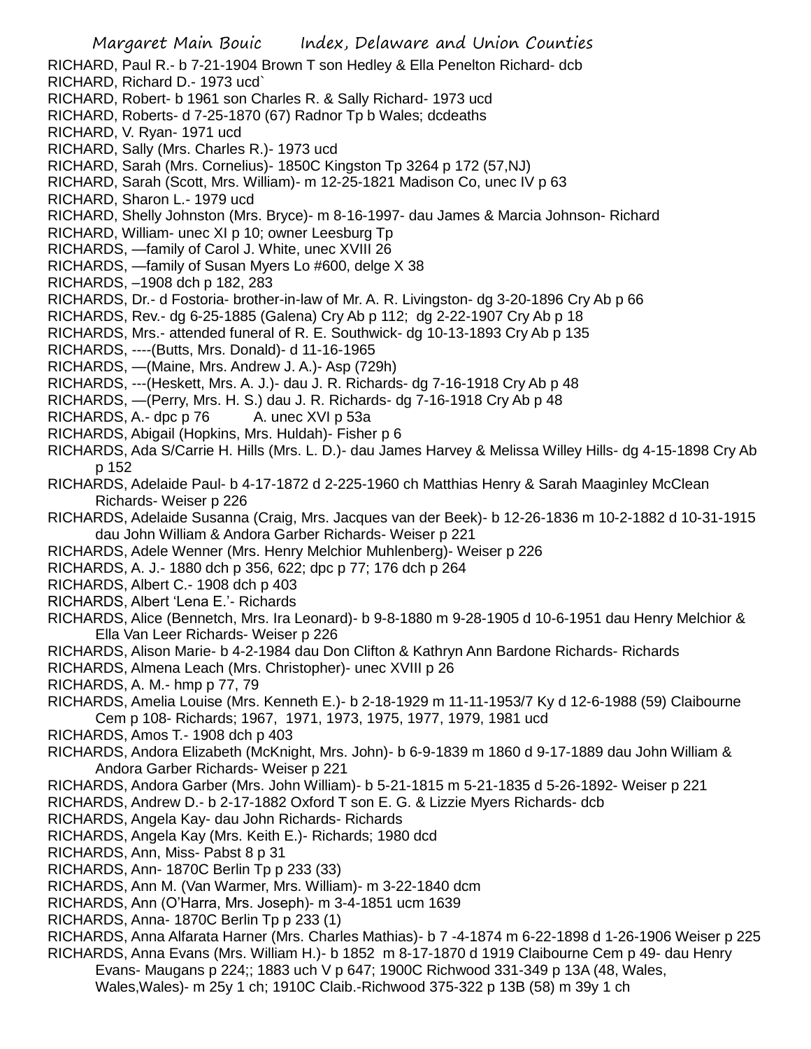RICHARD, Paul R.- b 7-21-1904 Brown T son Hedley & Ella Penelton Richard- dcb
RICHARD, Richard D.- 1973 ucd`
RICHARD, Robert- b 1961 son Charles R. & Sally Richard- 1973 ucd
RICHARD, Roberts- d 7-25-1870 (67) Radnor Tp b Wales; dcdeaths
RICHARD, V. Ryan- 1971 ucd
RICHARD, Sally (Mrs. Charles R.)- 1973 ucd
RICHARD, Sarah (Mrs. Cornelius)- 1850C Kingston Tp 3264 p 172 (57,NJ)
RICHARD, Sarah (Scott, Mrs. William)- m 12-25-1821 Madison Co, unec IV p 63
RICHARD, Sharon L.- 1979 ucd
RICHARD, Shelly Johnston (Mrs. Bryce)- m 8-16-1997- dau James & Marcia Johnson- Richard
RICHARD, William- unec XI p 10; owner Leesburg Tp
RICHARDS, —family of Carol J. White, unec XVIII 26
RICHARDS, —family of Susan Myers Lo #600, delge X 38
RICHARDS, –1908 dch p 182, 283
RICHARDS, Dr.- d Fostoria- brother-in-law of Mr. A. R. Livingston- dg 3-20-1896 Cry Ab p 66
RICHARDS, Rev.- dg 6-25-1885 (Galena) Cry Ab p 112; dg 2-22-1907 Cry Ab p 18
RICHARDS, Mrs.- attended funeral of R. E. Southwick- dg 10-13-1893 Cry Ab p 135
RICHARDS, ----(Butts, Mrs. Donald)- d 11-16-1965
RICHARDS, —(Maine, Mrs. Andrew J. A.)- Asp (729h)
RICHARDS, ---(Heskett, Mrs. A. J.)- dau J. R. Richards- dg 7-16-1918 Cry Ab p 48
RICHARDS, —(Perry, Mrs. H. S.) dau J. R. Richards- dg 7-16-1918 Cry Ab p 48
RICHARDS, A.- dpc p 76 A. unec XVI p 53a
RICHARDS, Abigail (Hopkins, Mrs. Huldah)- Fisher p 6
RICHARDS, Ada S/Carrie H. Hills (Mrs. L. D.)- dau James Harvey & Melissa Willey Hills- dg 4-15-1898 Cry Ab p 152
RICHARDS, Adelaide Paul- b 4-17-1872 d 2-225-1960 ch Matthias Henry & Sarah Maaginley McClean Richards- Weiser p 226
RICHARDS, Adelaide Susanna (Craig, Mrs. Jacques van der Beek)- b 12-26-1836 m 10-2-1882 d 10-31-1915 dau John William & Andora Garber Richards- Weiser p 221
RICHARDS, Adele Wenner (Mrs. Henry Melchior Muhlenberg)- Weiser p 226
RICHARDS, A. J.- 1880 dch p 356, 622; dpc p 77; 176 dch p 264
RICHARDS, Albert C.- 1908 dch p 403
RICHARDS, Albert 'Lena E.'- Richards
RICHARDS, Alice (Bennetch, Mrs. Ira Leonard)- b 9-8-1880 m 9-28-1905 d 10-6-1951 dau Henry Melchior & Ella Van Leer Richards- Weiser p 226
RICHARDS, Alison Marie- b 4-2-1984 dau Don Clifton & Kathryn Ann Bardone Richards- Richards
RICHARDS, Almena Leach (Mrs. Christopher)- unec XVIII p 26
RICHARDS, A. M.- hmp p 77, 79
RICHARDS, Amelia Louise (Mrs. Kenneth E.)- b 2-18-1929 m 11-11-1953/7 Ky d 12-6-1988 (59) Claibourne Cem p 108- Richards; 1967, 1971, 1973, 1975, 1977, 1979, 1981 ucd
RICHARDS, Amos T.- 1908 dch p 403
RICHARDS, Andora Elizabeth (McKnight, Mrs. John)- b 6-9-1839 m 1860 d 9-17-1889 dau John William & Andora Garber Richards- Weiser p 221
RICHARDS, Andora Garber (Mrs. John William)- b 5-21-1815 m 5-21-1835 d 5-26-1892- Weiser p 221
RICHARDS, Andrew D.- b 2-17-1882 Oxford T son E. G. & Lizzie Myers Richards- dcb
RICHARDS, Angela Kay- dau John Richards- Richards
RICHARDS, Angela Kay (Mrs. Keith E.)- Richards; 1980 dcd
RICHARDS, Ann, Miss- Pabst 8 p 31
RICHARDS, Ann- 1870C Berlin Tp p 233 (33)
RICHARDS, Ann M. (Van Warmer, Mrs. William)- m 3-22-1840 dcm
RICHARDS, Ann (O'Harra, Mrs. Joseph)- m 3-4-1851 ucm 1639
RICHARDS, Anna- 1870C Berlin Tp p 233 (1)
RICHARDS, Anna Alfarata Harner (Mrs. Charles Mathias)- b 7 -4-1874 m 6-22-1898 d 1-26-1906 Weiser p 225
RICHARDS, Anna Evans (Mrs. William H.)- b 1852 m 8-17-1870 d 1919 Claibourne Cem p 49- dau Henry Evans- Maugans p 224;; 1883 uch V p 647; 1900C Richwood 331-349 p 13A (48, Wales, Wales,Wales)- m 25y 1 ch; 1910C Claib.-Richwood 375-322 p 13B (58) m 39y 1 ch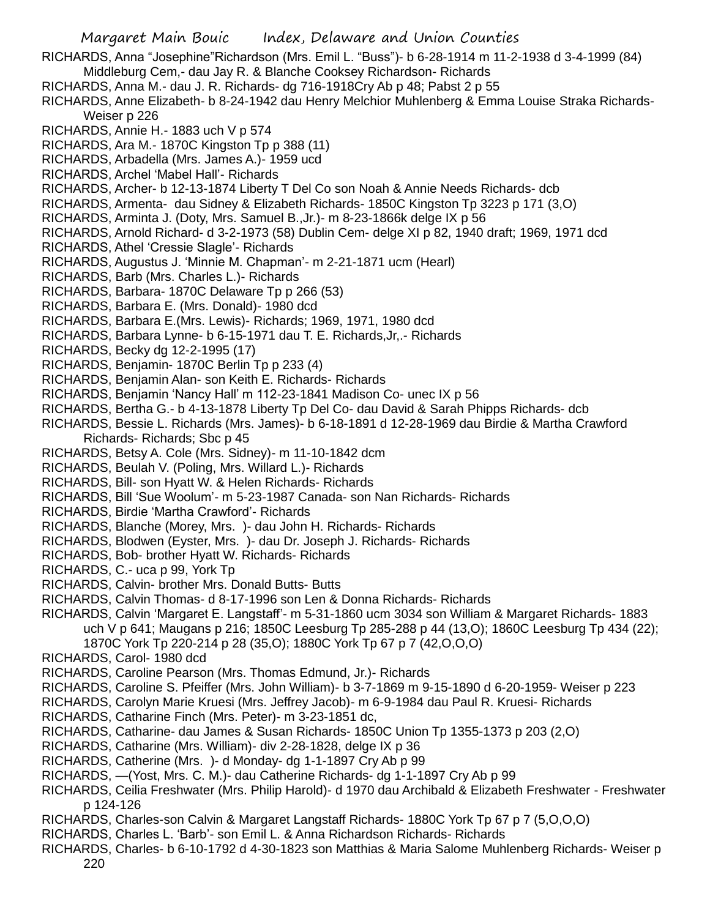RICHARDS, Anna "Josephine"Richardson (Mrs. Emil L. "Buss")- b 6-28-1914 m 11-2-1938 d 3-4-1999 (84) Middleburg Cem,- dau Jay R. & Blanche Cooksey Richardson- Richards

RICHARDS, Anna M.- dau J. R. Richards- dg 716-1918Cry Ab p 48; Pabst 2 p 55

RICHARDS, Anne Elizabeth- b 8-24-1942 dau Henry Melchior Muhlenberg & Emma Louise Straka Richards- Weiser p 226

RICHARDS, Annie H.- 1883 uch V p 574

RICHARDS, Ara M.- 1870C Kingston Tp p 388 (11)

RICHARDS, Arbadella (Mrs. James A.)- 1959 ucd

RICHARDS, Archel 'Mabel Hall'- Richards

RICHARDS, Archer- b 12-13-1874 Liberty T Del Co son Noah & Annie Needs Richards- dcb

RICHARDS, Armenta- dau Sidney & Elizabeth Richards- 1850C Kingston Tp 3223 p 171 (3,O)

RICHARDS, Arminta J. (Doty, Mrs. Samuel B.,Jr.)- m 8-23-1866k delge IX p 56

RICHARDS, Arnold Richard- d 3-2-1973 (58) Dublin Cem- delge XI p 82, 1940 draft; 1969, 1971 dcd

RICHARDS, Athel 'Cressie Slagle'- Richards

RICHARDS, Augustus J. 'Minnie M. Chapman'- m 2-21-1871 ucm (Hearl)

RICHARDS, Barb (Mrs. Charles L.)- Richards

RICHARDS, Barbara- 1870C Delaware Tp p 266 (53)

RICHARDS, Barbara E. (Mrs. Donald)- 1980 dcd

RICHARDS, Barbara E.(Mrs. Lewis)- Richards; 1969, 1971, 1980 dcd

RICHARDS, Barbara Lynne- b 6-15-1971 dau T. E. Richards,Jr,.- Richards

RICHARDS, Becky dg 12-2-1995 (17)

RICHARDS, Benjamin- 1870C Berlin Tp p 233 (4)

RICHARDS, Benjamin Alan- son Keith E. Richards- Richards

RICHARDS, Benjamin 'Nancy Hall' m 112-23-1841 Madison Co- unec IX p 56

RICHARDS, Bertha G.- b 4-13-1878 Liberty Tp Del Co- dau David & Sarah Phipps Richards- dcb

RICHARDS, Bessie L. Richards (Mrs. James)- b 6-18-1891 d 12-28-1969 dau Birdie & Martha Crawford Richards- Richards; Sbc p 45

RICHARDS, Betsy A. Cole (Mrs. Sidney)- m 11-10-1842 dcm

RICHARDS, Beulah V. (Poling, Mrs. Willard L.)- Richards

RICHARDS, Bill- son Hyatt W. & Helen Richards- Richards

RICHARDS, Bill 'Sue Woolum'- m 5-23-1987 Canada- son Nan Richards- Richards

RICHARDS, Birdie 'Martha Crawford'- Richards

RICHARDS, Blanche (Morey, Mrs. )- dau John H. Richards- Richards

RICHARDS, Blodwen (Eyster, Mrs. )- dau Dr. Joseph J. Richards- Richards

RICHARDS, Bob- brother Hyatt W. Richards- Richards

RICHARDS, C.- uca p 99, York Tp

RICHARDS, Calvin- brother Mrs. Donald Butts- Butts

RICHARDS, Calvin Thomas- d 8-17-1996 son Len & Donna Richards- Richards

RICHARDS, Calvin 'Margaret E. Langstaff'- m 5-31-1860 ucm 3034 son William & Margaret Richards- 1883 uch V p 641; Maugans p 216; 1850C Leesburg Tp 285-288 p 44 (13,O); 1860C Leesburg Tp 434 (22); 1870C York Tp 220-214 p 28 (35,O); 1880C York Tp 67 p 7 (42,O,O,O)

RICHARDS, Carol- 1980 dcd

RICHARDS, Caroline Pearson (Mrs. Thomas Edmund, Jr.)- Richards

RICHARDS, Caroline S. Pfeiffer (Mrs. John William)- b 3-7-1869 m 9-15-1890 d 6-20-1959- Weiser p 223

RICHARDS, Carolyn Marie Kruesi (Mrs. Jeffrey Jacob)- m 6-9-1984 dau Paul R. Kruesi- Richards

RICHARDS, Catharine Finch (Mrs. Peter)- m 3-23-1851 dc,

RICHARDS, Catharine- dau James & Susan Richards- 1850C Union Tp 1355-1373 p 203 (2,O)

RICHARDS, Catharine (Mrs. William)- div 2-28-1828, delge IX p 36

RICHARDS, Catherine (Mrs. )- d Monday- dg 1-1-1897 Cry Ab p 99

RICHARDS, —(Yost, Mrs. C. M.)- dau Catherine Richards- dg 1-1-1897 Cry Ab p 99

RICHARDS, Ceilia Freshwater (Mrs. Philip Harold)- d 1970 dau Archibald & Elizabeth Freshwater - Freshwater p 124-126

RICHARDS, Charles-son Calvin & Margaret Langstaff Richards- 1880C York Tp 67 p 7 (5,O,O,O)

RICHARDS, Charles L. 'Barb'- son Emil L. & Anna Richardson Richards- Richards

RICHARDS, Charles- b 6-10-1792 d 4-30-1823 son Matthias & Maria Salome Muhlenberg Richards- Weiser p 220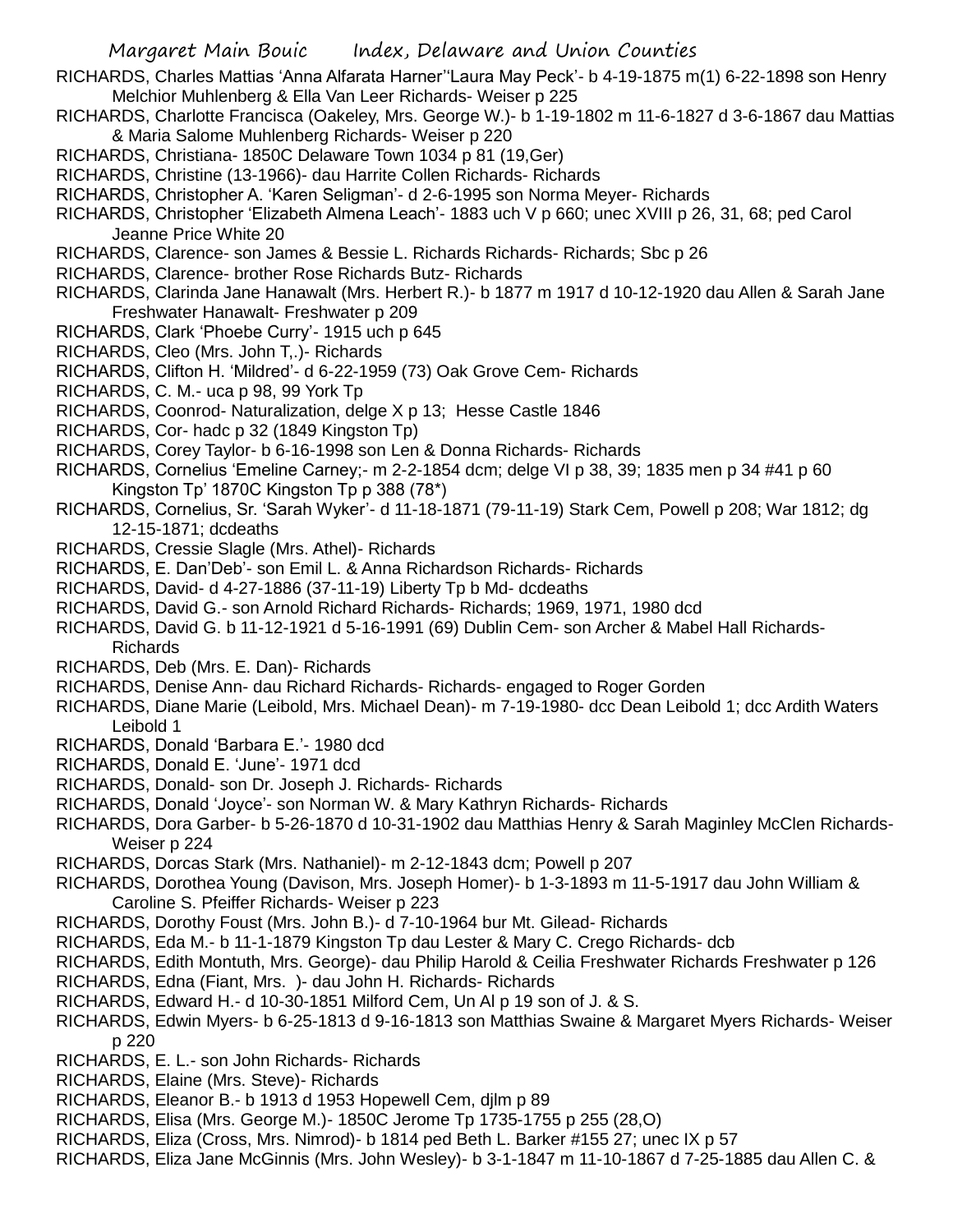RICHARDS, Charles Mattias 'Anna Alfarata Harner''Laura May Peck'- b 4-19-1875 m(1) 6-22-1898 son Henry Melchior Muhlenberg & Ella Van Leer Richards- Weiser p 225

RICHARDS, Charlotte Francisca (Oakeley, Mrs. George W.)- b 1-19-1802 m 11-6-1827 d 3-6-1867 dau Mattias & Maria Salome Muhlenberg Richards- Weiser p 220

RICHARDS, Christiana- 1850C Delaware Town 1034 p 81 (19,Ger)

RICHARDS, Christine (13-1966)- dau Harrite Collen Richards- Richards

RICHARDS, Christopher A. 'Karen Seligman'- d 2-6-1995 son Norma Meyer- Richards

RICHARDS, Christopher 'Elizabeth Almena Leach'- 1883 uch V p 660; unec XVIII p 26, 31, 68; ped Carol Jeanne Price White 20

RICHARDS, Clarence- son James & Bessie L. Richards Richards- Richards; Sbc p 26

RICHARDS, Clarence- brother Rose Richards Butz- Richards

RICHARDS, Clarinda Jane Hanawalt (Mrs. Herbert R.)- b 1877 m 1917 d 10-12-1920 dau Allen & Sarah Jane Freshwater Hanawalt- Freshwater p 209

RICHARDS, Clark 'Phoebe Curry'- 1915 uch p 645

RICHARDS, Cleo (Mrs. John T,.)- Richards

RICHARDS, Clifton H. 'Mildred'- d 6-22-1959 (73) Oak Grove Cem- Richards

RICHARDS, C. M.- uca p 98, 99 York Tp

RICHARDS, Coonrod- Naturalization, delge X p 13; Hesse Castle 1846

RICHARDS, Cor- hadc p 32 (1849 Kingston Tp)

RICHARDS, Corey Taylor- b 6-16-1998 son Len & Donna Richards- Richards

RICHARDS, Cornelius 'Emeline Carney;- m 2-2-1854 dcm; delge VI p 38, 39; 1835 men p 34 #41 p 60 Kingston Tp' 1870C Kingston Tp p 388 (78*)

RICHARDS, Cornelius, Sr. 'Sarah Wyker'- d 11-18-1871 (79-11-19) Stark Cem, Powell p 208; War 1812; dg 12-15-1871; dcdeaths

RICHARDS, Cressie Slagle (Mrs. Athel)- Richards

RICHARDS, E. Dan'Deb'- son Emil L. & Anna Richardson Richards- Richards

RICHARDS, David- d 4-27-1886 (37-11-19) Liberty Tp b Md- dcdeaths

RICHARDS, David G.- son Arnold Richard Richards- Richards; 1969, 1971, 1980 dcd

RICHARDS, David G. b 11-12-1921 d 5-16-1991 (69) Dublin Cem- son Archer & Mabel Hall Richards- Richards

RICHARDS, Deb (Mrs. E. Dan)- Richards

RICHARDS, Denise Ann- dau Richard Richards- Richards- engaged to Roger Gorden

RICHARDS, Diane Marie (Leibold, Mrs. Michael Dean)- m 7-19-1980- dcc Dean Leibold 1; dcc Ardith Waters Leibold 1

RICHARDS, Donald 'Barbara E.'- 1980 dcd

RICHARDS, Donald E. 'June'- 1971 dcd

RICHARDS, Donald- son Dr. Joseph J. Richards- Richards

RICHARDS, Donald 'Joyce'- son Norman W. & Mary Kathryn Richards- Richards

RICHARDS, Dora Garber- b 5-26-1870 d 10-31-1902 dau Matthias Henry & Sarah Maginley McClen Richards- Weiser p 224

RICHARDS, Dorcas Stark (Mrs. Nathaniel)- m 2-12-1843 dcm; Powell p 207

RICHARDS, Dorothea Young (Davison, Mrs. Joseph Homer)- b 1-3-1893 m 11-5-1917 dau John William & Caroline S. Pfeiffer Richards- Weiser p 223

RICHARDS, Dorothy Foust (Mrs. John B.)- d 7-10-1964 bur Mt. Gilead- Richards

RICHARDS, Eda M.- b 11-1-1879 Kingston Tp dau Lester & Mary C. Crego Richards- dcb

RICHARDS, Edith Montuth, Mrs. George)- dau Philip Harold & Ceilia Freshwater Richards Freshwater p 126

RICHARDS, Edna (Fiant, Mrs. )- dau John H. Richards- Richards

RICHARDS, Edward H.- d 10-30-1851 Milford Cem, Un Al p 19 son of J. & S.

RICHARDS, Edwin Myers- b 6-25-1813 d 9-16-1813 son Matthias Swaine & Margaret Myers Richards- Weiser p 220

RICHARDS, E. L.- son John Richards- Richards

RICHARDS, Elaine (Mrs. Steve)- Richards

RICHARDS, Eleanor B.- b 1913 d 1953 Hopewell Cem, djlm p 89

RICHARDS, Elisa (Mrs. George M.)- 1850C Jerome Tp 1735-1755 p 255 (28,O)

RICHARDS, Eliza (Cross, Mrs. Nimrod)- b 1814 ped Beth L. Barker #155 27; unec IX p 57

RICHARDS, Eliza Jane McGinnis (Mrs. John Wesley)- b 3-1-1847 m 11-10-1867 d 7-25-1885 dau Allen C. &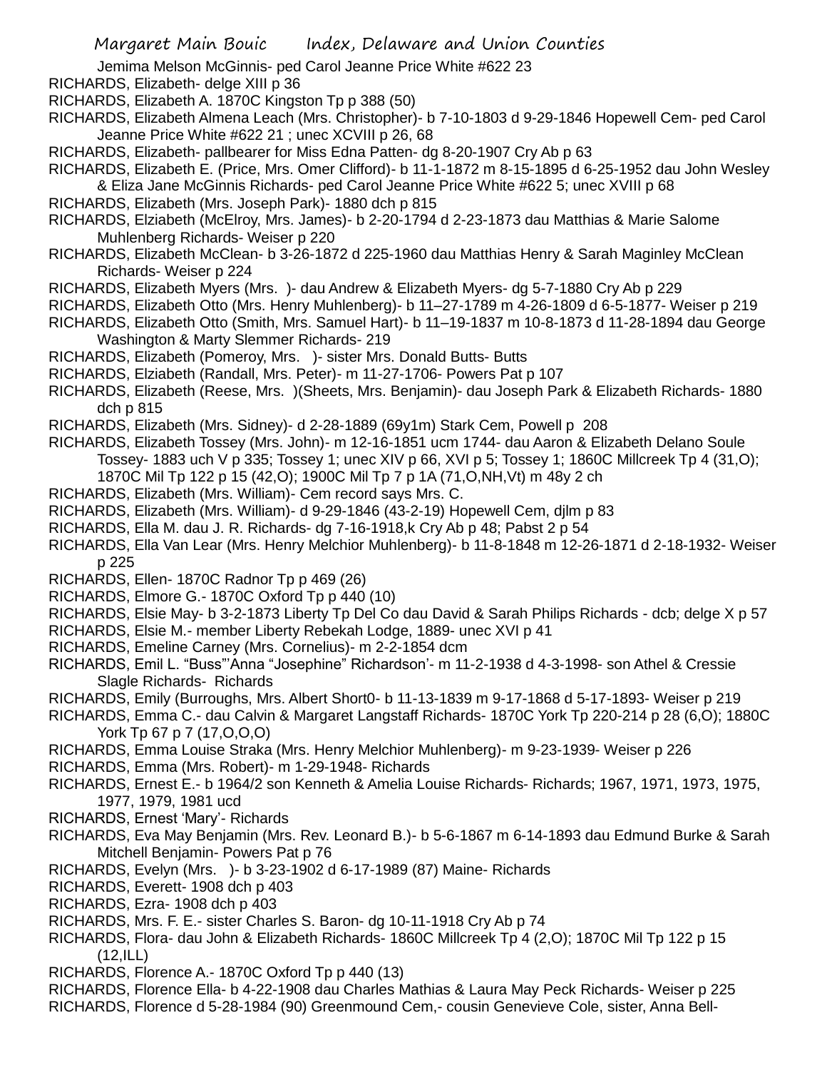Jemima Melson McGinnis- ped Carol Jeanne Price White #622 23

RICHARDS, Elizabeth- delge XIII p 36

RICHARDS, Elizabeth A. 1870C Kingston Tp p 388 (50)

RICHARDS, Elizabeth Almena Leach (Mrs. Christopher)- b 7-10-1803 d 9-29-1846 Hopewell Cem- ped Carol Jeanne Price White #622 21 ; unec XCVIII p 26, 68

RICHARDS, Elizabeth- pallbearer for Miss Edna Patten- dg 8-20-1907 Cry Ab p 63

RICHARDS, Elizabeth E. (Price, Mrs. Omer Clifford)- b 11-1-1872 m 8-15-1895 d 6-25-1952 dau John Wesley & Eliza Jane McGinnis Richards- ped Carol Jeanne Price White #622 5; unec XVIII p 68

RICHARDS, Elizabeth (Mrs. Joseph Park)- 1880 dch p 815

RICHARDS, Elziabeth (McElroy, Mrs. James)- b 2-20-1794 d 2-23-1873 dau Matthias & Marie Salome Muhlenberg Richards- Weiser p 220

RICHARDS, Elizabeth McClean- b 3-26-1872 d 225-1960 dau Matthias Henry & Sarah Maginley McClean Richards- Weiser p 224

RICHARDS, Elizabeth Myers (Mrs. )- dau Andrew & Elizabeth Myers- dg 5-7-1880 Cry Ab p 229

RICHARDS, Elizabeth Otto (Mrs. Henry Muhlenberg)- b 11–27-1789 m 4-26-1809 d 6-5-1877- Weiser p 219

RICHARDS, Elizabeth Otto (Smith, Mrs. Samuel Hart)- b 11–19-1837 m 10-8-1873 d 11-28-1894 dau George Washington & Marty Slemmer Richards- 219

RICHARDS, Elizabeth (Pomeroy, Mrs. )- sister Mrs. Donald Butts- Butts

RICHARDS, Elziabeth (Randall, Mrs. Peter)- m 11-27-1706- Powers Pat p 107

RICHARDS, Elizabeth (Reese, Mrs. )(Sheets, Mrs. Benjamin)- dau Joseph Park & Elizabeth Richards- 1880 dch p 815

RICHARDS, Elizabeth (Mrs. Sidney)- d 2-28-1889 (69y1m) Stark Cem, Powell p 208

RICHARDS, Elizabeth Tossey (Mrs. John)- m 12-16-1851 ucm 1744- dau Aaron & Elizabeth Delano Soule Tossey- 1883 uch V p 335; Tossey 1; unec XIV p 66, XVI p 5; Tossey 1; 1860C Millcreek Tp 4 (31,O); 1870C Mil Tp 122 p 15 (42,O); 1900C Mil Tp 7 p 1A (71,O,NH,Vt) m 48y 2 ch

RICHARDS, Elizabeth (Mrs. William)- Cem record says Mrs. C.

RICHARDS, Elizabeth (Mrs. William)- d 9-29-1846 (43-2-19) Hopewell Cem, djlm p 83

RICHARDS, Ella M. dau J. R. Richards- dg 7-16-1918,k Cry Ab p 48; Pabst 2 p 54

RICHARDS, Ella Van Lear (Mrs. Henry Melchior Muhlenberg)- b 11-8-1848 m 12-26-1871 d 2-18-1932- Weiser p 225

RICHARDS, Ellen- 1870C Radnor Tp p 469 (26)

RICHARDS, Elmore G.- 1870C Oxford Tp p 440 (10)

RICHARDS, Elsie May- b 3-2-1873 Liberty Tp Del Co dau David & Sarah Philips Richards - dcb; delge X p 57

RICHARDS, Elsie M.- member Liberty Rebekah Lodge, 1889- unec XVI p 41

RICHARDS, Emeline Carney (Mrs. Cornelius)- m 2-2-1854 dcm

RICHARDS, Emil L. "Buss"'Anna "Josephine" Richardson'- m 11-2-1938 d 4-3-1998- son Athel & Cressie Slagle Richards- Richards

RICHARDS, Emily (Burroughs, Mrs. Albert Short0- b 11-13-1839 m 9-17-1868 d 5-17-1893- Weiser p 219

RICHARDS, Emma C.- dau Calvin & Margaret Langstaff Richards- 1870C York Tp 220-214 p 28 (6,O); 1880C York Tp 67 p 7 (17,O,O,O)

RICHARDS, Emma Louise Straka (Mrs. Henry Melchior Muhlenberg)- m 9-23-1939- Weiser p 226

RICHARDS, Emma (Mrs. Robert)- m 1-29-1948- Richards

RICHARDS, Ernest E.- b 1964/2 son Kenneth & Amelia Louise Richards- Richards; 1967, 1971, 1973, 1975, 1977, 1979, 1981 ucd

RICHARDS, Ernest 'Mary'- Richards

RICHARDS, Eva May Benjamin (Mrs. Rev. Leonard B.)- b 5-6-1867 m 6-14-1893 dau Edmund Burke & Sarah Mitchell Benjamin- Powers Pat p 76

RICHARDS, Evelyn (Mrs. )- b 3-23-1902 d 6-17-1989 (87) Maine- Richards

RICHARDS, Everett- 1908 dch p 403

RICHARDS, Ezra- 1908 dch p 403

RICHARDS, Mrs. F. E.- sister Charles S. Baron- dg 10-11-1918 Cry Ab p 74

RICHARDS, Flora- dau John & Elizabeth Richards- 1860C Millcreek Tp 4 (2,O); 1870C Mil Tp 122 p 15 (12,ILL)

RICHARDS, Florence A.- 1870C Oxford Tp p 440 (13)

RICHARDS, Florence Ella- b 4-22-1908 dau Charles Mathias & Laura May Peck Richards- Weiser p 225

RICHARDS, Florence d 5-28-1984 (90) Greenmound Cem,- cousin Genevieve Cole, sister, Anna Bell-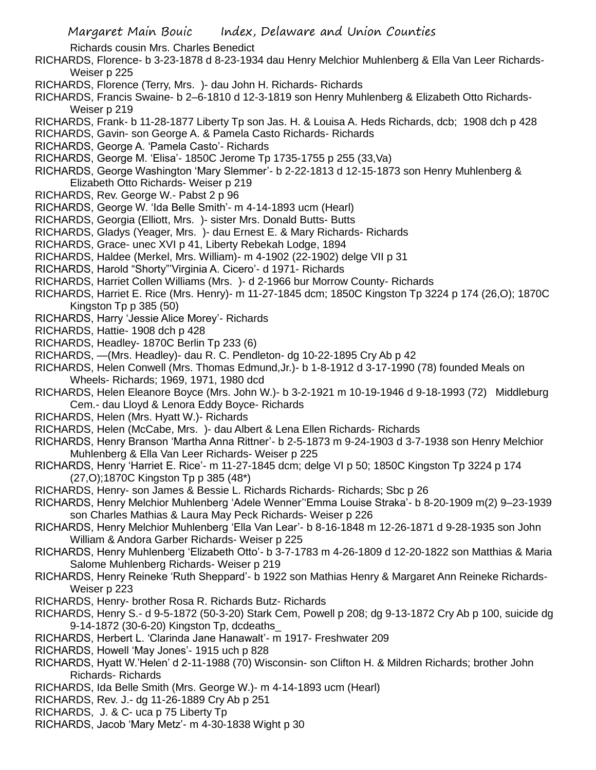Richards cousin Mrs. Charles Benedict

RICHARDS, Florence- b 3-23-1878 d 8-23-1934 dau Henry Melchior Muhlenberg & Ella Van Leer Richards- Weiser p 225

RICHARDS, Florence (Terry, Mrs. )- dau John H. Richards- Richards

RICHARDS, Francis Swaine- b 2–6-1810 d 12-3-1819 son Henry Muhlenberg & Elizabeth Otto Richards- Weiser p 219

RICHARDS, Frank- b 11-28-1877 Liberty Tp son Jas. H. & Louisa A. Heds Richards, dcb; 1908 dch p 428

RICHARDS, Gavin- son George A. & Pamela Casto Richards- Richards

RICHARDS, George A. 'Pamela Casto'- Richards

RICHARDS, George M. 'Elisa'- 1850C Jerome Tp 1735-1755 p 255 (33,Va)

RICHARDS, George Washington 'Mary Slemmer'- b 2-22-1813 d 12-15-1873 son Henry Muhlenberg & Elizabeth Otto Richards- Weiser p 219

RICHARDS, Rev. George W.- Pabst 2 p 96

RICHARDS, George W. 'Ida Belle Smith'- m 4-14-1893 ucm (Hearl)

RICHARDS, Georgia (Elliott, Mrs. )- sister Mrs. Donald Butts- Butts

RICHARDS, Gladys (Yeager, Mrs. )- dau Ernest E. & Mary Richards- Richards

RICHARDS, Grace- unec XVI p 41, Liberty Rebekah Lodge, 1894

RICHARDS, Haldee (Merkel, Mrs. William)- m 4-1902 (22-1902) delge VII p 31

RICHARDS, Harold "Shorty"'Virginia A. Cicero'- d 1971- Richards

RICHARDS, Harriet Collen Williams (Mrs. )- d 2-1966 bur Morrow County- Richards

RICHARDS, Harriet E. Rice (Mrs. Henry)- m 11-27-1845 dcm; 1850C Kingston Tp 3224 p 174 (26,O); 1870C Kingston Tp p 385 (50)

RICHARDS, Harry 'Jessie Alice Morey'- Richards

RICHARDS, Hattie- 1908 dch p 428

RICHARDS, Headley- 1870C Berlin Tp 233 (6)

RICHARDS, —(Mrs. Headley)- dau R. C. Pendleton- dg 10-22-1895 Cry Ab p 42

RICHARDS, Helen Conwell (Mrs. Thomas Edmund,Jr.)- b 1-8-1912 d 3-17-1990 (78) founded Meals on Wheels- Richards; 1969, 1971, 1980 dcd

RICHARDS, Helen Eleanore Boyce (Mrs. John W.)- b 3-2-1921 m 10-19-1946 d 9-18-1993 (72) Middleburg Cem.- dau Lloyd & Lenora Eddy Boyce- Richards

RICHARDS, Helen (Mrs. Hyatt W.)- Richards

RICHARDS, Helen (McCabe, Mrs. )- dau Albert & Lena Ellen Richards- Richards

RICHARDS, Henry Branson 'Martha Anna Rittner'- b 2-5-1873 m 9-24-1903 d 3-7-1938 son Henry Melchior Muhlenberg & Ella Van Leer Richards- Weiser p 225

RICHARDS, Henry 'Harriet E. Rice'- m 11-27-1845 dcm; delge VI p 50; 1850C Kingston Tp 3224 p 174 (27,O);1870C Kingston Tp p 385 (48*)

RICHARDS, Henry- son James & Bessie L. Richards Richards- Richards; Sbc p 26

RICHARDS, Henry Melchior Muhlenberg 'Adele Wenner''Emma Louise Straka'- b 8-20-1909 m(2) 9–23-1939 son Charles Mathias & Laura May Peck Richards- Weiser p 226

RICHARDS, Henry Melchior Muhlenberg 'Ella Van Lear'- b 8-16-1848 m 12-26-1871 d 9-28-1935 son John William & Andora Garber Richards- Weiser p 225

RICHARDS, Henry Muhlenberg 'Elizabeth Otto'- b 3-7-1783 m 4-26-1809 d 12-20-1822 son Matthias & Maria Salome Muhlenberg Richards- Weiser p 219

RICHARDS, Henry Reineke 'Ruth Sheppard'- b 1922 son Mathias Henry & Margaret Ann Reineke Richards- Weiser p 223

RICHARDS, Henry- brother Rosa R. Richards Butz- Richards

RICHARDS, Henry S.- d 9-5-1872 (50-3-20) Stark Cem, Powell p 208; dg 9-13-1872 Cry Ab p 100, suicide dg 9-14-1872 (30-6-20) Kingston Tp, dcdeaths_

RICHARDS, Herbert L. 'Clarinda Jane Hanawalt'- m 1917- Freshwater 209

RICHARDS, Howell 'May Jones'- 1915 uch p 828

RICHARDS, Hyatt W.'Helen' d 2-11-1988 (70) Wisconsin- son Clifton H. & Mildren Richards; brother John Richards- Richards

RICHARDS, Ida Belle Smith (Mrs. George W.)- m 4-14-1893 ucm (Hearl)

RICHARDS, Rev. J.- dg 11-26-1889 Cry Ab p 251

RICHARDS, J. & C- uca p 75 Liberty Tp

RICHARDS, Jacob 'Mary Metz'- m 4-30-1838 Wight p 30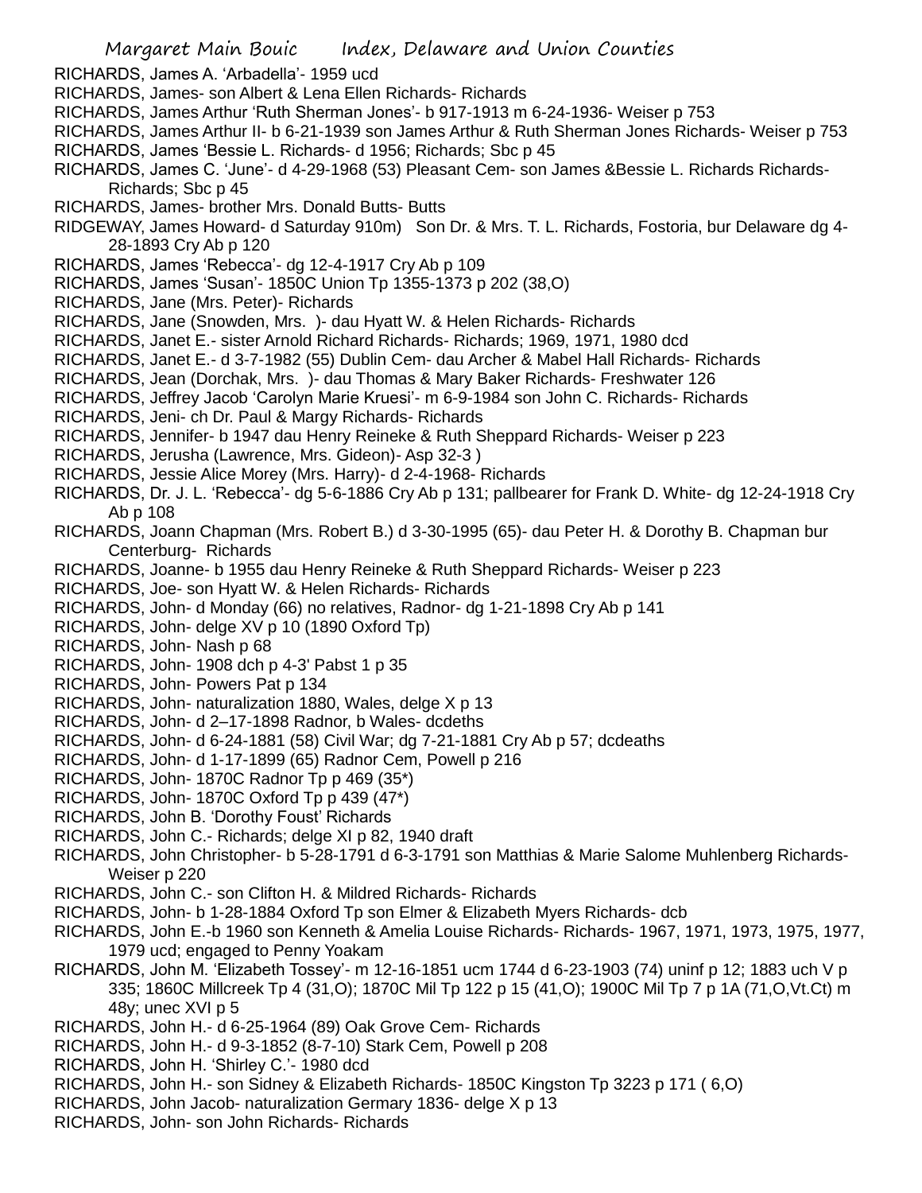RICHARDS, James A. 'Arbadella'- 1959 ucd

RICHARDS, James- son Albert & Lena Ellen Richards- Richards

RICHARDS, James Arthur 'Ruth Sherman Jones'- b 917-1913 m 6-24-1936- Weiser p 753

RICHARDS, James Arthur II- b 6-21-1939 son James Arthur & Ruth Sherman Jones Richards- Weiser p 753

RICHARDS, James 'Bessie L. Richards- d 1956; Richards; Sbc p 45

RICHARDS, James C. 'June'- d 4-29-1968 (53) Pleasant Cem- son James &Bessie L. Richards Richards- Richards; Sbc p 45

RICHARDS, James- brother Mrs. Donald Butts- Butts

RIDGEWAY, James Howard- d Saturday 910m) Son Dr. & Mrs. T. L. Richards, Fostoria, bur Delaware dg 4-28-1893 Cry Ab p 120

RICHARDS, James 'Rebecca'- dg 12-4-1917 Cry Ab p 109

RICHARDS, James 'Susan'- 1850C Union Tp 1355-1373 p 202 (38,O)

RICHARDS, Jane (Mrs. Peter)- Richards

RICHARDS, Jane (Snowden, Mrs. )- dau Hyatt W. & Helen Richards- Richards

RICHARDS, Janet E.- sister Arnold Richard Richards- Richards; 1969, 1971, 1980 dcd

RICHARDS, Janet E.- d 3-7-1982 (55) Dublin Cem- dau Archer & Mabel Hall Richards- Richards

RICHARDS, Jean (Dorchak, Mrs. )- dau Thomas & Mary Baker Richards- Freshwater 126

RICHARDS, Jeffrey Jacob 'Carolyn Marie Kruesi'- m 6-9-1984 son John C. Richards- Richards

RICHARDS, Jeni- ch Dr. Paul & Margy Richards- Richards

RICHARDS, Jennifer- b 1947 dau Henry Reineke & Ruth Sheppard Richards- Weiser p 223

RICHARDS, Jerusha (Lawrence, Mrs. Gideon)- Asp 32-3 )

RICHARDS, Jessie Alice Morey (Mrs. Harry)- d 2-4-1968- Richards

RICHARDS, Dr. J. L. 'Rebecca'- dg 5-6-1886 Cry Ab p 131; pallbearer for Frank D. White- dg 12-24-1918 Cry Ab p 108

RICHARDS, Joann Chapman (Mrs. Robert B.) d 3-30-1995 (65)- dau Peter H. & Dorothy B. Chapman bur Centerburg- Richards

RICHARDS, Joanne- b 1955 dau Henry Reineke & Ruth Sheppard Richards- Weiser p 223

RICHARDS, Joe- son Hyatt W. & Helen Richards- Richards

RICHARDS, John- d Monday (66) no relatives, Radnor- dg 1-21-1898 Cry Ab p 141

RICHARDS, John- delge XV p 10 (1890 Oxford Tp)

RICHARDS, John- Nash p 68

RICHARDS, John- 1908 dch p 4-3' Pabst 1 p 35

RICHARDS, John- Powers Pat p 134

RICHARDS, John- naturalization 1880, Wales, delge X p 13

RICHARDS, John- d 2–17-1898 Radnor, b Wales- dcdeths

RICHARDS, John- d 6-24-1881 (58) Civil War; dg 7-21-1881 Cry Ab p 57; dcdeaths

RICHARDS, John- d 1-17-1899 (65) Radnor Cem, Powell p 216

RICHARDS, John- 1870C Radnor Tp p 469 (35*)

RICHARDS, John- 1870C Oxford Tp p 439 (47*)

RICHARDS, John B. 'Dorothy Foust' Richards

RICHARDS, John C.- Richards; delge XI p 82, 1940 draft

RICHARDS, John Christopher- b 5-28-1791 d 6-3-1791 son Matthias & Marie Salome Muhlenberg Richards- Weiser p 220

RICHARDS, John C.- son Clifton H. & Mildred Richards- Richards

RICHARDS, John- b 1-28-1884 Oxford Tp son Elmer & Elizabeth Myers Richards- dcb

RICHARDS, John E.-b 1960 son Kenneth & Amelia Louise Richards- Richards- 1967, 1971, 1973, 1975, 1977, 1979 ucd; engaged to Penny Yoakam

RICHARDS, John M. 'Elizabeth Tossey'- m 12-16-1851 ucm 1744 d 6-23-1903 (74) uninf p 12; 1883 uch V p 335; 1860C Millcreek Tp 4 (31,O); 1870C Mil Tp 122 p 15 (41,O); 1900C Mil Tp 7 p 1A (71,O,Vt.Ct) m 48y; unec XVI p 5

RICHARDS, John H.- d 6-25-1964 (89) Oak Grove Cem- Richards

RICHARDS, John H.- d 9-3-1852 (8-7-10) Stark Cem, Powell p 208

RICHARDS, John H. 'Shirley C.'- 1980 dcd

RICHARDS, John H.- son Sidney & Elizabeth Richards- 1850C Kingston Tp 3223 p 171 ( 6,O)

RICHARDS, John Jacob- naturalization Germary 1836- delge X p 13

RICHARDS, John- son John Richards- Richards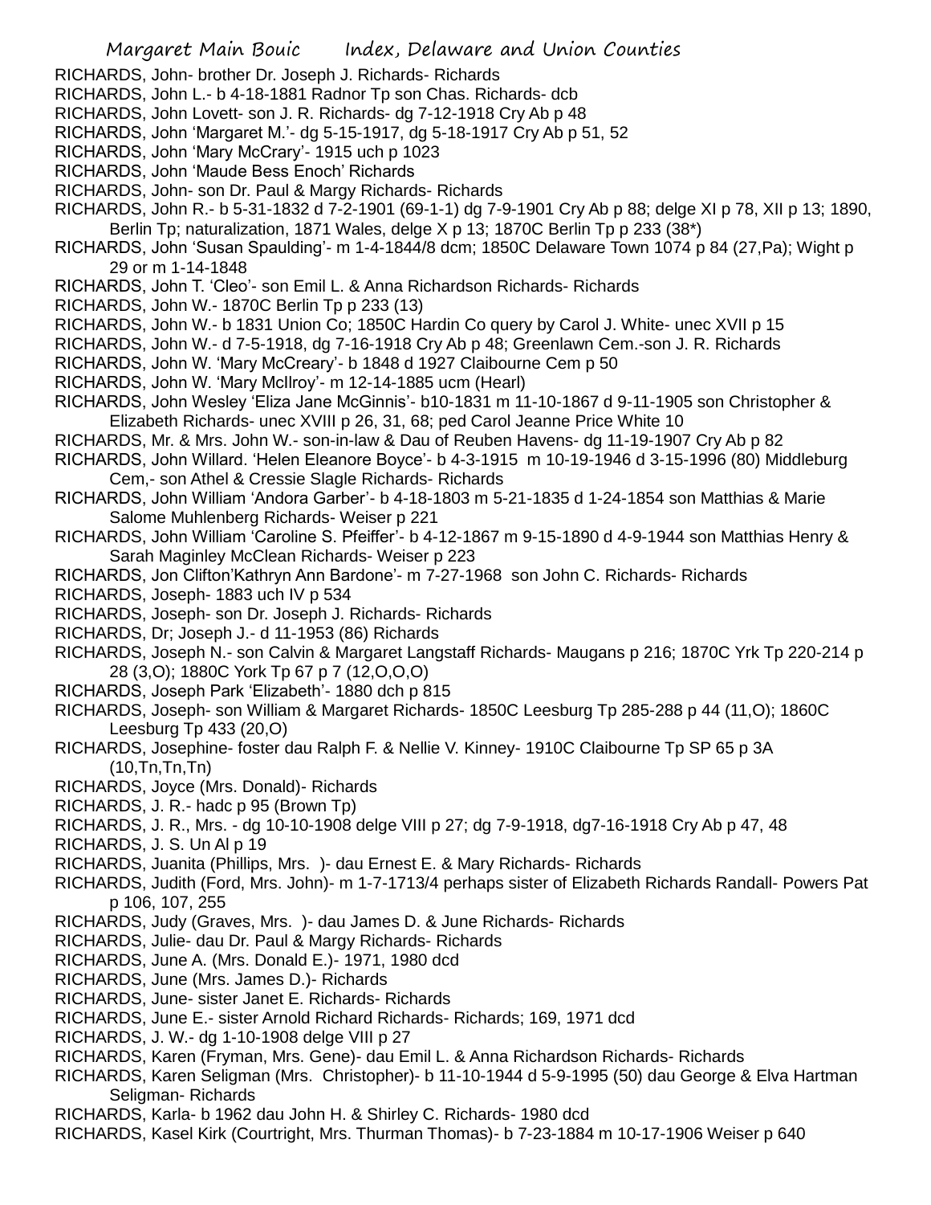RICHARDS, John- brother Dr. Joseph J. Richards- Richards

RICHARDS, John L.- b 4-18-1881 Radnor Tp son Chas. Richards- dcb

RICHARDS, John Lovett- son J. R. Richards- dg 7-12-1918 Cry Ab p 48

RICHARDS, John 'Margaret M.'- dg 5-15-1917, dg 5-18-1917 Cry Ab p 51, 52

RICHARDS, John 'Mary McCrary'- 1915 uch p 1023

RICHARDS, John 'Maude Bess Enoch' Richards

RICHARDS, John- son Dr. Paul & Margy Richards- Richards

RICHARDS, John R.- b 5-31-1832 d 7-2-1901 (69-1-1) dg 7-9-1901 Cry Ab p 88; delge XI p 78, XII p 13; 1890, Berlin Tp; naturalization, 1871 Wales, delge X p 13; 1870C Berlin Tp p 233 (38*)

RICHARDS, John 'Susan Spaulding'- m 1-4-1844/8 dcm; 1850C Delaware Town 1074 p 84 (27,Pa); Wight p 29 or m 1-14-1848

RICHARDS, John T. 'Cleo'- son Emil L. & Anna Richardson Richards- Richards

RICHARDS, John W.- 1870C Berlin Tp p 233 (13)

RICHARDS, John W.- b 1831 Union Co; 1850C Hardin Co query by Carol J. White- unec XVII p 15

RICHARDS, John W.- d 7-5-1918, dg 7-16-1918 Cry Ab p 48; Greenlawn Cem.-son J. R. Richards

RICHARDS, John W. 'Mary McCreary'- b 1848 d 1927 Claibourne Cem p 50

RICHARDS, John W. 'Mary McIlroy'- m 12-14-1885 ucm (Hearl)

RICHARDS, John Wesley 'Eliza Jane McGinnis'- b10-1831 m 11-10-1867 d 9-11-1905 son Christopher & Elizabeth Richards- unec XVIII p 26, 31, 68; ped Carol Jeanne Price White 10

RICHARDS, Mr. & Mrs. John W.- son-in-law & Dau of Reuben Havens- dg 11-19-1907 Cry Ab p 82

RICHARDS, John Willard. 'Helen Eleanore Boyce'- b 4-3-1915 m 10-19-1946 d 3-15-1996 (80) Middleburg Cem,- son Athel & Cressie Slagle Richards- Richards

RICHARDS, John William 'Andora Garber'- b 4-18-1803 m 5-21-1835 d 1-24-1854 son Matthias & Marie Salome Muhlenberg Richards- Weiser p 221

RICHARDS, John William 'Caroline S. Pfeiffer'- b 4-12-1867 m 9-15-1890 d 4-9-1944 son Matthias Henry & Sarah Maginley McClean Richards- Weiser p 223

RICHARDS, Jon Clifton'Kathryn Ann Bardone'- m 7-27-1968 son John C. Richards- Richards

RICHARDS, Joseph- 1883 uch IV p 534

RICHARDS, Joseph- son Dr. Joseph J. Richards- Richards

RICHARDS, Dr; Joseph J.- d 11-1953 (86) Richards

RICHARDS, Joseph N.- son Calvin & Margaret Langstaff Richards- Maugans p 216; 1870C Yrk Tp 220-214 p 28 (3,O); 1880C York Tp 67 p 7 (12,O,O,O)

RICHARDS, Joseph Park 'Elizabeth'- 1880 dch p 815

RICHARDS, Joseph- son William & Margaret Richards- 1850C Leesburg Tp 285-288 p 44 (11,O); 1860C Leesburg Tp 433 (20,O)

RICHARDS, Josephine- foster dau Ralph F. & Nellie V. Kinney- 1910C Claibourne Tp SP 65 p 3A (10,Tn,Tn,Tn)

RICHARDS, Joyce (Mrs. Donald)- Richards

RICHARDS, J. R.- hadc p 95 (Brown Tp)

RICHARDS, J. R., Mrs. - dg 10-10-1908 delge VIII p 27; dg 7-9-1918, dg7-16-1918 Cry Ab p 47, 48

RICHARDS, J. S. Un Al p 19

RICHARDS, Juanita (Phillips, Mrs. )- dau Ernest E. & Mary Richards- Richards

RICHARDS, Judith (Ford, Mrs. John)- m 1-7-1713/4 perhaps sister of Elizabeth Richards Randall- Powers Pat p 106, 107, 255

RICHARDS, Judy (Graves, Mrs. )- dau James D. & June Richards- Richards

RICHARDS, Julie- dau Dr. Paul & Margy Richards- Richards

RICHARDS, June A. (Mrs. Donald E.)- 1971, 1980 dcd

RICHARDS, June (Mrs. James D.)- Richards

RICHARDS, June- sister Janet E. Richards- Richards

RICHARDS, June E.- sister Arnold Richard Richards- Richards; 169, 1971 dcd

RICHARDS, J. W.- dg 1-10-1908 delge VIII p 27

RICHARDS, Karen (Fryman, Mrs. Gene)- dau Emil L. & Anna Richardson Richards- Richards

RICHARDS, Karen Seligman (Mrs. Christopher)- b 11-10-1944 d 5-9-1995 (50) dau George & Elva Hartman Seligman- Richards

RICHARDS, Karla- b 1962 dau John H. & Shirley C. Richards- 1980 dcd

RICHARDS, Kasel Kirk (Courtright, Mrs. Thurman Thomas)- b 7-23-1884 m 10-17-1906 Weiser p 640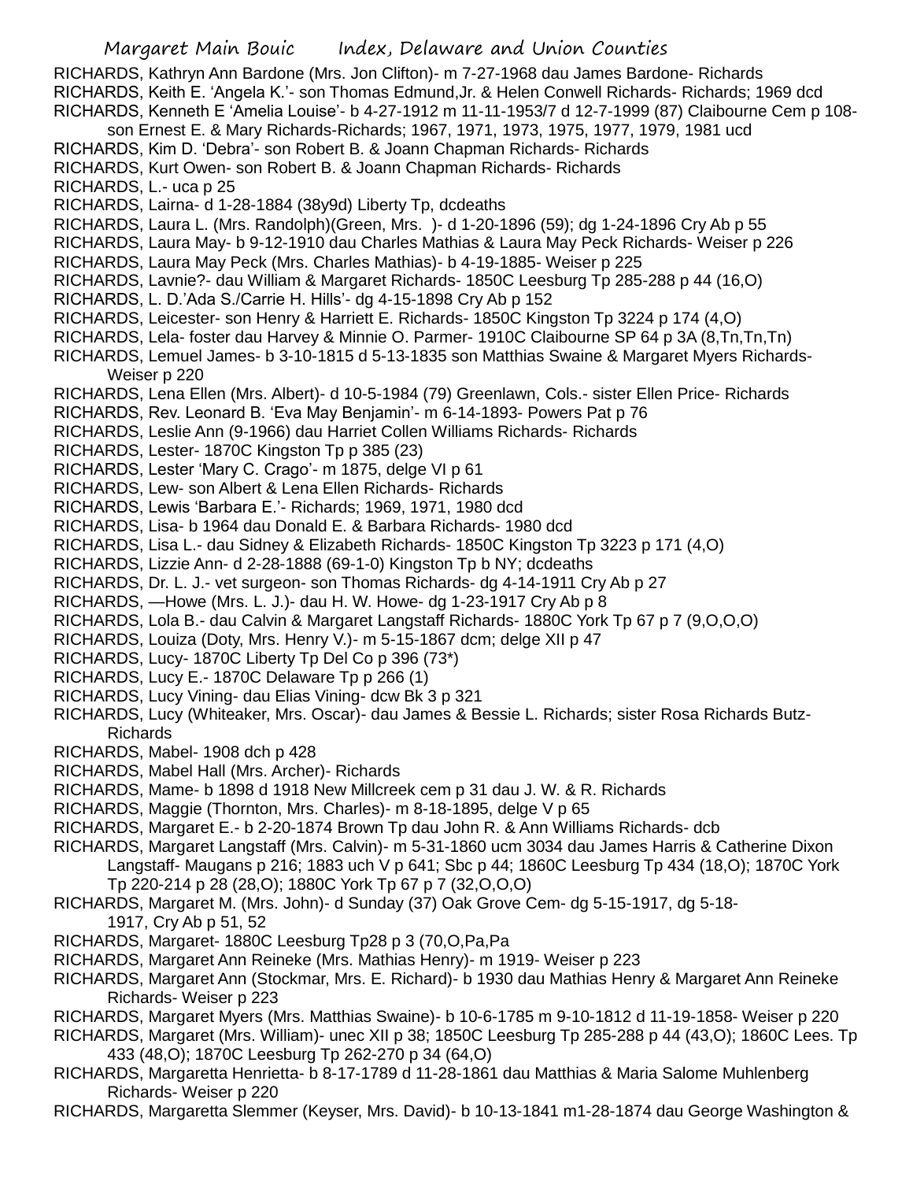RICHARDS, Kathryn Ann Bardone (Mrs. Jon Clifton)- m 7-27-1968 dau James Bardone- Richards

RICHARDS, Keith E. 'Angela K.'- son Thomas Edmund,Jr. & Helen Conwell Richards- Richards; 1969 dcd

RICHARDS, Kenneth E 'Amelia Louise'- b 4-27-1912 m 11-11-1953/7 d 12-7-1999 (87) Claibourne Cem p 108- son Ernest E. & Mary Richards-Richards; 1967, 1971, 1973, 1975, 1977, 1979, 1981 ucd

RICHARDS, Kim D. 'Debra'- son Robert B. & Joann Chapman Richards- Richards

RICHARDS, Kurt Owen- son Robert B. & Joann Chapman Richards- Richards

RICHARDS, L.- uca p 25

RICHARDS, Lairna- d 1-28-1884 (38y9d) Liberty Tp, dcdeaths

RICHARDS, Laura L. (Mrs. Randolph)(Green, Mrs. )- d 1-20-1896 (59); dg 1-24-1896 Cry Ab p 55

RICHARDS, Laura May- b 9-12-1910 dau Charles Mathias & Laura May Peck Richards- Weiser p 226

RICHARDS, Laura May Peck (Mrs. Charles Mathias)- b 4-19-1885- Weiser p 225

RICHARDS, Lavnie?- dau William & Margaret Richards- 1850C Leesburg Tp 285-288 p 44 (16,O)

RICHARDS, L. D.'Ada S./Carrie H. Hills'- dg 4-15-1898 Cry Ab p 152

RICHARDS, Leicester- son Henry & Harriett E. Richards- 1850C Kingston Tp 3224 p 174 (4,O)

RICHARDS, Lela- foster dau Harvey & Minnie O. Parmer- 1910C Claibourne SP 64 p 3A (8,Tn,Tn,Tn)

RICHARDS, Lemuel James- b 3-10-1815 d 5-13-1835 son Matthias Swaine & Margaret Myers Richards- Weiser p 220

RICHARDS, Lena Ellen (Mrs. Albert)- d 10-5-1984 (79) Greenlawn, Cols.- sister Ellen Price- Richards

RICHARDS, Rev. Leonard B. 'Eva May Benjamin'- m 6-14-1893- Powers Pat p 76

RICHARDS, Leslie Ann (9-1966) dau Harriet Collen Williams Richards- Richards

RICHARDS, Lester- 1870C Kingston Tp p 385 (23)

RICHARDS, Lester 'Mary C. Crago'- m 1875, delge VI p 61

RICHARDS, Lew- son Albert & Lena Ellen Richards- Richards

RICHARDS, Lewis 'Barbara E.'- Richards; 1969, 1971, 1980 dcd

RICHARDS, Lisa- b 1964 dau Donald E. & Barbara Richards- 1980 dcd

RICHARDS, Lisa L.- dau Sidney & Elizabeth Richards- 1850C Kingston Tp 3223 p 171 (4,O)

RICHARDS, Lizzie Ann- d 2-28-1888 (69-1-0) Kingston Tp b NY; dcdeaths

RICHARDS, Dr. L. J.- vet surgeon- son Thomas Richards- dg 4-14-1911 Cry Ab p 27

RICHARDS, —Howe (Mrs. L. J.)- dau H. W. Howe- dg 1-23-1917 Cry Ab p 8

RICHARDS, Lola B.- dau Calvin & Margaret Langstaff Richards- 1880C York Tp 67 p 7 (9,O,O,O)

RICHARDS, Louiza (Doty, Mrs. Henry V.)- m 5-15-1867 dcm; delge XII p 47

RICHARDS, Lucy- 1870C Liberty Tp Del Co p 396 (73*)

RICHARDS, Lucy E.- 1870C Delaware Tp p 266 (1)

RICHARDS, Lucy Vining- dau Elias Vining- dcw Bk 3 p 321

RICHARDS, Lucy (Whiteaker, Mrs. Oscar)- dau James & Bessie L. Richards; sister Rosa Richards Butz- Richards

RICHARDS, Mabel- 1908 dch p 428

RICHARDS, Mabel Hall (Mrs. Archer)- Richards

RICHARDS, Mame- b 1898 d 1918 New Millcreek cem p 31 dau J. W. & R. Richards

RICHARDS, Maggie (Thornton, Mrs. Charles)- m 8-18-1895, delge V p 65

RICHARDS, Margaret E.- b 2-20-1874 Brown Tp dau John R. & Ann Williams Richards- dcb

RICHARDS, Margaret Langstaff (Mrs. Calvin)- m 5-31-1860 ucm 3034 dau James Harris & Catherine Dixon Langstaff- Maugans p 216; 1883 uch V p 641; Sbc p 44; 1860C Leesburg Tp 434 (18,O); 1870C York Tp 220-214 p 28 (28,O); 1880C York Tp 67 p 7 (32,O,O,O)

RICHARDS, Margaret M. (Mrs. John)- d Sunday (37) Oak Grove Cem- dg 5-15-1917, dg 5-18-1917, Cry Ab p 51, 52

RICHARDS, Margaret- 1880C Leesburg Tp28 p 3 (70,O,Pa,Pa

RICHARDS, Margaret Ann Reineke (Mrs. Mathias Henry)- m 1919- Weiser p 223

RICHARDS, Margaret Ann (Stockmar, Mrs. E. Richard)- b 1930 dau Mathias Henry & Margaret Ann Reineke Richards- Weiser p 223

RICHARDS, Margaret Myers (Mrs. Matthias Swaine)- b 10-6-1785 m 9-10-1812 d 11-19-1858- Weiser p 220

RICHARDS, Margaret (Mrs. William)- unec XII p 38; 1850C Leesburg Tp 285-288 p 44 (43,O); 1860C Lees. Tp 433 (48,O); 1870C Leesburg Tp 262-270 p 34 (64,O)

RICHARDS, Margaretta Henrietta- b 8-17-1789 d 11-28-1861 dau Matthias & Maria Salome Muhlenberg Richards- Weiser p 220

RICHARDS, Margaretta Slemmer (Keyser, Mrs. David)- b 10-13-1841 m1-28-1874 dau George Washington &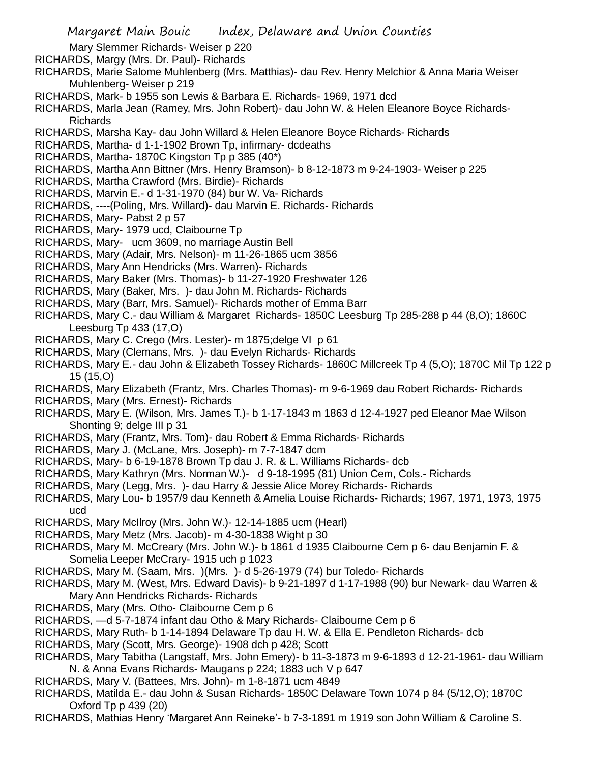Mary Slemmer Richards- Weiser p 220

RICHARDS, Margy (Mrs. Dr. Paul)- Richards

RICHARDS, Marie Salome Muhlenberg (Mrs. Matthias)- dau Rev. Henry Melchior & Anna Maria Weiser Muhlenberg- Weiser p 219

RICHARDS, Mark- b 1955 son Lewis & Barbara E. Richards- 1969, 1971 dcd

RICHARDS, Marla Jean (Ramey, Mrs. John Robert)- dau John W. & Helen Eleanore Boyce Richards- Richards

RICHARDS, Marsha Kay- dau John Willard & Helen Eleanore Boyce Richards- Richards

RICHARDS, Martha- d 1-1-1902 Brown Tp, infirmary- dcdeaths

RICHARDS, Martha- 1870C Kingston Tp p 385 (40*)

RICHARDS, Martha Ann Bittner (Mrs. Henry Bramson)- b 8-12-1873 m 9-24-1903- Weiser p 225

RICHARDS, Martha Crawford (Mrs. Birdie)- Richards

RICHARDS, Marvin E.- d 1-31-1970 (84) bur W. Va- Richards

RICHARDS, ----(Poling, Mrs. Willard)- dau Marvin E. Richards- Richards

RICHARDS, Mary- Pabst 2 p 57

RICHARDS, Mary- 1979 ucd, Claibourne Tp

RICHARDS, Mary- ucm 3609, no marriage Austin Bell

RICHARDS, Mary (Adair, Mrs. Nelson)- m 11-26-1865 ucm 3856

RICHARDS, Mary Ann Hendricks (Mrs. Warren)- Richards

RICHARDS, Mary Baker (Mrs. Thomas)- b 11-27-1920 Freshwater 126

RICHARDS, Mary (Baker, Mrs. )- dau John M. Richards- Richards

RICHARDS, Mary (Barr, Mrs. Samuel)- Richards mother of Emma Barr

RICHARDS, Mary C.- dau William & Margaret Richards- 1850C Leesburg Tp 285-288 p 44 (8,O); 1860C Leesburg Tp 433 (17,O)

RICHARDS, Mary C. Crego (Mrs. Lester)- m 1875;delge VI p 61

RICHARDS, Mary (Clemans, Mrs. )- dau Evelyn Richards- Richards

RICHARDS, Mary E.- dau John & Elizabeth Tossey Richards- 1860C Millcreek Tp 4 (5,O); 1870C Mil Tp 122 p 15 (15,O)

RICHARDS, Mary Elizabeth (Frantz, Mrs. Charles Thomas)- m 9-6-1969 dau Robert Richards- Richards

RICHARDS, Mary (Mrs. Ernest)- Richards

RICHARDS, Mary E. (Wilson, Mrs. James T.)- b 1-17-1843 m 1863 d 12-4-1927 ped Eleanor Mae Wilson Shonting 9; delge III p 31

RICHARDS, Mary (Frantz, Mrs. Tom)- dau Robert & Emma Richards- Richards

RICHARDS, Mary J. (McLane, Mrs. Joseph)- m 7-7-1847 dcm

RICHARDS, Mary- b 6-19-1878 Brown Tp dau J. R. & L. Williams Richards- dcb

RICHARDS, Mary Kathryn (Mrs. Norman W.)- d 9-18-1995 (81) Union Cem, Cols.- Richards

RICHARDS, Mary (Legg, Mrs. )- dau Harry & Jessie Alice Morey Richards- Richards

RICHARDS, Mary Lou- b 1957/9 dau Kenneth & Amelia Louise Richards- Richards; 1967, 1971, 1973, 1975 ucd

RICHARDS, Mary McIlroy (Mrs. John W.)- 12-14-1885 ucm (Hearl)

RICHARDS, Mary Metz (Mrs. Jacob)- m 4-30-1838 Wight p 30

RICHARDS, Mary M. McCreary (Mrs. John W.)- b 1861 d 1935 Claibourne Cem p 6- dau Benjamin F. & Somelia Leeper McCrary- 1915 uch p 1023

RICHARDS, Mary M. (Saam, Mrs. )(Mrs. )- d 5-26-1979 (74) bur Toledo- Richards

RICHARDS, Mary M. (West, Mrs. Edward Davis)- b 9-21-1897 d 1-17-1988 (90) bur Newark- dau Warren & Mary Ann Hendricks Richards- Richards

RICHARDS, Mary (Mrs. Otho- Claibourne Cem p 6

RICHARDS, —d 5-7-1874 infant dau Otho & Mary Richards- Claibourne Cem p 6

RICHARDS, Mary Ruth- b 1-14-1894 Delaware Tp dau H. W. & Ella E. Pendleton Richards- dcb

RICHARDS, Mary (Scott, Mrs. George)- 1908 dch p 428; Scott

RICHARDS, Mary Tabitha (Langstaff, Mrs. John Emery)- b 11-3-1873 m 9-6-1893 d 12-21-1961- dau William N. & Anna Evans Richards- Maugans p 224; 1883 uch V p 647

RICHARDS, Mary V. (Battees, Mrs. John)- m 1-8-1871 ucm 4849

RICHARDS, Matilda E.- dau John & Susan Richards- 1850C Delaware Town 1074 p 84 (5/12,O); 1870C Oxford Tp p 439 (20)

RICHARDS, Mathias Henry 'Margaret Ann Reineke'- b 7-3-1891 m 1919 son John William & Caroline S.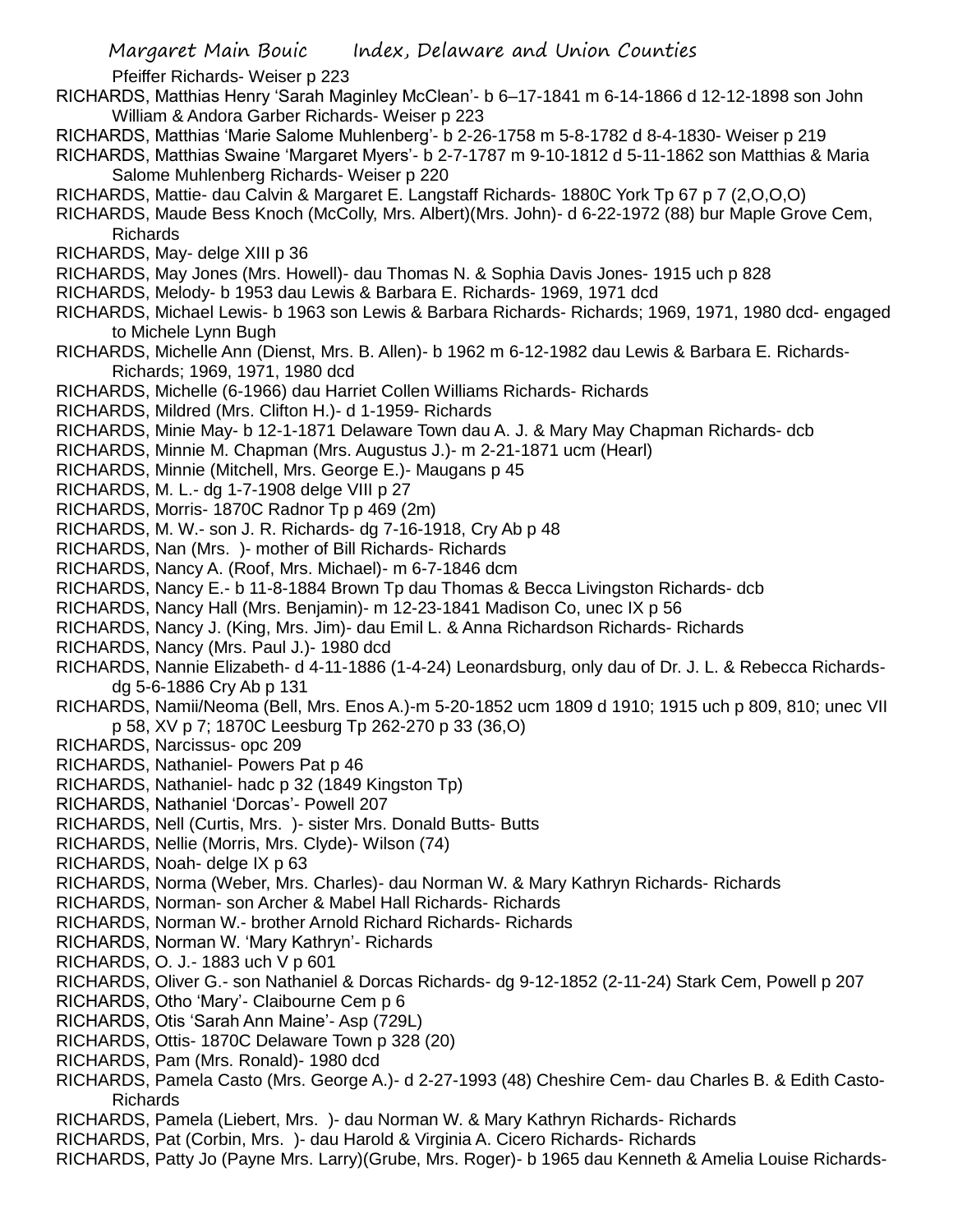Pfeiffer Richards- Weiser p 223

RICHARDS, Matthias Henry 'Sarah Maginley McClean'- b 6–17-1841 m 6-14-1866 d 12-12-1898 son John William & Andora Garber Richards- Weiser p 223

RICHARDS, Matthias 'Marie Salome Muhlenberg'- b 2-26-1758 m 5-8-1782 d 8-4-1830- Weiser p 219

RICHARDS, Matthias Swaine 'Margaret Myers'- b 2-7-1787 m 9-10-1812 d 5-11-1862 son Matthias & Maria Salome Muhlenberg Richards- Weiser p 220

RICHARDS, Mattie- dau Calvin & Margaret E. Langstaff Richards- 1880C York Tp 67 p 7 (2,O,O,O)

RICHARDS, Maude Bess Knoch (McColly, Mrs. Albert)(Mrs. John)- d 6-22-1972 (88) bur Maple Grove Cem, Richards

RICHARDS, May- delge XIII p 36

RICHARDS, May Jones (Mrs. Howell)- dau Thomas N. & Sophia Davis Jones- 1915 uch p 828

RICHARDS, Melody- b 1953 dau Lewis & Barbara E. Richards- 1969, 1971 dcd

RICHARDS, Michael Lewis- b 1963 son Lewis & Barbara Richards- Richards; 1969, 1971, 1980 dcd- engaged to Michele Lynn Bugh

RICHARDS, Michelle Ann (Dienst, Mrs. B. Allen)- b 1962 m 6-12-1982 dau Lewis & Barbara E. Richards- Richards; 1969, 1971, 1980 dcd

RICHARDS, Michelle (6-1966) dau Harriet Collen Williams Richards- Richards

RICHARDS, Mildred (Mrs. Clifton H.)- d 1-1959- Richards

RICHARDS, Minie May- b 12-1-1871 Delaware Town dau A. J. & Mary May Chapman Richards- dcb

RICHARDS, Minnie M. Chapman (Mrs. Augustus J.)- m 2-21-1871 ucm (Hearl)

RICHARDS, Minnie (Mitchell, Mrs. George E.)- Maugans p 45

RICHARDS, M. L.- dg 1-7-1908 delge VIII p 27

RICHARDS, Morris- 1870C Radnor Tp p 469 (2m)

RICHARDS, M. W.- son J. R. Richards- dg 7-16-1918, Cry Ab p 48

RICHARDS, Nan (Mrs. )- mother of Bill Richards- Richards

RICHARDS, Nancy A. (Roof, Mrs. Michael)- m 6-7-1846 dcm

RICHARDS, Nancy E.- b 11-8-1884 Brown Tp dau Thomas & Becca Livingston Richards- dcb

RICHARDS, Nancy Hall (Mrs. Benjamin)- m 12-23-1841 Madison Co, unec IX p 56

RICHARDS, Nancy J. (King, Mrs. Jim)- dau Emil L. & Anna Richardson Richards- Richards

RICHARDS, Nancy (Mrs. Paul J.)- 1980 dcd

RICHARDS, Nannie Elizabeth- d 4-11-1886 (1-4-24) Leonardsburg, only dau of Dr. J. L. & Rebecca Richards- dg 5-6-1886 Cry Ab p 131

RICHARDS, Namii/Neoma (Bell, Mrs. Enos A.)-m 5-20-1852 ucm 1809 d 1910; 1915 uch p 809, 810; unec VII p 58, XV p 7; 1870C Leesburg Tp 262-270 p 33 (36,O)

RICHARDS, Narcissus- opc 209

RICHARDS, Nathaniel- Powers Pat p 46

RICHARDS, Nathaniel- hadc p 32 (1849 Kingston Tp)

RICHARDS, Nathaniel 'Dorcas'- Powell 207

RICHARDS, Nell (Curtis, Mrs. )- sister Mrs. Donald Butts- Butts

RICHARDS, Nellie (Morris, Mrs. Clyde)- Wilson (74)

RICHARDS, Noah- delge IX p 63

RICHARDS, Norma (Weber, Mrs. Charles)- dau Norman W. & Mary Kathryn Richards- Richards

RICHARDS, Norman- son Archer & Mabel Hall Richards- Richards

RICHARDS, Norman W.- brother Arnold Richard Richards- Richards

RICHARDS, Norman W. 'Mary Kathryn'- Richards

RICHARDS, O. J.- 1883 uch V p 601

RICHARDS, Oliver G.- son Nathaniel & Dorcas Richards- dg 9-12-1852 (2-11-24) Stark Cem, Powell p 207

RICHARDS, Otho 'Mary'- Claibourne Cem p 6

RICHARDS, Otis 'Sarah Ann Maine'- Asp (729L)

RICHARDS, Ottis- 1870C Delaware Town p 328 (20)

RICHARDS, Pam (Mrs. Ronald)- 1980 dcd

RICHARDS, Pamela Casto (Mrs. George A.)- d 2-27-1993 (48) Cheshire Cem- dau Charles B. & Edith Casto- Richards

RICHARDS, Pamela (Liebert, Mrs. )- dau Norman W. & Mary Kathryn Richards- Richards

RICHARDS, Pat (Corbin, Mrs. )- dau Harold & Virginia A. Cicero Richards- Richards

RICHARDS, Patty Jo (Payne Mrs. Larry)(Grube, Mrs. Roger)- b 1965 dau Kenneth & Amelia Louise Richards-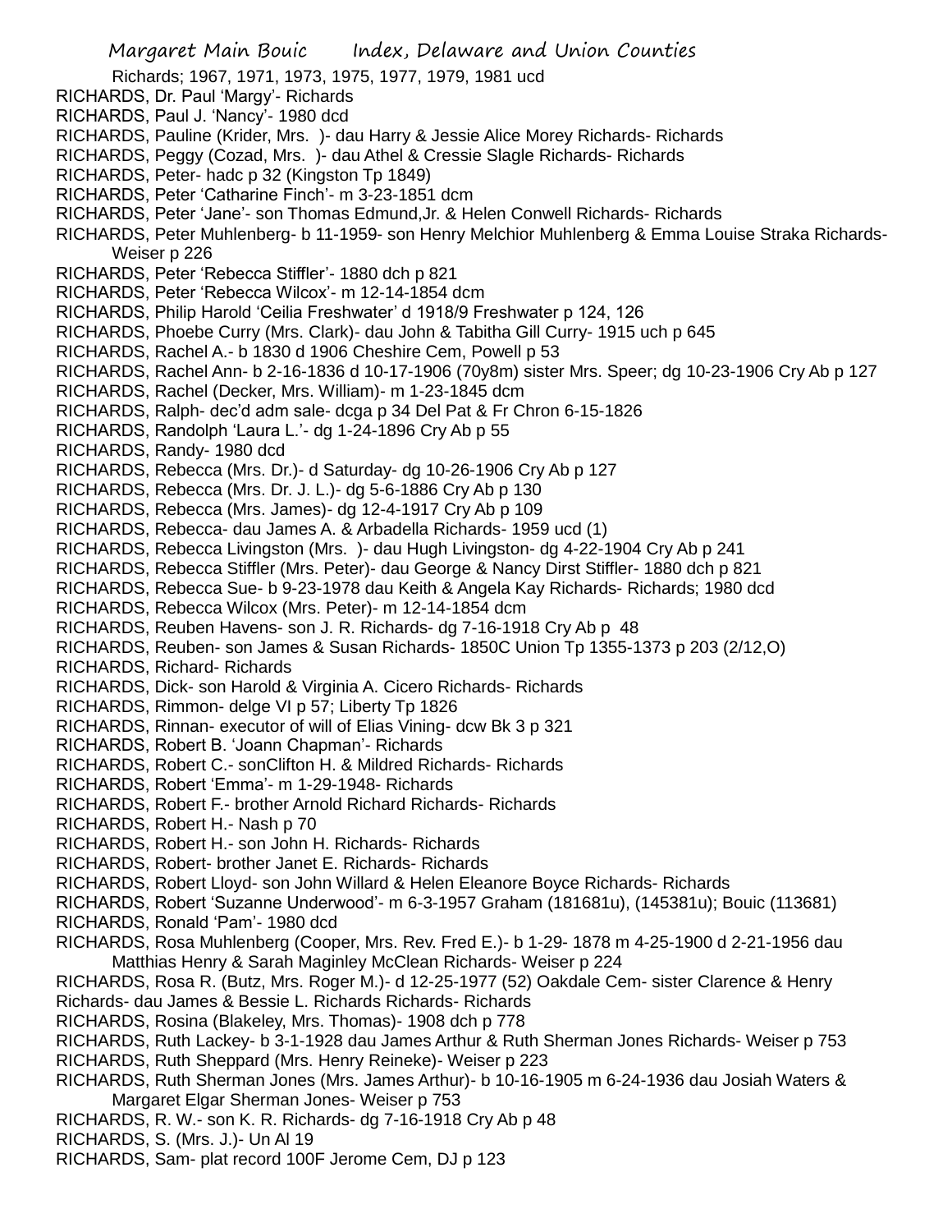Richards; 1967, 1971, 1973, 1975, 1977, 1979, 1981 ucd
RICHARDS, Dr. Paul 'Margy'- Richards
RICHARDS, Paul J. 'Nancy'- 1980 dcd
RICHARDS, Pauline (Krider, Mrs. )- dau Harry & Jessie Alice Morey Richards- Richards
RICHARDS, Peggy (Cozad, Mrs. )- dau Athel & Cressie Slagle Richards- Richards
RICHARDS, Peter- hadc p 32 (Kingston Tp 1849)
RICHARDS, Peter 'Catharine Finch'- m 3-23-1851 dcm
RICHARDS, Peter 'Jane'- son Thomas Edmund,Jr. & Helen Conwell Richards- Richards
RICHARDS, Peter Muhlenberg- b 11-1959- son Henry Melchior Muhlenberg & Emma Louise Straka Richards- Weiser p 226
RICHARDS, Peter 'Rebecca Stiffler'- 1880 dch p 821
RICHARDS, Peter 'Rebecca Wilcox'- m 12-14-1854 dcm
RICHARDS, Philip Harold 'Ceilia Freshwater' d 1918/9 Freshwater p 124, 126
RICHARDS, Phoebe Curry (Mrs. Clark)- dau John & Tabitha Gill Curry- 1915 uch p 645
RICHARDS, Rachel A.- b 1830 d 1906 Cheshire Cem, Powell p 53
RICHARDS, Rachel Ann- b 2-16-1836 d 10-17-1906 (70y8m) sister Mrs. Speer; dg 10-23-1906 Cry Ab p 127
RICHARDS, Rachel (Decker, Mrs. William)- m 1-23-1845 dcm
RICHARDS, Ralph- dec'd adm sale- dcga p 34 Del Pat & Fr Chron 6-15-1826
RICHARDS, Randolph 'Laura L.'- dg 1-24-1896 Cry Ab p 55
RICHARDS, Randy- 1980 dcd
RICHARDS, Rebecca (Mrs. Dr.)- d Saturday- dg 10-26-1906 Cry Ab p 127
RICHARDS, Rebecca (Mrs. Dr. J. L.)- dg 5-6-1886 Cry Ab p 130
RICHARDS, Rebecca (Mrs. James)- dg 12-4-1917 Cry Ab p 109
RICHARDS, Rebecca- dau James A. & Arbadella Richards- 1959 ucd (1)
RICHARDS, Rebecca Livingston (Mrs. )- dau Hugh Livingston- dg 4-22-1904 Cry Ab p 241
RICHARDS, Rebecca Stiffler (Mrs. Peter)- dau George & Nancy Dirst Stiffler- 1880 dch p 821
RICHARDS, Rebecca Sue- b 9-23-1978 dau Keith & Angela Kay Richards- Richards; 1980 dcd
RICHARDS, Rebecca Wilcox (Mrs. Peter)- m 12-14-1854 dcm
RICHARDS, Reuben Havens- son J. R. Richards- dg 7-16-1918 Cry Ab p 48
RICHARDS, Reuben- son James & Susan Richards- 1850C Union Tp 1355-1373 p 203 (2/12,O)
RICHARDS, Richard- Richards
RICHARDS, Dick- son Harold & Virginia A. Cicero Richards- Richards
RICHARDS, Rimmon- delge VI p 57; Liberty Tp 1826
RICHARDS, Rinnan- executor of will of Elias Vining- dcw Bk 3 p 321
RICHARDS, Robert B. 'Joann Chapman'- Richards
RICHARDS, Robert C.- sonClifton H. & Mildred Richards- Richards
RICHARDS, Robert 'Emma'- m 1-29-1948- Richards
RICHARDS, Robert F.- brother Arnold Richard Richards- Richards
RICHARDS, Robert H.- Nash p 70
RICHARDS, Robert H.- son John H. Richards- Richards
RICHARDS, Robert- brother Janet E. Richards- Richards
RICHARDS, Robert Lloyd- son John Willard & Helen Eleanore Boyce Richards- Richards
RICHARDS, Robert 'Suzanne Underwood'- m 6-3-1957 Graham (181681u), (145381u); Bouic (113681)
RICHARDS, Ronald 'Pam'- 1980 dcd
RICHARDS, Rosa Muhlenberg (Cooper, Mrs. Rev. Fred E.)- b 1-29- 1878 m 4-25-1900 d 2-21-1956 dau Matthias Henry & Sarah Maginley McClean Richards- Weiser p 224
RICHARDS, Rosa R. (Butz, Mrs. Roger M.)- d 12-25-1977 (52) Oakdale Cem- sister Clarence & Henry Richards- dau James & Bessie L. Richards Richards- Richards
RICHARDS, Rosina (Blakeley, Mrs. Thomas)- 1908 dch p 778
RICHARDS, Ruth Lackey- b 3-1-1928 dau James Arthur & Ruth Sherman Jones Richards- Weiser p 753
RICHARDS, Ruth Sheppard (Mrs. Henry Reineke)- Weiser p 223
RICHARDS, Ruth Sherman Jones (Mrs. James Arthur)- b 10-16-1905 m 6-24-1936 dau Josiah Waters & Margaret Elgar Sherman Jones- Weiser p 753
RICHARDS, R. W.- son K. R. Richards- dg 7-16-1918 Cry Ab p 48
RICHARDS, S. (Mrs. J.)- Un Al 19
RICHARDS, Sam- plat record 100F Jerome Cem, DJ p 123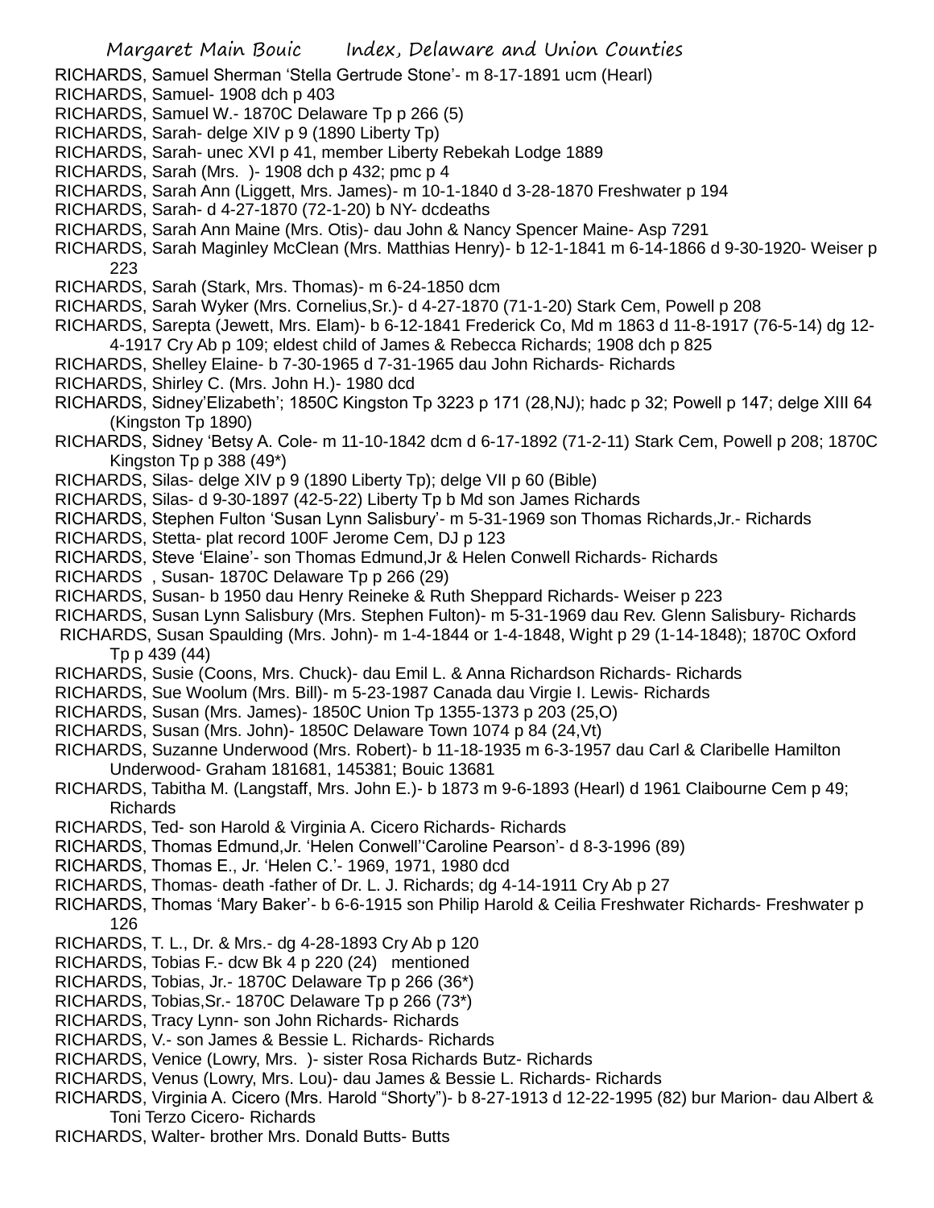RICHARDS, Samuel Sherman 'Stella Gertrude Stone'- m 8-17-1891 ucm (Hearl)
RICHARDS, Samuel- 1908 dch p 403
RICHARDS, Samuel W.- 1870C Delaware Tp p 266 (5)
RICHARDS, Sarah- delge XIV p 9 (1890 Liberty Tp)
RICHARDS, Sarah- unec XVI p 41, member Liberty Rebekah Lodge 1889
RICHARDS, Sarah (Mrs. )- 1908 dch p 432; pmc p 4
RICHARDS, Sarah Ann (Liggett, Mrs. James)- m 10-1-1840 d 3-28-1870 Freshwater p 194
RICHARDS, Sarah- d 4-27-1870 (72-1-20) b NY- dcdeaths
RICHARDS, Sarah Ann Maine (Mrs. Otis)- dau John & Nancy Spencer Maine- Asp 7291
RICHARDS, Sarah Maginley McClean (Mrs. Matthias Henry)- b 12-1-1841 m 6-14-1866 d 9-30-1920- Weiser p 223
RICHARDS, Sarah (Stark, Mrs. Thomas)- m 6-24-1850 dcm
RICHARDS, Sarah Wyker (Mrs. Cornelius,Sr.)- d 4-27-1870 (71-1-20) Stark Cem, Powell p 208
RICHARDS, Sarepta (Jewett, Mrs. Elam)- b 6-12-1841 Frederick Co, Md m 1863 d 11-8-1917 (76-5-14) dg 12-4-1917 Cry Ab p 109; eldest child of James & Rebecca Richards; 1908 dch p 825
RICHARDS, Shelley Elaine- b 7-30-1965 d 7-31-1965 dau John Richards- Richards
RICHARDS, Shirley C. (Mrs. John H.)- 1980 dcd
RICHARDS, Sidney'Elizabeth'; 1850C Kingston Tp 3223 p 171 (28,NJ); hadc p 32; Powell p 147; delge XIII 64 (Kingston Tp 1890)
RICHARDS, Sidney 'Betsy A. Cole- m 11-10-1842 dcm d 6-17-1892 (71-2-11) Stark Cem, Powell p 208; 1870C Kingston Tp p 388 (49*)
RICHARDS, Silas- delge XIV p 9 (1890 Liberty Tp); delge VII p 60 (Bible)
RICHARDS, Silas- d 9-30-1897 (42-5-22) Liberty Tp b Md son James Richards
RICHARDS, Stephen Fulton 'Susan Lynn Salisbury'- m 5-31-1969 son Thomas Richards,Jr.- Richards
RICHARDS, Stetta- plat record 100F Jerome Cem, DJ p 123
RICHARDS, Steve 'Elaine'- son Thomas Edmund,Jr & Helen Conwell Richards- Richards
RICHARDS , Susan- 1870C Delaware Tp p 266 (29)
RICHARDS, Susan- b 1950 dau Henry Reineke & Ruth Sheppard Richards- Weiser p 223
RICHARDS, Susan Lynn Salisbury (Mrs. Stephen Fulton)- m 5-31-1969 dau Rev. Glenn Salisbury- Richards
RICHARDS, Susan Spaulding (Mrs. John)- m 1-4-1844 or 1-4-1848, Wight p 29 (1-14-1848); 1870C Oxford Tp p 439 (44)
RICHARDS, Susie (Coons, Mrs. Chuck)- dau Emil L. & Anna Richardson Richards- Richards
RICHARDS, Sue Woolum (Mrs. Bill)- m 5-23-1987 Canada dau Virgie I. Lewis- Richards
RICHARDS, Susan (Mrs. James)- 1850C Union Tp 1355-1373 p 203 (25,O)
RICHARDS, Susan (Mrs. John)- 1850C Delaware Town 1074 p 84 (24,Vt)
RICHARDS, Suzanne Underwood (Mrs. Robert)- b 11-18-1935 m 6-3-1957 dau Carl & Claribelle Hamilton Underwood- Graham 181681, 145381; Bouic 13681
RICHARDS, Tabitha M. (Langstaff, Mrs. John E.)- b 1873 m 9-6-1893 (Hearl) d 1961 Claibourne Cem p 49; Richards
RICHARDS, Ted- son Harold & Virginia A. Cicero Richards- Richards
RICHARDS, Thomas Edmund,Jr. 'Helen Conwell''Caroline Pearson'- d 8-3-1996 (89)
RICHARDS, Thomas E., Jr. 'Helen C.'- 1969, 1971, 1980 dcd
RICHARDS, Thomas- death -father of Dr. L. J. Richards; dg 4-14-1911 Cry Ab p 27
RICHARDS, Thomas 'Mary Baker'- b 6-6-1915 son Philip Harold & Ceilia Freshwater Richards- Freshwater p 126
RICHARDS, T. L., Dr. & Mrs.- dg 4-28-1893 Cry Ab p 120
RICHARDS, Tobias F.- dcw Bk 4 p 220 (24) mentioned
RICHARDS, Tobias, Jr.- 1870C Delaware Tp p 266 (36*)
RICHARDS, Tobias,Sr.- 1870C Delaware Tp p 266 (73*)
RICHARDS, Tracy Lynn- son John Richards- Richards
RICHARDS, V.- son James & Bessie L. Richards- Richards
RICHARDS, Venice (Lowry, Mrs. )- sister Rosa Richards Butz- Richards
RICHARDS, Venus (Lowry, Mrs. Lou)- dau James & Bessie L. Richards- Richards
RICHARDS, Virginia A. Cicero (Mrs. Harold "Shorty")- b 8-27-1913 d 12-22-1995 (82) bur Marion- dau Albert & Toni Terzo Cicero- Richards
RICHARDS, Walter- brother Mrs. Donald Butts- Butts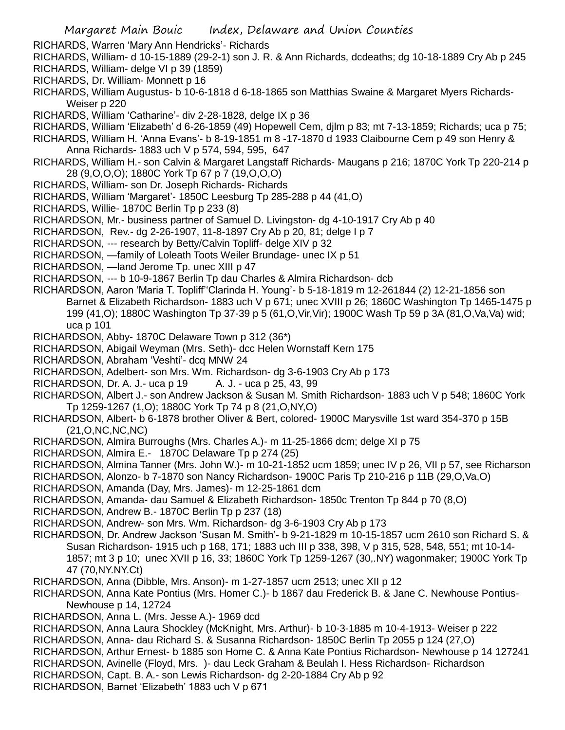RICHARDS, Warren 'Mary Ann Hendricks'- Richards

RICHARDS, William- d 10-15-1889 (29-2-1) son J. R. & Ann Richards, dcdeaths; dg 10-18-1889 Cry Ab p 245

RICHARDS, William- delge VI p 39 (1859)

RICHARDS, Dr. William- Monnett p 16

RICHARDS, William Augustus- b 10-6-1818 d 6-18-1865 son Matthias Swaine & Margaret Myers Richards- Weiser p 220

RICHARDS, William 'Catharine'- div 2-28-1828, delge IX p 36

RICHARDS, William 'Elizabeth' d 6-26-1859 (49) Hopewell Cem, djlm p 83; mt 7-13-1859; Richards; uca p 75;

RICHARDS, William H. 'Anna Evans'- b 8-19-1851 m 8 -17-1870 d 1933 Claibourne Cem p 49 son Henry & Anna Richards- 1883 uch V p 574, 594, 595, 647

RICHARDS, William H.- son Calvin & Margaret Langstaff Richards- Maugans p 216; 1870C York Tp 220-214 p 28 (9,O,O,O); 1880C York Tp 67 p 7 (19,O,O,O)

RICHARDS, William- son Dr. Joseph Richards- Richards

RICHARDS, William 'Margaret'- 1850C Leesburg Tp 285-288 p 44 (41,O)

RICHARDS, Willie- 1870C Berlin Tp p 233 (8)

RICHARDSON, Mr.- business partner of Samuel D. Livingston- dg 4-10-1917 Cry Ab p 40

RICHARDSON, Rev.- dg 2-26-1907, 11-8-1897 Cry Ab p 20, 81; delge I p 7

RICHARDSON, --- research by Betty/Calvin Topliff- delge XIV p 32

RICHARDSON, —family of Loleath Toots Weiler Brundage- unec IX p 51

RICHARDSON, —land Jerome Tp. unec XIII p 47

RICHARDSON, --- b 10-9-1867 Berlin Tp dau Charles & Almira Richardson- dcb

RICHARDSON, Aaron 'Maria T. Topliff''Clarinda H. Young'- b 5-18-1819 m 12-261844 (2) 12-21-1856 son Barnet & Elizabeth Richardson- 1883 uch V p 671; unec XVIII p 26; 1860C Washington Tp 1465-1475 p 199 (41,O); 1880C Washington Tp 37-39 p 5 (61,O,Vir,Vir); 1900C Wash Tp 59 p 3A (81,O,Va,Va) wid; uca p 101

RICHARDSON, Abby- 1870C Delaware Town p 312 (36*)

RICHARDSON, Abigail Weyman (Mrs. Seth)- dcc Helen Wornstaff Kern 175

RICHARDSON, Abraham 'Veshti'- dcq MNW 24

RICHARDSON, Adelbert- son Mrs. Wm. Richardson- dg 3-6-1903 Cry Ab p 173

RICHARDSON, Dr. A. J.- uca p 19 A. J. - uca p 25, 43, 99

RICHARDSON, Albert J.- son Andrew Jackson & Susan M. Smith Richardson- 1883 uch V p 548; 1860C York Tp 1259-1267 (1,O); 1880C York Tp 74 p 8 (21,O,NY,O)

RICHARDSON, Albert- b 6-1878 brother Oliver & Bert, colored- 1900C Marysville 1st ward 354-370 p 15B (21,O,NC,NC,NC)

RICHARDSON, Almira Burroughs (Mrs. Charles A.)- m 11-25-1866 dcm; delge XI p 75

RICHARDSON, Almira E.- 1870C Delaware Tp p 274 (25)

RICHARDSON, Almina Tanner (Mrs. John W.)- m 10-21-1852 ucm 1859; unec IV p 26, VII p 57, see Richarson

RICHARDSON, Alonzo- b 7-1870 son Nancy Richardson- 1900C Paris Tp 210-216 p 11B (29,O,Va,O)

RICHARDSON, Amanda (Day, Mrs. James)- m 12-25-1861 dcm

RICHARDSON, Amanda- dau Samuel & Elizabeth Richardson- 1850c Trenton Tp 844 p 70 (8,O)

RICHARDSON, Andrew B.- 1870C Berlin Tp p 237 (18)

RICHARDSON, Andrew- son Mrs. Wm. Richardson- dg 3-6-1903 Cry Ab p 173

RICHARDSON, Dr. Andrew Jackson 'Susan M. Smith'- b 9-21-1829 m 10-15-1857 ucm 2610 son Richard S. & Susan Richardson- 1915 uch p 168, 171; 1883 uch III p 338, 398, V p 315, 528, 548, 551; mt 10-14-1857; mt 3 p 10; unec XVII p 16, 33; 1860C York Tp 1259-1267 (30,.NY) wagonmaker; 1900C York Tp 47 (70,NY.NY.Ct)

RICHARDSON, Anna (Dibble, Mrs. Anson)- m 1-27-1857 ucm 2513; unec XII p 12

RICHARDSON, Anna Kate Pontius (Mrs. Homer C.)- b 1867 dau Frederick B. & Jane C. Newhouse Pontius- Newhouse p 14, 12724

RICHARDSON, Anna L. (Mrs. Jesse A.)- 1969 dcd

RICHARDSON, Anna Laura Shockley (McKnight, Mrs. Arthur)- b 10-3-1885 m 10-4-1913- Weiser p 222

RICHARDSON, Anna- dau Richard S. & Susanna Richardson- 1850C Berlin Tp 2055 p 124 (27,O)

RICHARDSON, Arthur Ernest- b 1885 son Home C. & Anna Kate Pontius Richardson- Newhouse p 14 127241

RICHARDSON, Avinelle (Floyd, Mrs. )- dau Leck Graham & Beulah I. Hess Richardson- Richardson

RICHARDSON, Capt. B. A.- son Lewis Richardson- dg 2-20-1884 Cry Ab p 92

RICHARDSON, Barnet 'Elizabeth' 1883 uch V p 671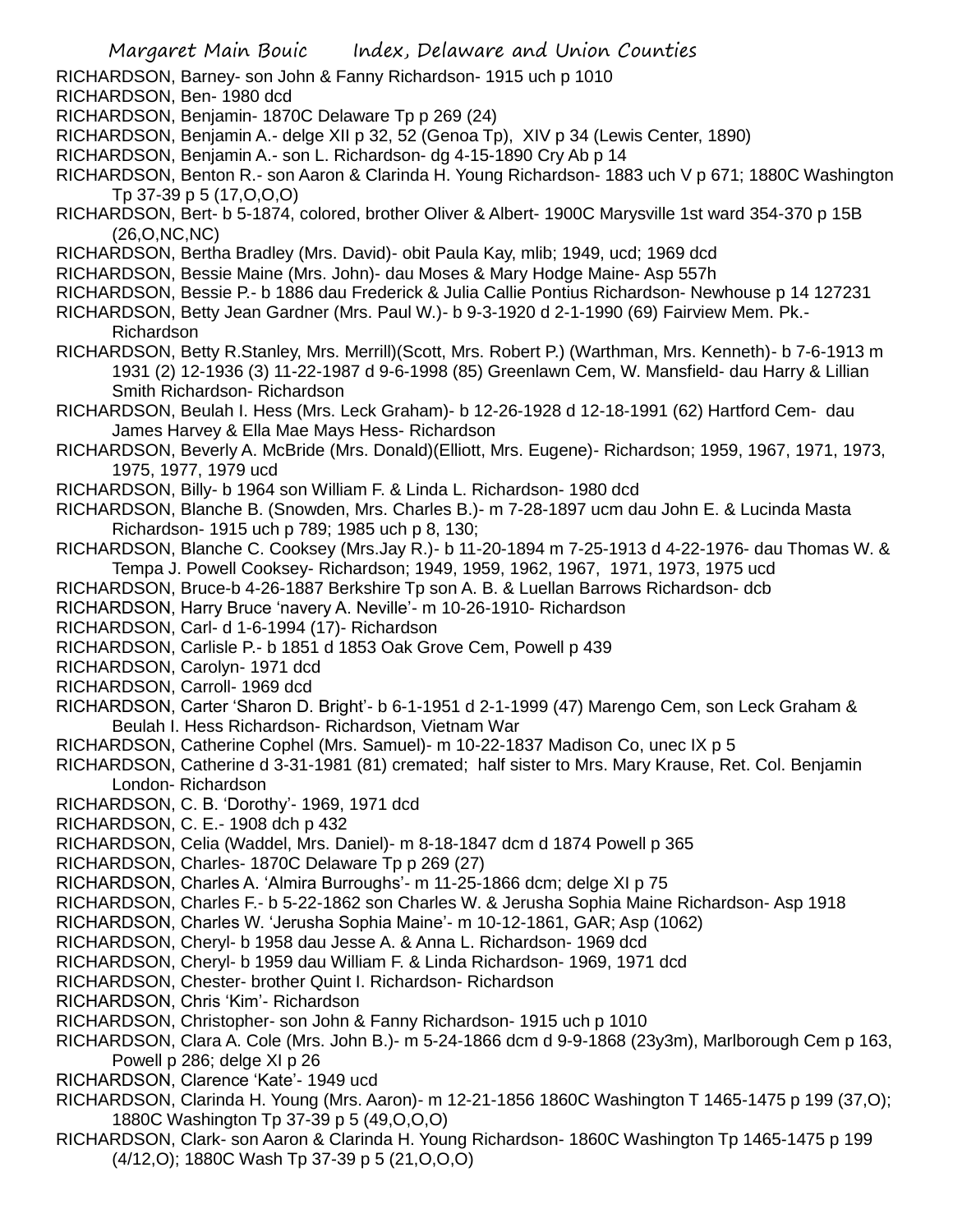RICHARDSON, Barney- son John & Fanny Richardson- 1915 uch p 1010

RICHARDSON, Ben- 1980 dcd

RICHARDSON, Benjamin- 1870C Delaware Tp p 269 (24)

RICHARDSON, Benjamin A.- delge XII p 32, 52 (Genoa Tp), XIV p 34 (Lewis Center, 1890)

RICHARDSON, Benjamin A.- son L. Richardson- dg 4-15-1890 Cry Ab p 14

RICHARDSON, Benton R.- son Aaron & Clarinda H. Young Richardson- 1883 uch V p 671; 1880C Washington Tp 37-39 p 5 (17,O,O,O)

RICHARDSON, Bert- b 5-1874, colored, brother Oliver & Albert- 1900C Marysville 1st ward 354-370 p 15B (26,O,NC,NC)

RICHARDSON, Bertha Bradley (Mrs. David)- obit Paula Kay, mlib; 1949, ucd; 1969 dcd

RICHARDSON, Bessie Maine (Mrs. John)- dau Moses & Mary Hodge Maine- Asp 557h

RICHARDSON, Bessie P.- b 1886 dau Frederick & Julia Callie Pontius Richardson- Newhouse p 14 127231

RICHARDSON, Betty Jean Gardner (Mrs. Paul W.)- b 9-3-1920 d 2-1-1990 (69) Fairview Mem. Pk.- Richardson

RICHARDSON, Betty R.Stanley, Mrs. Merrill)(Scott, Mrs. Robert P.) (Warthman, Mrs. Kenneth)- b 7-6-1913 m 1931 (2) 12-1936 (3) 11-22-1987 d 9-6-1998 (85) Greenlawn Cem, W. Mansfield- dau Harry & Lillian Smith Richardson- Richardson

RICHARDSON, Beulah I. Hess (Mrs. Leck Graham)- b 12-26-1928 d 12-18-1991 (62) Hartford Cem- dau James Harvey & Ella Mae Mays Hess- Richardson

RICHARDSON, Beverly A. McBride (Mrs. Donald)(Elliott, Mrs. Eugene)- Richardson; 1959, 1967, 1971, 1973, 1975, 1977, 1979 ucd

RICHARDSON, Billy- b 1964 son William F. & Linda L. Richardson- 1980 dcd

RICHARDSON, Blanche B. (Snowden, Mrs. Charles B.)- m 7-28-1897 ucm dau John E. & Lucinda Masta Richardson- 1915 uch p 789; 1985 uch p 8, 130;

RICHARDSON, Blanche C. Cooksey (Mrs.Jay R.)- b 11-20-1894 m 7-25-1913 d 4-22-1976- dau Thomas W. & Tempa J. Powell Cooksey- Richardson; 1949, 1959, 1962, 1967, 1971, 1973, 1975 ucd

RICHARDSON, Bruce-b 4-26-1887 Berkshire Tp son A. B. & Luellan Barrows Richardson- dcb

RICHARDSON, Harry Bruce 'navery A. Neville'- m 10-26-1910- Richardson

RICHARDSON, Carl- d 1-6-1994 (17)- Richardson

RICHARDSON, Carlisle P.- b 1851 d 1853 Oak Grove Cem, Powell p 439

RICHARDSON, Carolyn- 1971 dcd

RICHARDSON, Carroll- 1969 dcd

RICHARDSON, Carter 'Sharon D. Bright'- b 6-1-1951 d 2-1-1999 (47) Marengo Cem, son Leck Graham & Beulah I. Hess Richardson- Richardson, Vietnam War

RICHARDSON, Catherine Cophel (Mrs. Samuel)- m 10-22-1837 Madison Co, unec IX p 5

RICHARDSON, Catherine d 3-31-1981 (81) cremated; half sister to Mrs. Mary Krause, Ret. Col. Benjamin London- Richardson

RICHARDSON, C. B. 'Dorothy'- 1969, 1971 dcd

RICHARDSON, C. E.- 1908 dch p 432

RICHARDSON, Celia (Waddel, Mrs. Daniel)- m 8-18-1847 dcm d 1874 Powell p 365

RICHARDSON, Charles- 1870C Delaware Tp p 269 (27)

RICHARDSON, Charles A. 'Almira Burroughs'- m 11-25-1866 dcm; delge XI p 75

RICHARDSON, Charles F.- b 5-22-1862 son Charles W. & Jerusha Sophia Maine Richardson- Asp 1918

RICHARDSON, Charles W. 'Jerusha Sophia Maine'- m 10-12-1861, GAR; Asp (1062)

RICHARDSON, Cheryl- b 1958 dau Jesse A. & Anna L. Richardson- 1969 dcd

RICHARDSON, Cheryl- b 1959 dau William F. & Linda Richardson- 1969, 1971 dcd

RICHARDSON, Chester- brother Quint I. Richardson- Richardson

RICHARDSON, Chris 'Kim'- Richardson

RICHARDSON, Christopher- son John & Fanny Richardson- 1915 uch p 1010

RICHARDSON, Clara A. Cole (Mrs. John B.)- m 5-24-1866 dcm d 9-9-1868 (23y3m), Marlborough Cem p 163, Powell p 286; delge XI p 26

RICHARDSON, Clarence 'Kate'- 1949 ucd

RICHARDSON, Clarinda H. Young (Mrs. Aaron)- m 12-21-1856 1860C Washington T 1465-1475 p 199 (37,O); 1880C Washington Tp 37-39 p 5 (49,O,O,O)

RICHARDSON, Clark- son Aaron & Clarinda H. Young Richardson- 1860C Washington Tp 1465-1475 p 199 (4/12,O); 1880C Wash Tp 37-39 p 5 (21,O,O,O)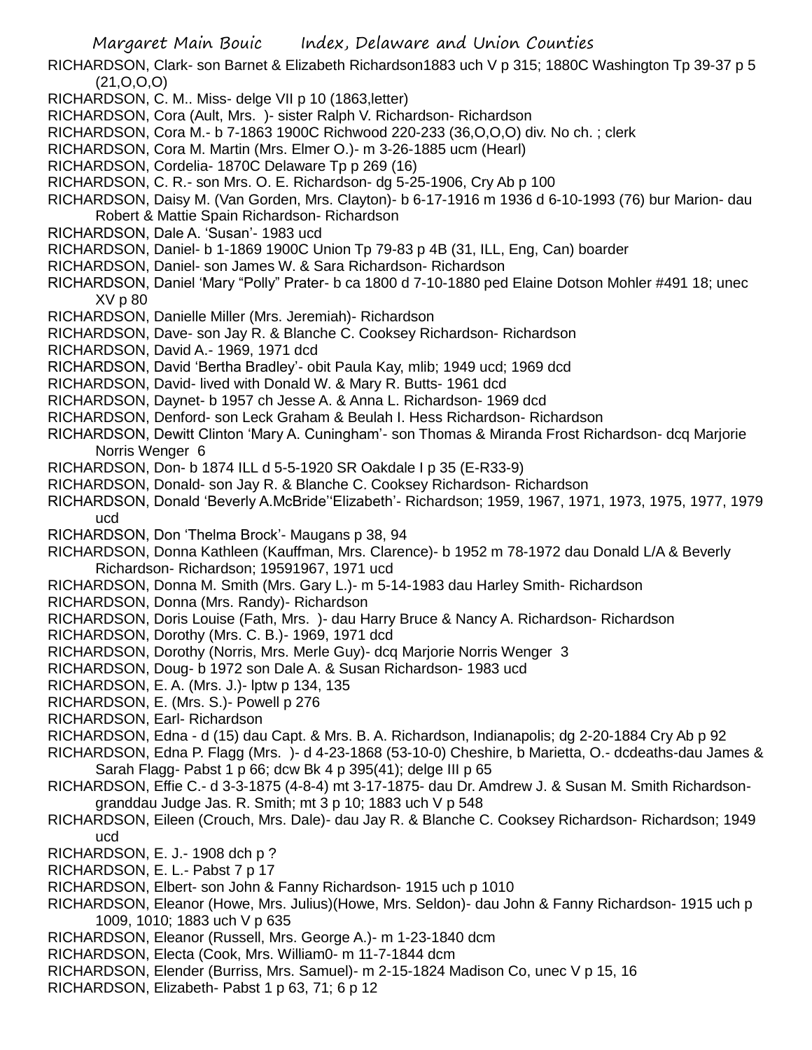RICHARDSON, Clark- son Barnet & Elizabeth Richardson1883 uch V p 315; 1880C Washington Tp 39-37 p 5 (21,O,O,O)

RICHARDSON, C. M.. Miss- delge VII p 10 (1863,letter)

RICHARDSON, Cora (Ault, Mrs. )- sister Ralph V. Richardson- Richardson

RICHARDSON, Cora M.- b 7-1863 1900C Richwood 220-233 (36,O,O,O) div. No ch. ; clerk

RICHARDSON, Cora M. Martin (Mrs. Elmer O.)- m 3-26-1885 ucm (Hearl)

RICHARDSON, Cordelia- 1870C Delaware Tp p 269 (16)

RICHARDSON, C. R.- son Mrs. O. E. Richardson- dg 5-25-1906, Cry Ab p 100

RICHARDSON, Daisy M. (Van Gorden, Mrs. Clayton)- b 6-17-1916 m 1936 d 6-10-1993 (76) bur Marion- dau Robert & Mattie Spain Richardson- Richardson

RICHARDSON, Dale A. 'Susan'- 1983 ucd

RICHARDSON, Daniel- b 1-1869 1900C Union Tp 79-83 p 4B (31, ILL, Eng, Can) boarder

RICHARDSON, Daniel- son James W. & Sara Richardson- Richardson

RICHARDSON, Daniel 'Mary "Polly" Prater- b ca 1800 d 7-10-1880 ped Elaine Dotson Mohler #491 18; unec XV p 80

RICHARDSON, Danielle Miller (Mrs. Jeremiah)- Richardson

RICHARDSON, Dave- son Jay R. & Blanche C. Cooksey Richardson- Richardson

RICHARDSON, David A.- 1969, 1971 dcd

RICHARDSON, David 'Bertha Bradley'- obit Paula Kay, mlib; 1949 ucd; 1969 dcd

RICHARDSON, David- lived with Donald W. & Mary R. Butts- 1961 dcd

RICHARDSON, Daynet- b 1957 ch Jesse A. & Anna L. Richardson- 1969 dcd

RICHARDSON, Denford- son Leck Graham & Beulah I. Hess Richardson- Richardson

RICHARDSON, Dewitt Clinton 'Mary A. Cuningham'- son Thomas & Miranda Frost Richardson- dcq Marjorie Norris Wenger 6

RICHARDSON, Don- b 1874 ILL d 5-5-1920 SR Oakdale I p 35 (E-R33-9)

RICHARDSON, Donald- son Jay R. & Blanche C. Cooksey Richardson- Richardson

RICHARDSON, Donald 'Beverly A.McBride''Elizabeth'- Richardson; 1959, 1967, 1971, 1973, 1975, 1977, 1979 ucd

RICHARDSON, Don 'Thelma Brock'- Maugans p 38, 94

RICHARDSON, Donna Kathleen (Kauffman, Mrs. Clarence)- b 1952 m 78-1972 dau Donald L/A & Beverly Richardson- Richardson; 19591967, 1971 ucd

RICHARDSON, Donna M. Smith (Mrs. Gary L.)- m 5-14-1983 dau Harley Smith- Richardson

RICHARDSON, Donna (Mrs. Randy)- Richardson

RICHARDSON, Doris Louise (Fath, Mrs. )- dau Harry Bruce & Nancy A. Richardson- Richardson

RICHARDSON, Dorothy (Mrs. C. B.)- 1969, 1971 dcd

RICHARDSON, Dorothy (Norris, Mrs. Merle Guy)- dcq Marjorie Norris Wenger 3

RICHARDSON, Doug- b 1972 son Dale A. & Susan Richardson- 1983 ucd

RICHARDSON, E. A. (Mrs. J.)- lptw p 134, 135

RICHARDSON, E. (Mrs. S.)- Powell p 276

RICHARDSON, Earl- Richardson

RICHARDSON, Edna - d (15) dau Capt. & Mrs. B. A. Richardson, Indianapolis; dg 2-20-1884 Cry Ab p 92

RICHARDSON, Edna P. Flagg (Mrs. )- d 4-23-1868 (53-10-0) Cheshire, b Marietta, O.- dcdeaths-dau James & Sarah Flagg- Pabst 1 p 66; dcw Bk 4 p 395(41); delge III p 65

RICHARDSON, Effie C.- d 3-3-1875 (4-8-4) mt 3-17-1875- dau Dr. Amdrew J. & Susan M. Smith Richardson- granddau Judge Jas. R. Smith; mt 3 p 10; 1883 uch V p 548

RICHARDSON, Eileen (Crouch, Mrs. Dale)- dau Jay R. & Blanche C. Cooksey Richardson- Richardson; 1949 ucd

RICHARDSON, E. J.- 1908 dch p ?

RICHARDSON, E. L.- Pabst 7 p 17

RICHARDSON, Elbert- son John & Fanny Richardson- 1915 uch p 1010

RICHARDSON, Eleanor (Howe, Mrs. Julius)(Howe, Mrs. Seldon)- dau John & Fanny Richardson- 1915 uch p 1009, 1010; 1883 uch V p 635

RICHARDSON, Eleanor (Russell, Mrs. George A.)- m 1-23-1840 dcm

RICHARDSON, Electa (Cook, Mrs. William0- m 11-7-1844 dcm

RICHARDSON, Elender (Burriss, Mrs. Samuel)- m 2-15-1824 Madison Co, unec V p 15, 16

RICHARDSON, Elizabeth- Pabst 1 p 63, 71; 6 p 12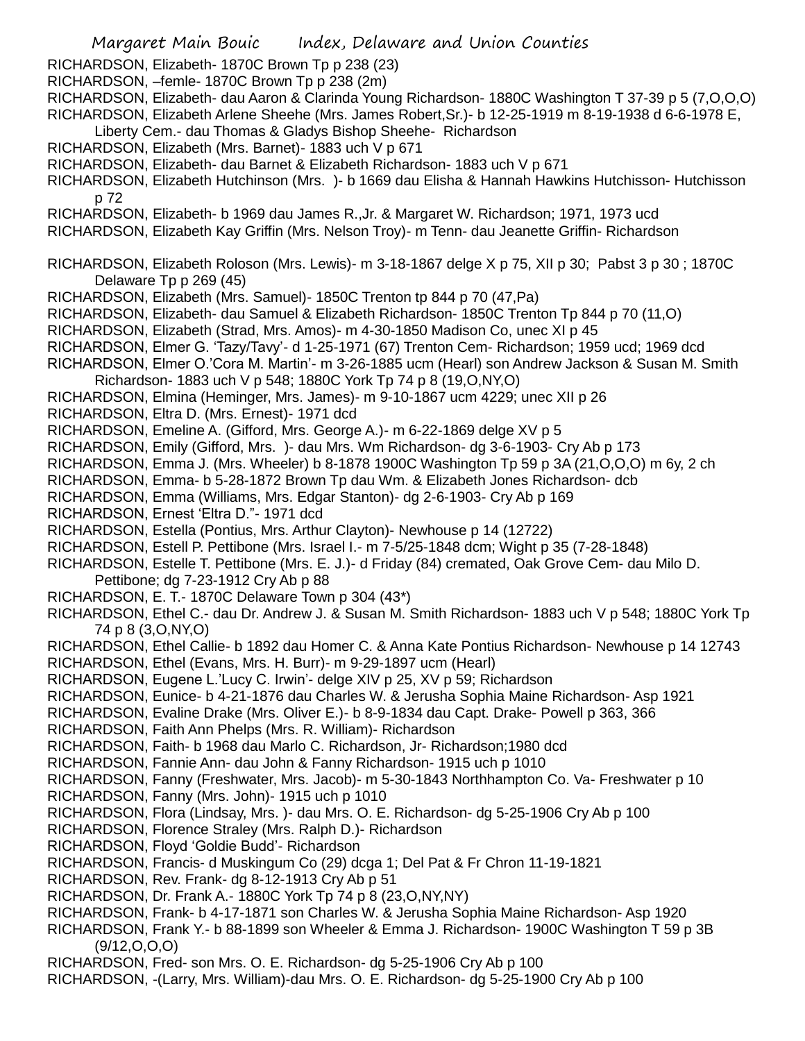RICHARDSON, Elizabeth- 1870C Brown Tp p 238 (23)
RICHARDSON, –femle- 1870C Brown Tp p 238 (2m)
RICHARDSON, Elizabeth- dau Aaron & Clarinda Young Richardson- 1880C Washington T 37-39 p 5 (7,O,O,O)
RICHARDSON, Elizabeth Arlene Sheehe (Mrs. James Robert,Sr.)- b 12-25-1919 m 8-19-1938 d 6-6-1978 E, Liberty Cem.- dau Thomas & Gladys Bishop Sheehe- Richardson
RICHARDSON, Elizabeth (Mrs. Barnet)- 1883 uch V p 671
RICHARDSON, Elizabeth- dau Barnet & Elizabeth Richardson- 1883 uch V p 671
RICHARDSON, Elizabeth Hutchinson (Mrs. )- b 1669 dau Elisha & Hannah Hawkins Hutchisson- Hutchisson p 72
RICHARDSON, Elizabeth- b 1969 dau James R.,Jr. & Margaret W. Richardson; 1971, 1973 ucd
RICHARDSON, Elizabeth Kay Griffin (Mrs. Nelson Troy)- m Tenn- dau Jeanette Griffin- Richardson

RICHARDSON, Elizabeth Roloson (Mrs. Lewis)- m 3-18-1867 delge X p 75, XII p 30; Pabst 3 p 30 ; 1870C Delaware Tp p 269 (45)
RICHARDSON, Elizabeth (Mrs. Samuel)- 1850C Trenton tp 844 p 70 (47,Pa)
RICHARDSON, Elizabeth- dau Samuel & Elizabeth Richardson- 1850C Trenton Tp 844 p 70 (11,O)
RICHARDSON, Elizabeth (Strad, Mrs. Amos)- m 4-30-1850 Madison Co, unec XI p 45
RICHARDSON, Elmer G. 'Tazy/Tavy'- d 1-25-1971 (67) Trenton Cem- Richardson; 1959 ucd; 1969 dcd
RICHARDSON, Elmer O.'Cora M. Martin'- m 3-26-1885 ucm (Hearl) son Andrew Jackson & Susan M. Smith Richardson- 1883 uch V p 548; 1880C York Tp 74 p 8 (19,O,NY,O)
RICHARDSON, Elmina (Heminger, Mrs. James)- m 9-10-1867 ucm 4229; unec XII p 26
RICHARDSON, Eltra D. (Mrs. Ernest)- 1971 dcd
RICHARDSON, Emeline A. (Gifford, Mrs. George A.)- m 6-22-1869 delge XV p 5
RICHARDSON, Emily (Gifford, Mrs. )- dau Mrs. Wm Richardson- dg 3-6-1903- Cry Ab p 173
RICHARDSON, Emma J. (Mrs. Wheeler) b 8-1878 1900C Washington Tp 59 p 3A (21,O,O,O) m 6y, 2 ch
RICHARDSON, Emma- b 5-28-1872 Brown Tp dau Wm. & Elizabeth Jones Richardson- dcb
RICHARDSON, Emma (Williams, Mrs. Edgar Stanton)- dg 2-6-1903- Cry Ab p 169
RICHARDSON, Ernest 'Eltra D."- 1971 dcd
RICHARDSON, Estella (Pontius, Mrs. Arthur Clayton)- Newhouse p 14 (12722)
RICHARDSON, Estell P. Pettibone (Mrs. Israel I.- m 7-5/25-1848 dcm; Wight p 35 (7-28-1848)
RICHARDSON, Estelle T. Pettibone (Mrs. E. J.)- d Friday (84) cremated, Oak Grove Cem- dau Milo D. Pettibone; dg 7-23-1912 Cry Ab p 88
RICHARDSON, E. T.- 1870C Delaware Town p 304 (43*)
RICHARDSON, Ethel C.- dau Dr. Andrew J. & Susan M. Smith Richardson- 1883 uch V p 548; 1880C York Tp 74 p 8 (3,O,NY,O)
RICHARDSON, Ethel Callie- b 1892 dau Homer C. & Anna Kate Pontius Richardson- Newhouse p 14 12743
RICHARDSON, Ethel (Evans, Mrs. H. Burr)- m 9-29-1897 ucm (Hearl)
RICHARDSON, Eugene L.'Lucy C. Irwin'- delge XIV p 25, XV p 59; Richardson
RICHARDSON, Eunice- b 4-21-1876 dau Charles W. & Jerusha Sophia Maine Richardson- Asp 1921
RICHARDSON, Evaline Drake (Mrs. Oliver E.)- b 8-9-1834 dau Capt. Drake- Powell p 363, 366
RICHARDSON, Faith Ann Phelps (Mrs. R. William)- Richardson
RICHARDSON, Faith- b 1968 dau Marlo C. Richardson, Jr- Richardson;1980 dcd
RICHARDSON, Fannie Ann- dau John & Fanny Richardson- 1915 uch p 1010
RICHARDSON, Fanny (Freshwater, Mrs. Jacob)- m 5-30-1843 Northhampton Co. Va- Freshwater p 10
RICHARDSON, Fanny (Mrs. John)- 1915 uch p 1010
RICHARDSON, Flora (Lindsay, Mrs. )- dau Mrs. O. E. Richardson- dg 5-25-1906 Cry Ab p 100
RICHARDSON, Florence Straley (Mrs. Ralph D.)- Richardson
RICHARDSON, Floyd 'Goldie Budd'- Richardson
RICHARDSON, Francis- d Muskingum Co (29) dcga 1; Del Pat & Fr Chron 11-19-1821
RICHARDSON, Rev. Frank- dg 8-12-1913 Cry Ab p 51
RICHARDSON, Dr. Frank A.- 1880C York Tp 74 p 8 (23,O,NY,NY)
RICHARDSON, Frank- b 4-17-1871 son Charles W. & Jerusha Sophia Maine Richardson- Asp 1920
RICHARDSON, Frank Y.- b 88-1899 son Wheeler & Emma J. Richardson- 1900C Washington T 59 p 3B (9/12,O,O,O)
RICHARDSON, Fred- son Mrs. O. E. Richardson- dg 5-25-1906 Cry Ab p 100
RICHARDSON, -(Larry, Mrs. William)-dau Mrs. O. E. Richardson- dg 5-25-1900 Cry Ab p 100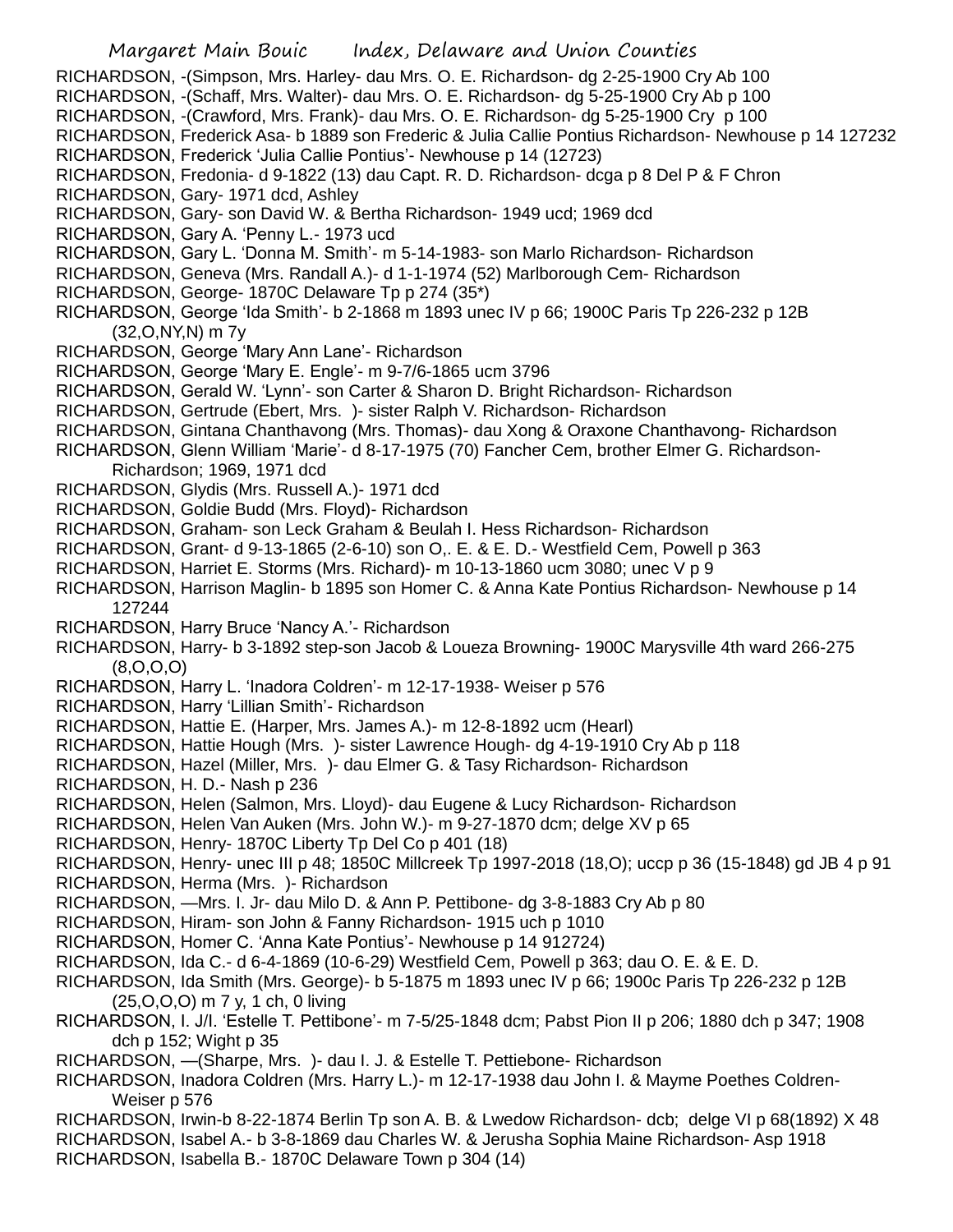RICHARDSON, -(Simpson, Mrs. Harley- dau Mrs. O. E. Richardson- dg 2-25-1900 Cry Ab 100

RICHARDSON, -(Schaff, Mrs. Walter)- dau Mrs. O. E. Richardson- dg 5-25-1900 Cry Ab p 100

RICHARDSON, -(Crawford, Mrs. Frank)- dau Mrs. O. E. Richardson- dg 5-25-1900 Cry p 100

RICHARDSON, Frederick Asa- b 1889 son Frederic & Julia Callie Pontius Richardson- Newhouse p 14 127232

RICHARDSON, Frederick 'Julia Callie Pontius'- Newhouse p 14 (12723)

RICHARDSON, Fredonia- d 9-1822 (13) dau Capt. R. D. Richardson- dcga p 8 Del P & F Chron

RICHARDSON, Gary- 1971 dcd, Ashley

RICHARDSON, Gary- son David W. & Bertha Richardson- 1949 ucd; 1969 dcd

RICHARDSON, Gary A. 'Penny L.- 1973 ucd

RICHARDSON, Gary L. 'Donna M. Smith'- m 5-14-1983- son Marlo Richardson- Richardson

RICHARDSON, Geneva (Mrs. Randall A.)- d 1-1-1974 (52) Marlborough Cem- Richardson

RICHARDSON, George- 1870C Delaware Tp p 274 (35*)

RICHARDSON, George 'Ida Smith'- b 2-1868 m 1893 unec IV p 66; 1900C Paris Tp 226-232 p 12B (32,O,NY,N) m 7y

RICHARDSON, George 'Mary Ann Lane'- Richardson

RICHARDSON, George 'Mary E. Engle'- m 9-7/6-1865 ucm 3796

RICHARDSON, Gerald W. 'Lynn'- son Carter & Sharon D. Bright Richardson- Richardson

RICHARDSON, Gertrude (Ebert, Mrs. )- sister Ralph V. Richardson- Richardson

RICHARDSON, Gintana Chanthavong (Mrs. Thomas)- dau Xong & Oraxone Chanthavong- Richardson

RICHARDSON, Glenn William 'Marie'- d 8-17-1975 (70) Fancher Cem, brother Elmer G. Richardson- Richardson; 1969, 1971 dcd

RICHARDSON, Glydis (Mrs. Russell A.)- 1971 dcd

RICHARDSON, Goldie Budd (Mrs. Floyd)- Richardson

RICHARDSON, Graham- son Leck Graham & Beulah I. Hess Richardson- Richardson

RICHARDSON, Grant- d 9-13-1865 (2-6-10) son O,. E. & E. D.- Westfield Cem, Powell p 363

RICHARDSON, Harriet E. Storms (Mrs. Richard)- m 10-13-1860 ucm 3080; unec V p 9

RICHARDSON, Harrison Maglin- b 1895 son Homer C. & Anna Kate Pontius Richardson- Newhouse p 14 127244

RICHARDSON, Harry Bruce 'Nancy A.'- Richardson

RICHARDSON, Harry- b 3-1892 step-son Jacob & Loueza Browning- 1900C Marysville 4th ward 266-275 (8,O,O,O)

RICHARDSON, Harry L. 'Inadora Coldren'- m 12-17-1938- Weiser p 576

RICHARDSON, Harry 'Lillian Smith'- Richardson

RICHARDSON, Hattie E. (Harper, Mrs. James A.)- m 12-8-1892 ucm (Hearl)

RICHARDSON, Hattie Hough (Mrs. )- sister Lawrence Hough- dg 4-19-1910 Cry Ab p 118

RICHARDSON, Hazel (Miller, Mrs. )- dau Elmer G. & Tasy Richardson- Richardson

RICHARDSON, H. D.- Nash p 236

RICHARDSON, Helen (Salmon, Mrs. Lloyd)- dau Eugene & Lucy Richardson- Richardson

RICHARDSON, Helen Van Auken (Mrs. John W.)- m 9-27-1870 dcm; delge XV p 65

RICHARDSON, Henry- 1870C Liberty Tp Del Co p 401 (18)

RICHARDSON, Henry- unec III p 48; 1850C Millcreek Tp 1997-2018 (18,O); uccp p 36 (15-1848) gd JB 4 p 91

RICHARDSON, Herma (Mrs. )- Richardson

RICHARDSON, —Mrs. I. Jr- dau Milo D. & Ann P. Pettibone- dg 3-8-1883 Cry Ab p 80

RICHARDSON, Hiram- son John & Fanny Richardson- 1915 uch p 1010

RICHARDSON, Homer C. 'Anna Kate Pontius'- Newhouse p 14 912724)

RICHARDSON, Ida C.- d 6-4-1869 (10-6-29) Westfield Cem, Powell p 363; dau O. E. & E. D.

RICHARDSON, Ida Smith (Mrs. George)- b 5-1875 m 1893 unec IV p 66; 1900c Paris Tp 226-232 p 12B (25,O,O,O) m 7 y, 1 ch, 0 living

RICHARDSON, I. J/I. 'Estelle T. Pettibone'- m 7-5/25-1848 dcm; Pabst Pion II p 206; 1880 dch p 347; 1908 dch p 152; Wight p 35

RICHARDSON, —(Sharpe, Mrs. )- dau I. J. & Estelle T. Pettiebone- Richardson

RICHARDSON, Inadora Coldren (Mrs. Harry L.)- m 12-17-1938 dau John I. & Mayme Poethes Coldren- Weiser p 576

RICHARDSON, Irwin-b 8-22-1874 Berlin Tp son A. B. & Lwedow Richardson- dcb; delge VI p 68(1892) X 48

RICHARDSON, Isabel A.- b 3-8-1869 dau Charles W. & Jerusha Sophia Maine Richardson- Asp 1918

RICHARDSON, Isabella B.- 1870C Delaware Town p 304 (14)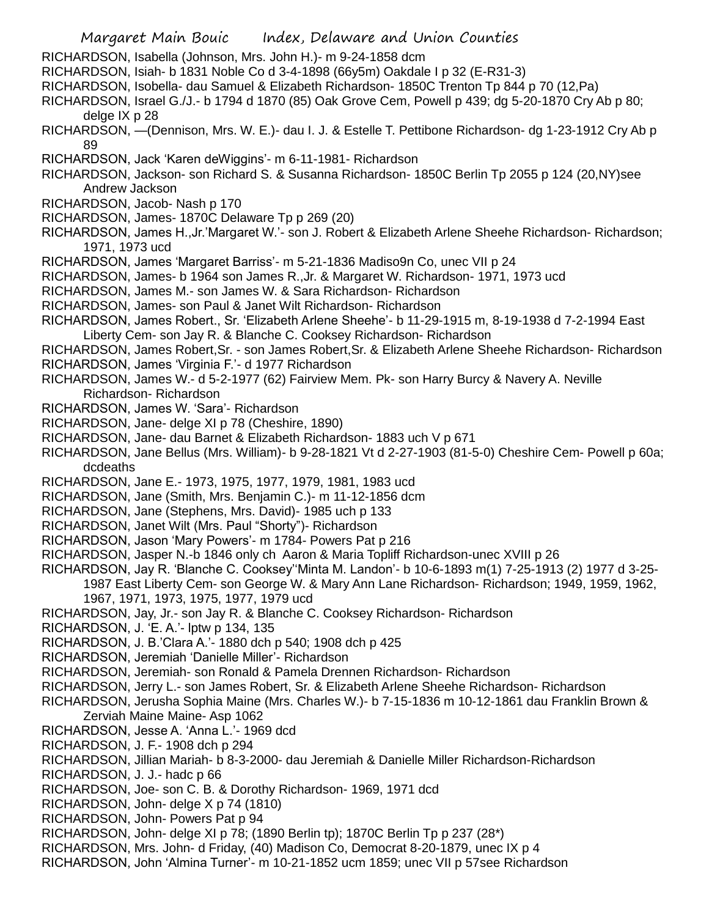RICHARDSON, Isabella (Johnson, Mrs. John H.)- m 9-24-1858 dcm

RICHARDSON, Isiah- b 1831 Noble Co d 3-4-1898 (66y5m) Oakdale I p 32 (E-R31-3)

RICHARDSON, Isobella- dau Samuel & Elizabeth Richardson- 1850C Trenton Tp 844 p 70 (12,Pa)

RICHARDSON, Israel G./J.- b 1794 d 1870 (85) Oak Grove Cem, Powell p 439; dg 5-20-1870 Cry Ab p 80; delge IX p 28

RICHARDSON, —(Dennison, Mrs. W. E.)- dau I. J. & Estelle T. Pettibone Richardson- dg 1-23-1912 Cry Ab p 89

RICHARDSON, Jack 'Karen deWiggins'- m 6-11-1981- Richardson

RICHARDSON, Jackson- son Richard S. & Susanna Richardson- 1850C Berlin Tp 2055 p 124 (20,NY)see Andrew Jackson

RICHARDSON, Jacob- Nash p 170

RICHARDSON, James- 1870C Delaware Tp p 269 (20)

RICHARDSON, James H.,Jr.'Margaret W.'- son J. Robert & Elizabeth Arlene Sheehe Richardson- Richardson; 1971, 1973 ucd

RICHARDSON, James 'Margaret Barriss'- m 5-21-1836 Madiso9n Co, unec VII p 24

RICHARDSON, James- b 1964 son James R.,Jr. & Margaret W. Richardson- 1971, 1973 ucd

RICHARDSON, James M.- son James W. & Sara Richardson- Richardson

RICHARDSON, James- son Paul & Janet Wilt Richardson- Richardson

RICHARDSON, James Robert., Sr. 'Elizabeth Arlene Sheehe'- b 11-29-1915 m, 8-19-1938 d 7-2-1994 East Liberty Cem- son Jay R. & Blanche C. Cooksey Richardson- Richardson

RICHARDSON, James Robert,Sr. - son James Robert,Sr. & Elizabeth Arlene Sheehe Richardson- Richardson

RICHARDSON, James 'Virginia F.'- d 1977 Richardson

RICHARDSON, James W.- d 5-2-1977 (62) Fairview Mem. Pk- son Harry Burcy & Navery A. Neville Richardson- Richardson

RICHARDSON, James W. 'Sara'- Richardson

RICHARDSON, Jane- delge XI p 78 (Cheshire, 1890)

RICHARDSON, Jane- dau Barnet & Elizabeth Richardson- 1883 uch V p 671

RICHARDSON, Jane Bellus (Mrs. William)- b 9-28-1821 Vt d 2-27-1903 (81-5-0) Cheshire Cem- Powell p 60a; dcdeaths

RICHARDSON, Jane E.- 1973, 1975, 1977, 1979, 1981, 1983 ucd

RICHARDSON, Jane (Smith, Mrs. Benjamin C.)- m 11-12-1856 dcm

RICHARDSON, Jane (Stephens, Mrs. David)- 1985 uch p 133

RICHARDSON, Janet Wilt (Mrs. Paul "Shorty")- Richardson

RICHARDSON, Jason 'Mary Powers'- m 1784- Powers Pat p 216

RICHARDSON, Jasper N.-b 1846 only ch Aaron & Maria Topliff Richardson-unec XVIII p 26

RICHARDSON, Jay R. 'Blanche C. Cooksey''Minta M. Landon'- b 10-6-1893 m(1) 7-25-1913 (2) 1977 d 3-25-1987 East Liberty Cem- son George W. & Mary Ann Lane Richardson- Richardson; 1949, 1959, 1962, 1967, 1971, 1973, 1975, 1977, 1979 ucd

RICHARDSON, Jay, Jr.- son Jay R. & Blanche C. Cooksey Richardson- Richardson

RICHARDSON, J. 'E. A.'- lptw p 134, 135

RICHARDSON, J. B.'Clara A.'- 1880 dch p 540; 1908 dch p 425

RICHARDSON, Jeremiah 'Danielle Miller'- Richardson

RICHARDSON, Jeremiah- son Ronald & Pamela Drennen Richardson- Richardson

RICHARDSON, Jerry L.- son James Robert, Sr. & Elizabeth Arlene Sheehe Richardson- Richardson

RICHARDSON, Jerusha Sophia Maine (Mrs. Charles W.)- b 7-15-1836 m 10-12-1861 dau Franklin Brown & Zerviah Maine Maine- Asp 1062

RICHARDSON, Jesse A. 'Anna L.'- 1969 dcd

RICHARDSON, J. F.- 1908 dch p 294

RICHARDSON, Jillian Mariah- b 8-3-2000- dau Jeremiah & Danielle Miller Richardson-Richardson

RICHARDSON, J. J.- hadc p 66

RICHARDSON, Joe- son C. B. & Dorothy Richardson- 1969, 1971 dcd

RICHARDSON, John- delge X p 74 (1810)

RICHARDSON, John- Powers Pat p 94

RICHARDSON, John- delge XI p 78; (1890 Berlin tp); 1870C Berlin Tp p 237 (28*)

RICHARDSON, Mrs. John- d Friday, (40) Madison Co, Democrat 8-20-1879, unec IX p 4

RICHARDSON, John 'Almina Turner'- m 10-21-1852 ucm 1859; unec VII p 57see Richardson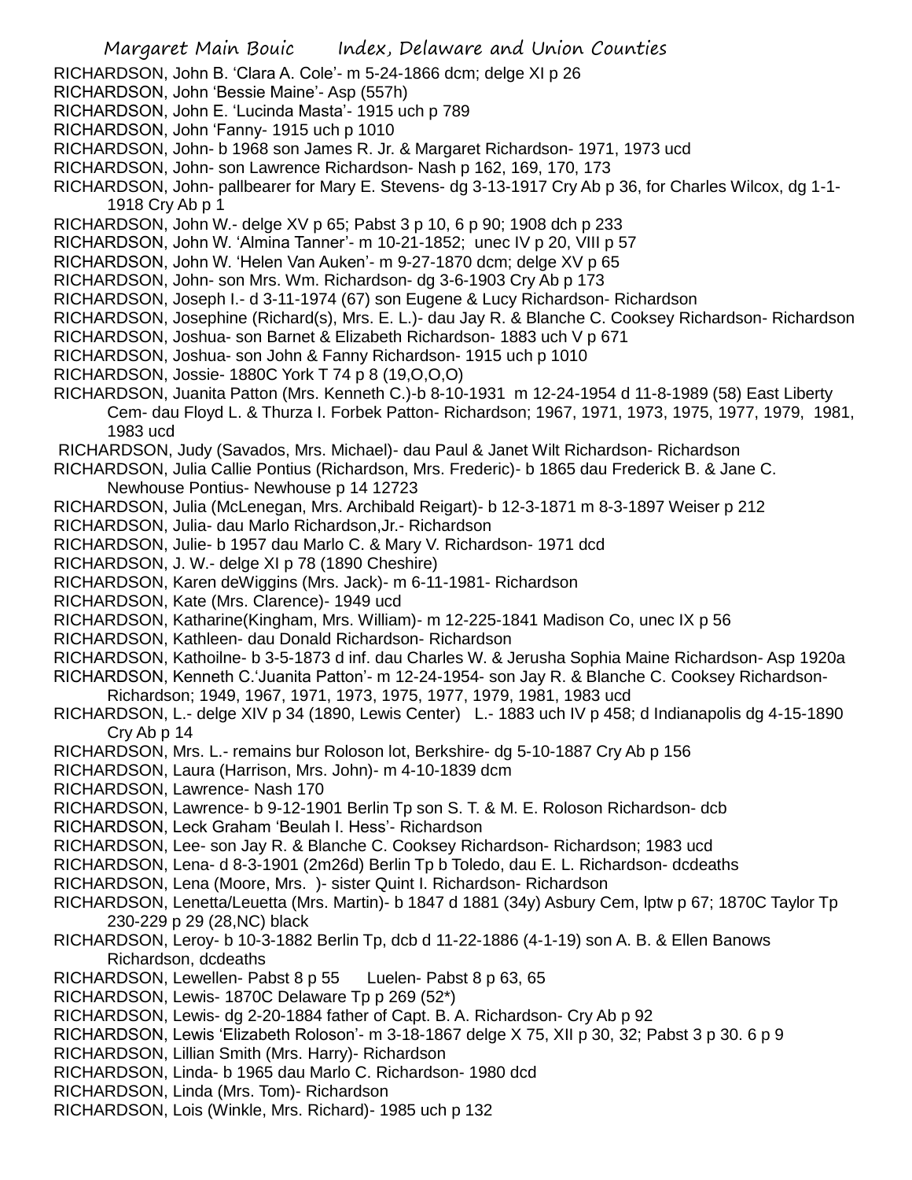RICHARDSON, John B. 'Clara A. Cole'- m 5-24-1866 dcm; delge XI p 26

RICHARDSON, John 'Bessie Maine'- Asp (557h)

RICHARDSON, John E. 'Lucinda Masta'- 1915 uch p 789

RICHARDSON, John 'Fanny- 1915 uch p 1010

RICHARDSON, John- b 1968 son James R. Jr. & Margaret Richardson- 1971, 1973 ucd

RICHARDSON, John- son Lawrence Richardson- Nash p 162, 169, 170, 173

RICHARDSON, John- pallbearer for Mary E. Stevens- dg 3-13-1917 Cry Ab p 36, for Charles Wilcox, dg 1-1-1918 Cry Ab p 1

RICHARDSON, John W.- delge XV p 65; Pabst 3 p 10, 6 p 90; 1908 dch p 233

RICHARDSON, John W. 'Almina Tanner'- m 10-21-1852; unec IV p 20, VIII p 57

RICHARDSON, John W. 'Helen Van Auken'- m 9-27-1870 dcm; delge XV p 65

RICHARDSON, John- son Mrs. Wm. Richardson- dg 3-6-1903 Cry Ab p 173

RICHARDSON, Joseph I.- d 3-11-1974 (67) son Eugene & Lucy Richardson- Richardson

RICHARDSON, Josephine (Richard(s), Mrs. E. L.)- dau Jay R. & Blanche C. Cooksey Richardson- Richardson

RICHARDSON, Joshua- son Barnet & Elizabeth Richardson- 1883 uch V p 671

RICHARDSON, Joshua- son John & Fanny Richardson- 1915 uch p 1010

RICHARDSON, Jossie- 1880C York T 74 p 8 (19,O,O,O)

RICHARDSON, Juanita Patton (Mrs. Kenneth C.)-b 8-10-1931 m 12-24-1954 d 11-8-1989 (58) East Liberty Cem- dau Floyd L. & Thurza I. Forbek Patton- Richardson; 1967, 1971, 1973, 1975, 1977, 1979, 1981, 1983 ucd

RICHARDSON, Judy (Savados, Mrs. Michael)- dau Paul & Janet Wilt Richardson- Richardson

RICHARDSON, Julia Callie Pontius (Richardson, Mrs. Frederic)- b 1865 dau Frederick B. & Jane C. Newhouse Pontius- Newhouse p 14 12723

RICHARDSON, Julia (McLenegan, Mrs. Archibald Reigart)- b 12-3-1871 m 8-3-1897 Weiser p 212

RICHARDSON, Julia- dau Marlo Richardson,Jr.- Richardson

RICHARDSON, Julie- b 1957 dau Marlo C. & Mary V. Richardson- 1971 dcd

RICHARDSON, J. W.- delge XI p 78 (1890 Cheshire)

RICHARDSON, Karen deWiggins (Mrs. Jack)- m 6-11-1981- Richardson

RICHARDSON, Kate (Mrs. Clarence)- 1949 ucd

RICHARDSON, Katharine(Kingham, Mrs. William)- m 12-225-1841 Madison Co, unec IX p 56

RICHARDSON, Kathleen- dau Donald Richardson- Richardson

RICHARDSON, Kathoilne- b 3-5-1873 d inf. dau Charles W. & Jerusha Sophia Maine Richardson- Asp 1920a

RICHARDSON, Kenneth C.'Juanita Patton'- m 12-24-1954- son Jay R. & Blanche C. Cooksey Richardson- Richardson; 1949, 1967, 1971, 1973, 1975, 1977, 1979, 1981, 1983 ucd

RICHARDSON, L.- delge XIV p 34 (1890, Lewis Center) L.- 1883 uch IV p 458; d Indianapolis dg 4-15-1890 Cry Ab p 14

RICHARDSON, Mrs. L.- remains bur Roloson lot, Berkshire- dg 5-10-1887 Cry Ab p 156

RICHARDSON, Laura (Harrison, Mrs. John)- m 4-10-1839 dcm

RICHARDSON, Lawrence- Nash 170

RICHARDSON, Lawrence- b 9-12-1901 Berlin Tp son S. T. & M. E. Roloson Richardson- dcb

RICHARDSON, Leck Graham 'Beulah I. Hess'- Richardson

RICHARDSON, Lee- son Jay R. & Blanche C. Cooksey Richardson- Richardson; 1983 ucd

RICHARDSON, Lena- d 8-3-1901 (2m26d) Berlin Tp b Toledo, dau E. L. Richardson- dcdeaths

RICHARDSON, Lena (Moore, Mrs. )- sister Quint I. Richardson- Richardson

RICHARDSON, Lenetta/Leuetta (Mrs. Martin)- b 1847 d 1881 (34y) Asbury Cem, lptw p 67; 1870C Taylor Tp 230-229 p 29 (28,NC) black

RICHARDSON, Leroy- b 10-3-1882 Berlin Tp, dcb d 11-22-1886 (4-1-19) son A. B. & Ellen Banows Richardson, dcdeaths

RICHARDSON, Lewellen- Pabst 8 p 55 Luelen- Pabst 8 p 63, 65

RICHARDSON, Lewis- 1870C Delaware Tp p 269 (52*)

RICHARDSON, Lewis- dg 2-20-1884 father of Capt. B. A. Richardson- Cry Ab p 92

RICHARDSON, Lewis 'Elizabeth Roloson'- m 3-18-1867 delge X 75, XII p 30, 32; Pabst 3 p 30. 6 p 9

RICHARDSON, Lillian Smith (Mrs. Harry)- Richardson

RICHARDSON, Linda- b 1965 dau Marlo C. Richardson- 1980 dcd

RICHARDSON, Linda (Mrs. Tom)- Richardson

RICHARDSON, Lois (Winkle, Mrs. Richard)- 1985 uch p 132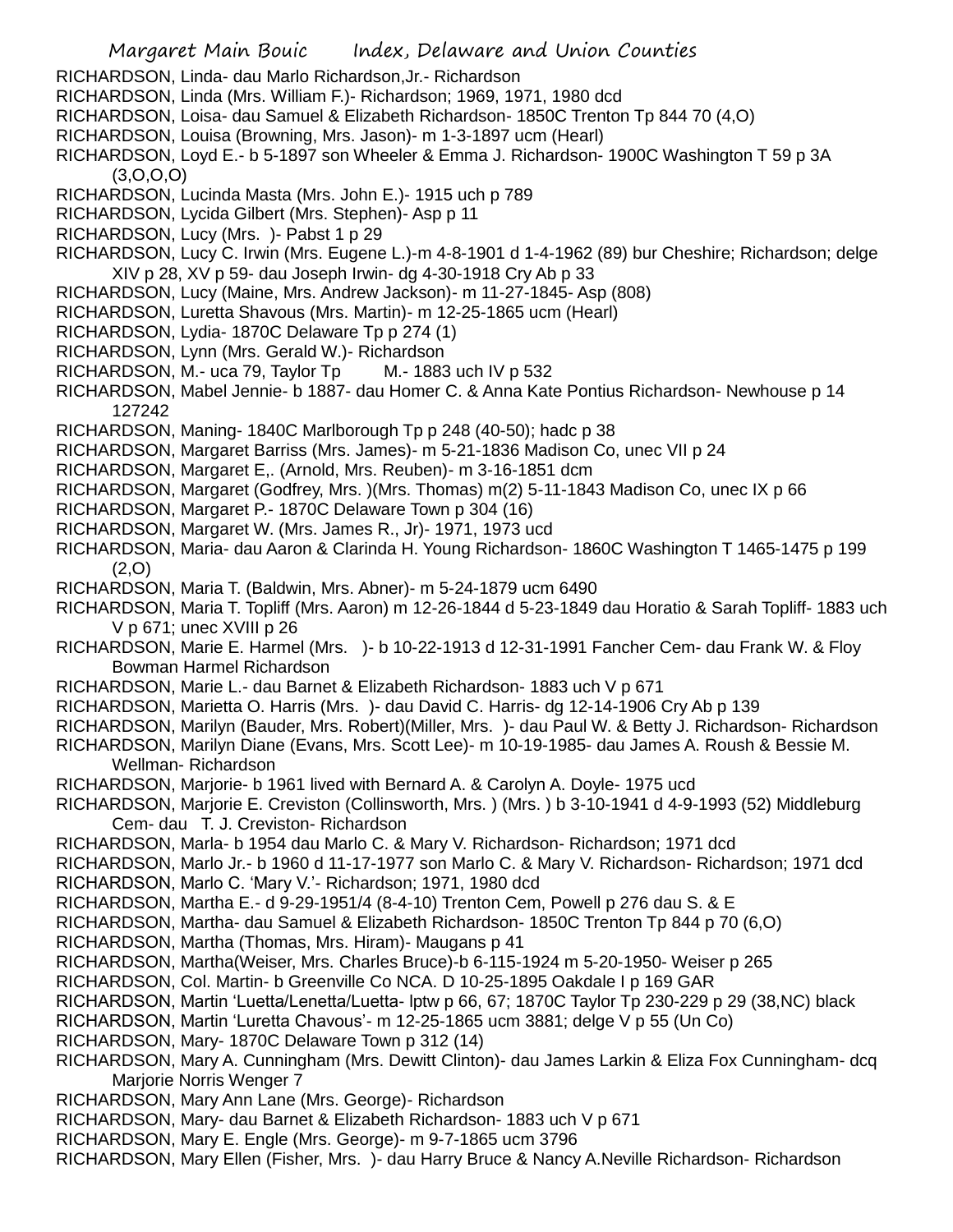RICHARDSON, Linda- dau Marlo Richardson,Jr.- Richardson
RICHARDSON, Linda (Mrs. William F.)- Richardson; 1969, 1971, 1980 dcd
RICHARDSON, Loisa- dau Samuel & Elizabeth Richardson- 1850C Trenton Tp 844 70 (4,O)
RICHARDSON, Louisa (Browning, Mrs. Jason)- m 1-3-1897 ucm (Hearl)
RICHARDSON, Loyd E.- b 5-1897 son Wheeler & Emma J. Richardson- 1900C Washington T 59 p 3A (3,O,O,O)
RICHARDSON, Lucinda Masta (Mrs. John E.)- 1915 uch p 789
RICHARDSON, Lycida Gilbert (Mrs. Stephen)- Asp p 11
RICHARDSON, Lucy (Mrs. )- Pabst 1 p 29
RICHARDSON, Lucy C. Irwin (Mrs. Eugene L.)-m 4-8-1901 d 1-4-1962 (89) bur Cheshire; Richardson; delge XIV p 28, XV p 59- dau Joseph Irwin- dg 4-30-1918 Cry Ab p 33
RICHARDSON, Lucy (Maine, Mrs. Andrew Jackson)- m 11-27-1845- Asp (808)
RICHARDSON, Luretta Shavous (Mrs. Martin)- m 12-25-1865 ucm (Hearl)
RICHARDSON, Lydia- 1870C Delaware Tp p 274 (1)
RICHARDSON, Lynn (Mrs. Gerald W.)- Richardson
RICHARDSON, M.- uca 79, Taylor Tp M.- 1883 uch IV p 532
RICHARDSON, Mabel Jennie- b 1887- dau Homer C. & Anna Kate Pontius Richardson- Newhouse p 14 127242
RICHARDSON, Maning- 1840C Marlborough Tp p 248 (40-50); hadc p 38
RICHARDSON, Margaret Barriss (Mrs. James)- m 5-21-1836 Madison Co, unec VII p 24
RICHARDSON, Margaret E,. (Arnold, Mrs. Reuben)- m 3-16-1851 dcm
RICHARDSON, Margaret (Godfrey, Mrs. )(Mrs. Thomas) m(2) 5-11-1843 Madison Co, unec IX p 66
RICHARDSON, Margaret P.- 1870C Delaware Town p 304 (16)
RICHARDSON, Margaret W. (Mrs. James R., Jr)- 1971, 1973 ucd
RICHARDSON, Maria- dau Aaron & Clarinda H. Young Richardson- 1860C Washington T 1465-1475 p 199 (2,O)
RICHARDSON, Maria T. (Baldwin, Mrs. Abner)- m 5-24-1879 ucm 6490
RICHARDSON, Maria T. Topliff (Mrs. Aaron) m 12-26-1844 d 5-23-1849 dau Horatio & Sarah Topliff- 1883 uch V p 671; unec XVIII p 26
RICHARDSON, Marie E. Harmel (Mrs. )- b 10-22-1913 d 12-31-1991 Fancher Cem- dau Frank W. & Floy Bowman Harmel Richardson
RICHARDSON, Marie L.- dau Barnet & Elizabeth Richardson- 1883 uch V p 671
RICHARDSON, Marietta O. Harris (Mrs. )- dau David C. Harris- dg 12-14-1906 Cry Ab p 139
RICHARDSON, Marilyn (Bauder, Mrs. Robert)(Miller, Mrs. )- dau Paul W. & Betty J. Richardson- Richardson
RICHARDSON, Marilyn Diane (Evans, Mrs. Scott Lee)- m 10-19-1985- dau James A. Roush & Bessie M. Wellman- Richardson
RICHARDSON, Marjorie- b 1961 lived with Bernard A. & Carolyn A. Doyle- 1975 ucd
RICHARDSON, Marjorie E. Creviston (Collinsworth, Mrs. ) (Mrs. ) b 3-10-1941 d 4-9-1993 (52) Middleburg Cem- dau T. J. Creviston- Richardson
RICHARDSON, Marla- b 1954 dau Marlo C. & Mary V. Richardson- Richardson; 1971 dcd
RICHARDSON, Marlo Jr.- b 1960 d 11-17-1977 son Marlo C. & Mary V. Richardson- Richardson; 1971 dcd
RICHARDSON, Marlo C. 'Mary V.'- Richardson; 1971, 1980 dcd
RICHARDSON, Martha E.- d 9-29-1951/4 (8-4-10) Trenton Cem, Powell p 276 dau S. & E
RICHARDSON, Martha- dau Samuel & Elizabeth Richardson- 1850C Trenton Tp 844 p 70 (6,O)
RICHARDSON, Martha (Thomas, Mrs. Hiram)- Maugans p 41
RICHARDSON, Martha(Weiser, Mrs. Charles Bruce)-b 6-115-1924 m 5-20-1950- Weiser p 265
RICHARDSON, Col. Martin- b Greenville Co NCA. D 10-25-1895 Oakdale I p 169 GAR
RICHARDSON, Martin 'Luetta/Lenetta/Luetta- lptw p 66, 67; 1870C Taylor Tp 230-229 p 29 (38,NC) black
RICHARDSON, Martin 'Luretta Chavous'- m 12-25-1865 ucm 3881; delge V p 55 (Un Co)
RICHARDSON, Mary- 1870C Delaware Town p 312 (14)
RICHARDSON, Mary A. Cunningham (Mrs. Dewitt Clinton)- dau James Larkin & Eliza Fox Cunningham- dcq Marjorie Norris Wenger 7
RICHARDSON, Mary Ann Lane (Mrs. George)- Richardson
RICHARDSON, Mary- dau Barnet & Elizabeth Richardson- 1883 uch V p 671
RICHARDSON, Mary E. Engle (Mrs. George)- m 9-7-1865 ucm 3796
RICHARDSON, Mary Ellen (Fisher, Mrs. )- dau Harry Bruce & Nancy A.Neville Richardson- Richardson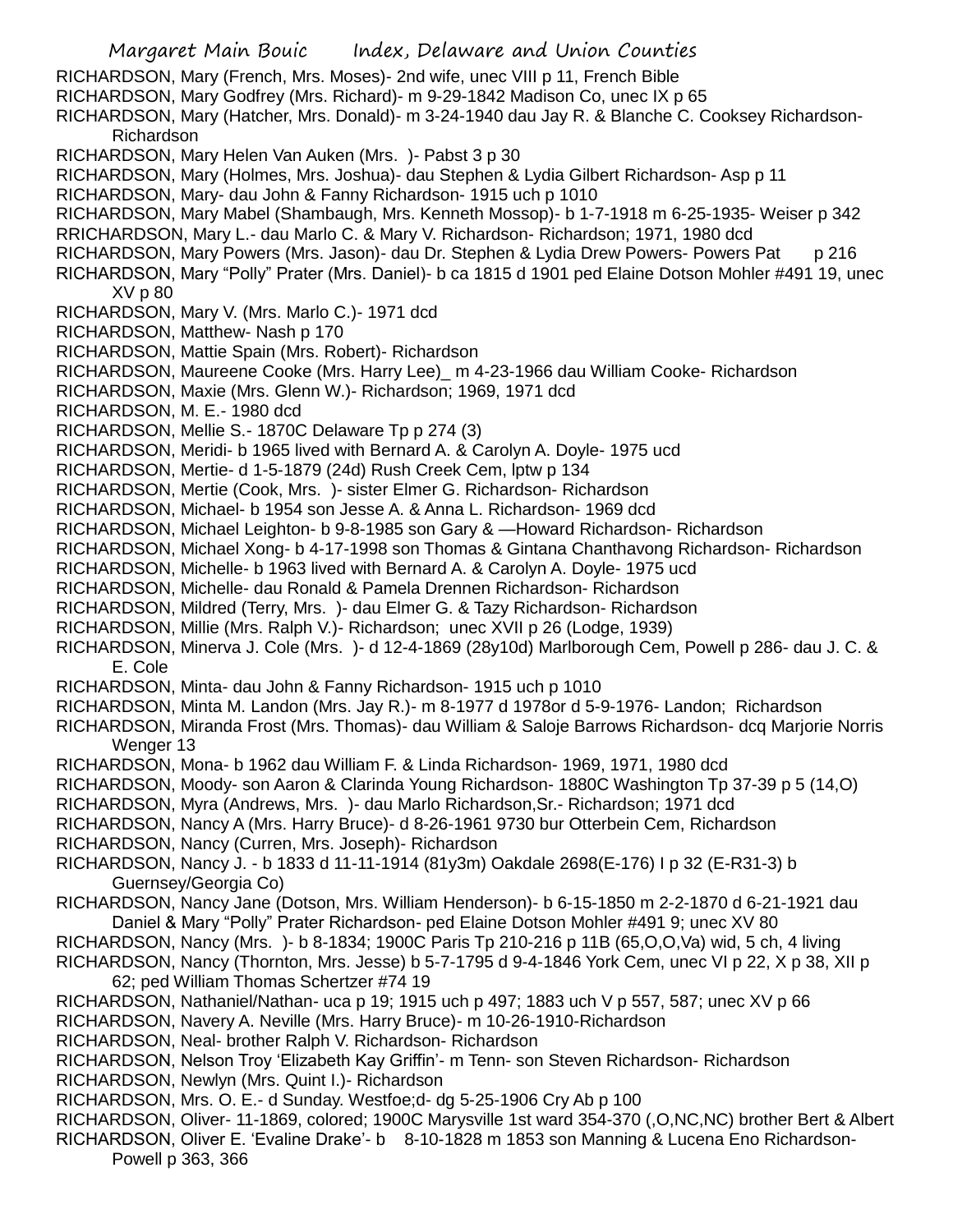RICHARDSON, Mary (French, Mrs. Moses)- 2nd wife, unec VIII p 11, French Bible
RICHARDSON, Mary Godfrey (Mrs. Richard)- m 9-29-1842 Madison Co, unec IX p 65
RICHARDSON, Mary (Hatcher, Mrs. Donald)- m 3-24-1940 dau Jay R. & Blanche C. Cooksey Richardson- Richardson
RICHARDSON, Mary Helen Van Auken (Mrs. )- Pabst 3 p 30
RICHARDSON, Mary (Holmes, Mrs. Joshua)- dau Stephen & Lydia Gilbert Richardson- Asp p 11
RICHARDSON, Mary- dau John & Fanny Richardson- 1915 uch p 1010
RICHARDSON, Mary Mabel (Shambaugh, Mrs. Kenneth Mossop)- b 1-7-1918 m 6-25-1935- Weiser p 342
RRICHARDSON, Mary L.- dau Marlo C. & Mary V. Richardson- Richardson; 1971, 1980 dcd
RICHARDSON, Mary Powers (Mrs. Jason)- dau Dr. Stephen & Lydia Drew Powers- Powers Pat p 216
RICHARDSON, Mary "Polly" Prater (Mrs. Daniel)- b ca 1815 d 1901 ped Elaine Dotson Mohler #491 19, unec XV p 80
RICHARDSON, Mary V. (Mrs. Marlo C.)- 1971 dcd
RICHARDSON, Matthew- Nash p 170
RICHARDSON, Mattie Spain (Mrs. Robert)- Richardson
RICHARDSON, Maureene Cooke (Mrs. Harry Lee)_ m 4-23-1966 dau William Cooke- Richardson
RICHARDSON, Maxie (Mrs. Glenn W.)- Richardson; 1969, 1971 dcd
RICHARDSON, M. E.- 1980 dcd
RICHARDSON, Mellie S.- 1870C Delaware Tp p 274 (3)
RICHARDSON, Meridi- b 1965 lived with Bernard A. & Carolyn A. Doyle- 1975 ucd
RICHARDSON, Mertie- d 1-5-1879 (24d) Rush Creek Cem, lptw p 134
RICHARDSON, Mertie (Cook, Mrs. )- sister Elmer G. Richardson- Richardson
RICHARDSON, Michael- b 1954 son Jesse A. & Anna L. Richardson- 1969 dcd
RICHARDSON, Michael Leighton- b 9-8-1985 son Gary & —Howard Richardson- Richardson
RICHARDSON, Michael Xong- b 4-17-1998 son Thomas & Gintana Chanthavong Richardson- Richardson
RICHARDSON, Michelle- b 1963 lived with Bernard A. & Carolyn A. Doyle- 1975 ucd
RICHARDSON, Michelle- dau Ronald & Pamela Drennen Richardson- Richardson
RICHARDSON, Mildred (Terry, Mrs. )- dau Elmer G. & Tazy Richardson- Richardson
RICHARDSON, Millie (Mrs. Ralph V.)- Richardson; unec XVII p 26 (Lodge, 1939)
RICHARDSON, Minerva J. Cole (Mrs. )- d 12-4-1869 (28y10d) Marlborough Cem, Powell p 286- dau J. C. & E. Cole
RICHARDSON, Minta- dau John & Fanny Richardson- 1915 uch p 1010
RICHARDSON, Minta M. Landon (Mrs. Jay R.)- m 8-1977 d 1978or d 5-9-1976- Landon; Richardson
RICHARDSON, Miranda Frost (Mrs. Thomas)- dau William & Saloje Barrows Richardson- dcq Marjorie Norris Wenger 13
RICHARDSON, Mona- b 1962 dau William F. & Linda Richardson- 1969, 1971, 1980 dcd
RICHARDSON, Moody- son Aaron & Clarinda Young Richardson- 1880C Washington Tp 37-39 p 5 (14,O)
RICHARDSON, Myra (Andrews, Mrs. )- dau Marlo Richardson,Sr.- Richardson; 1971 dcd
RICHARDSON, Nancy A (Mrs. Harry Bruce)- d 8-26-1961 9730 bur Otterbein Cem, Richardson
RICHARDSON, Nancy (Curren, Mrs. Joseph)- Richardson
RICHARDSON, Nancy J. - b 1833 d 11-11-1914 (81y3m) Oakdale 2698(E-176) I p 32 (E-R31-3) b Guernsey/Georgia Co)
RICHARDSON, Nancy Jane (Dotson, Mrs. William Henderson)- b 6-15-1850 m 2-2-1870 d 6-21-1921 dau Daniel & Mary "Polly" Prater Richardson- ped Elaine Dotson Mohler #491 9; unec XV 80
RICHARDSON, Nancy (Mrs. )- b 8-1834; 1900C Paris Tp 210-216 p 11B (65,O,O,Va) wid, 5 ch, 4 living
RICHARDSON, Nancy (Thornton, Mrs. Jesse) b 5-7-1795 d 9-4-1846 York Cem, unec VI p 22, X p 38, XII p 62; ped William Thomas Schertzer #74 19
RICHARDSON, Nathaniel/Nathan- uca p 19; 1915 uch p 497; 1883 uch V p 557, 587; unec XV p 66
RICHARDSON, Navery A. Neville (Mrs. Harry Bruce)- m 10-26-1910-Richardson
RICHARDSON, Neal- brother Ralph V. Richardson- Richardson
RICHARDSON, Nelson Troy 'Elizabeth Kay Griffin'- m Tenn- son Steven Richardson- Richardson
RICHARDSON, Newlyn (Mrs. Quint I.)- Richardson
RICHARDSON, Mrs. O. E.- d Sunday. Westfoe;d- dg 5-25-1906 Cry Ab p 100
RICHARDSON, Oliver- 11-1869, colored; 1900C Marysville 1st ward 354-370 (,O,NC,NC) brother Bert & Albert
RICHARDSON, Oliver E. 'Evaline Drake'- b 8-10-1828 m 1853 son Manning & Lucena Eno Richardson- Powell p 363, 366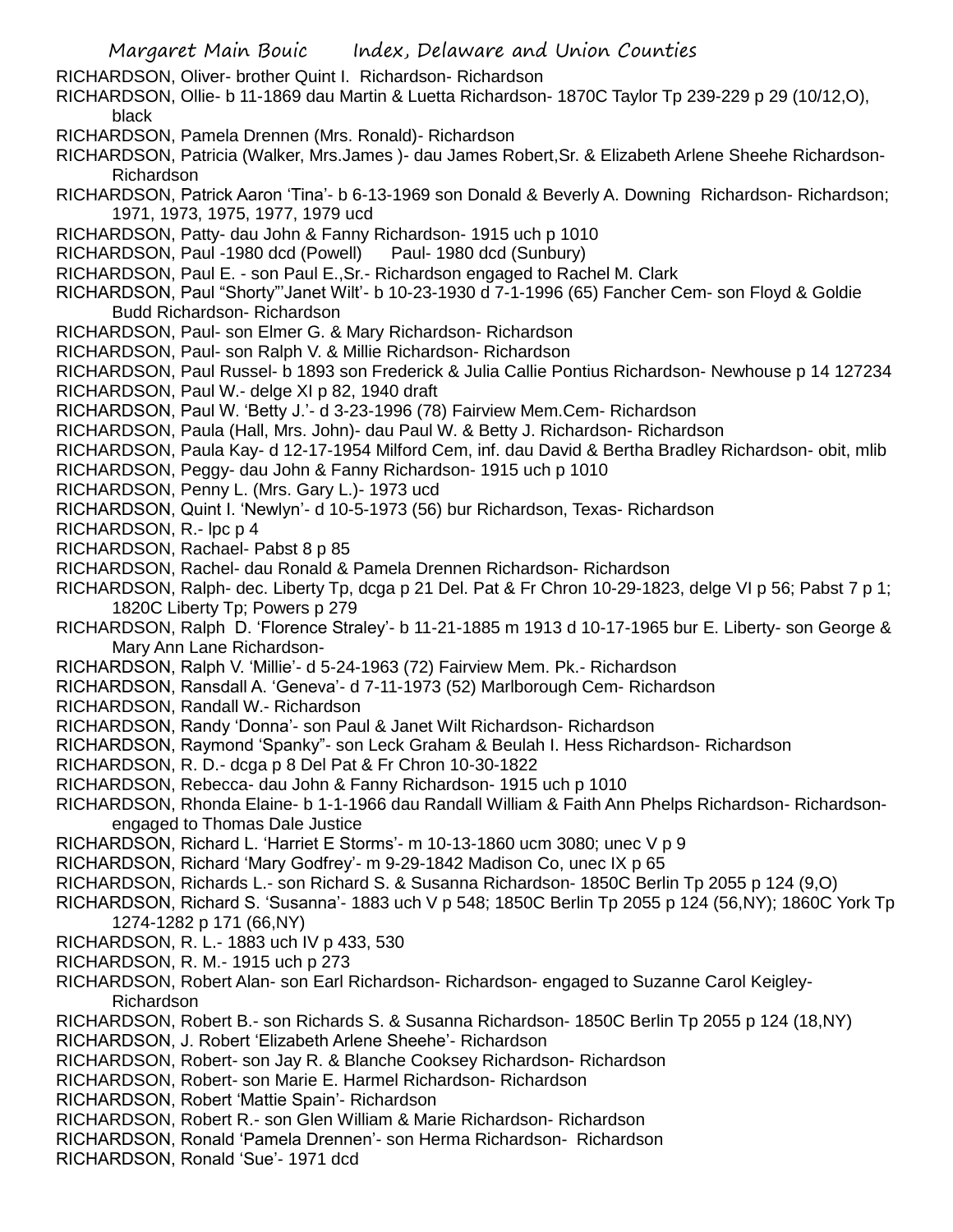RICHARDSON, Oliver- brother Quint I. Richardson- Richardson

RICHARDSON, Ollie- b 11-1869 dau Martin & Luetta Richardson- 1870C Taylor Tp 239-229 p 29 (10/12,O), black

RICHARDSON, Pamela Drennen (Mrs. Ronald)- Richardson

RICHARDSON, Patricia (Walker, Mrs.James )- dau James Robert,Sr. & Elizabeth Arlene Sheehe Richardson- Richardson

RICHARDSON, Patrick Aaron 'Tina'- b 6-13-1969 son Donald & Beverly A. Downing Richardson- Richardson; 1971, 1973, 1975, 1977, 1979 ucd

RICHARDSON, Patty- dau John & Fanny Richardson- 1915 uch p 1010

RICHARDSON, Paul -1980 dcd (Powell) Paul- 1980 dcd (Sunbury)

RICHARDSON, Paul E. - son Paul E.,Sr.- Richardson engaged to Rachel M. Clark

RICHARDSON, Paul "Shorty"'Janet Wilt'- b 10-23-1930 d 7-1-1996 (65) Fancher Cem- son Floyd & Goldie Budd Richardson- Richardson

RICHARDSON, Paul- son Elmer G. & Mary Richardson- Richardson

RICHARDSON, Paul- son Ralph V. & Millie Richardson- Richardson

RICHARDSON, Paul Russel- b 1893 son Frederick & Julia Callie Pontius Richardson- Newhouse p 14 127234

RICHARDSON, Paul W.- delge XI p 82, 1940 draft

RICHARDSON, Paul W. 'Betty J.'- d 3-23-1996 (78) Fairview Mem.Cem- Richardson

RICHARDSON, Paula (Hall, Mrs. John)- dau Paul W. & Betty J. Richardson- Richardson

RICHARDSON, Paula Kay- d 12-17-1954 Milford Cem, inf. dau David & Bertha Bradley Richardson- obit, mlib

RICHARDSON, Peggy- dau John & Fanny Richardson- 1915 uch p 1010

RICHARDSON, Penny L. (Mrs. Gary L.)- 1973 ucd

RICHARDSON, Quint I. 'Newlyn'- d 10-5-1973 (56) bur Richardson, Texas- Richardson

RICHARDSON, R.- lpc p 4

RICHARDSON, Rachael- Pabst 8 p 85

RICHARDSON, Rachel- dau Ronald & Pamela Drennen Richardson- Richardson

RICHARDSON, Ralph- dec. Liberty Tp, dcga p 21 Del. Pat & Fr Chron 10-29-1823, delge VI p 56; Pabst 7 p 1; 1820C Liberty Tp; Powers p 279

RICHARDSON, Ralph D. 'Florence Straley'- b 11-21-1885 m 1913 d 10-17-1965 bur E. Liberty- son George & Mary Ann Lane Richardson-

RICHARDSON, Ralph V. 'Millie'- d 5-24-1963 (72) Fairview Mem. Pk.- Richardson

RICHARDSON, Ransdall A. 'Geneva'- d 7-11-1973 (52) Marlborough Cem- Richardson

RICHARDSON, Randall W.- Richardson

RICHARDSON, Randy 'Donna'- son Paul & Janet Wilt Richardson- Richardson

RICHARDSON, Raymond 'Spanky"- son Leck Graham & Beulah I. Hess Richardson- Richardson

RICHARDSON, R. D.- dcga p 8 Del Pat & Fr Chron 10-30-1822

RICHARDSON, Rebecca- dau John & Fanny Richardson- 1915 uch p 1010

RICHARDSON, Rhonda Elaine- b 1-1-1966 dau Randall William & Faith Ann Phelps Richardson- Richardson- engaged to Thomas Dale Justice

RICHARDSON, Richard L. 'Harriet E Storms'- m 10-13-1860 ucm 3080; unec V p 9

RICHARDSON, Richard 'Mary Godfrey'- m 9-29-1842 Madison Co, unec IX p 65

RICHARDSON, Richards L.- son Richard S. & Susanna Richardson- 1850C Berlin Tp 2055 p 124 (9,O)

RICHARDSON, Richard S. 'Susanna'- 1883 uch V p 548; 1850C Berlin Tp 2055 p 124 (56,NY); 1860C York Tp 1274-1282 p 171 (66,NY)

RICHARDSON, R. L.- 1883 uch IV p 433, 530

RICHARDSON, R. M.- 1915 uch p 273

RICHARDSON, Robert Alan- son Earl Richardson- Richardson- engaged to Suzanne Carol Keigley- Richardson

RICHARDSON, Robert B.- son Richards S. & Susanna Richardson- 1850C Berlin Tp 2055 p 124 (18,NY)

RICHARDSON, J. Robert 'Elizabeth Arlene Sheehe'- Richardson

RICHARDSON, Robert- son Jay R. & Blanche Cooksey Richardson- Richardson

RICHARDSON, Robert- son Marie E. Harmel Richardson- Richardson

RICHARDSON, Robert 'Mattie Spain'- Richardson

RICHARDSON, Robert R.- son Glen William & Marie Richardson- Richardson

RICHARDSON, Ronald 'Pamela Drennen'- son Herma Richardson- Richardson

RICHARDSON, Ronald 'Sue'- 1971 dcd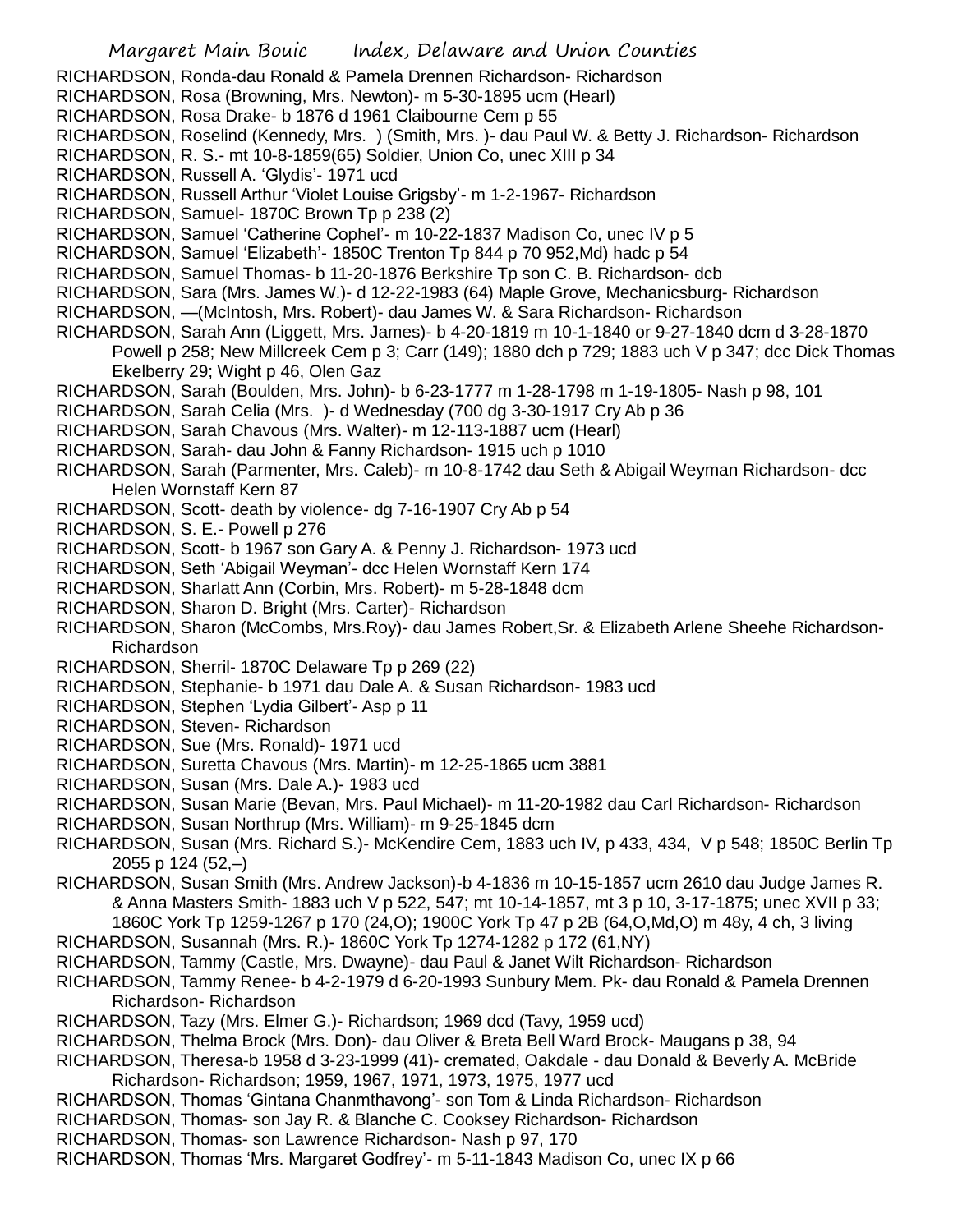RICHARDSON, Ronda-dau Ronald & Pamela Drennen Richardson- Richardson
RICHARDSON, Rosa (Browning, Mrs. Newton)- m 5-30-1895 ucm (Hearl)
RICHARDSON, Rosa Drake- b 1876 d 1961 Claibourne Cem p 55
RICHARDSON, Roselind (Kennedy, Mrs. ) (Smith, Mrs. )- dau Paul W. & Betty J. Richardson- Richardson
RICHARDSON, R. S.- mt 10-8-1859(65) Soldier, Union Co, unec XIII p 34
RICHARDSON, Russell A. 'Glydis'- 1971 ucd
RICHARDSON, Russell Arthur 'Violet Louise Grigsby'- m 1-2-1967- Richardson
RICHARDSON, Samuel- 1870C Brown Tp p 238 (2)
RICHARDSON, Samuel 'Catherine Cophel'- m 10-22-1837 Madison Co, unec IV p 5
RICHARDSON, Samuel 'Elizabeth'- 1850C Trenton Tp 844 p 70 952,Md) hadc p 54
RICHARDSON, Samuel Thomas- b 11-20-1876 Berkshire Tp son C. B. Richardson- dcb
RICHARDSON, Sara (Mrs. James W.)- d 12-22-1983 (64) Maple Grove, Mechanicsburg- Richardson
RICHARDSON, —(McIntosh, Mrs. Robert)- dau James W. & Sara Richardson- Richardson
RICHARDSON, Sarah Ann (Liggett, Mrs. James)- b 4-20-1819 m 10-1-1840 or 9-27-1840 dcm d 3-28-1870 Powell p 258; New Millcreek Cem p 3; Carr (149); 1880 dch p 729; 1883 uch V p 347; dcc Dick Thomas Ekelberry 29; Wight p 46, Olen Gaz
RICHARDSON, Sarah (Boulden, Mrs. John)- b 6-23-1777 m 1-28-1798 m 1-19-1805- Nash p 98, 101
RICHARDSON, Sarah Celia (Mrs. )- d Wednesday (700 dg 3-30-1917 Cry Ab p 36
RICHARDSON, Sarah Chavous (Mrs. Walter)- m 12-113-1887 ucm (Hearl)
RICHARDSON, Sarah- dau John & Fanny Richardson- 1915 uch p 1010
RICHARDSON, Sarah (Parmenter, Mrs. Caleb)- m 10-8-1742 dau Seth & Abigail Weyman Richardson- dcc Helen Wornstaff Kern 87
RICHARDSON, Scott- death by violence- dg 7-16-1907 Cry Ab p 54
RICHARDSON, S. E.- Powell p 276
RICHARDSON, Scott- b 1967 son Gary A. & Penny J. Richardson- 1973 ucd
RICHARDSON, Seth 'Abigail Weyman'- dcc Helen Wornstaff Kern 174
RICHARDSON, Sharlatt Ann (Corbin, Mrs. Robert)- m 5-28-1848 dcm
RICHARDSON, Sharon D. Bright (Mrs. Carter)- Richardson
RICHARDSON, Sharon (McCombs, Mrs.Roy)- dau James Robert,Sr. & Elizabeth Arlene Sheehe Richardson- Richardson
RICHARDSON, Sherril- 1870C Delaware Tp p 269 (22)
RICHARDSON, Stephanie- b 1971 dau Dale A. & Susan Richardson- 1983 ucd
RICHARDSON, Stephen 'Lydia Gilbert'- Asp p 11
RICHARDSON, Steven- Richardson
RICHARDSON, Sue (Mrs. Ronald)- 1971 ucd
RICHARDSON, Suretta Chavous (Mrs. Martin)- m 12-25-1865 ucm 3881
RICHARDSON, Susan (Mrs. Dale A.)- 1983 ucd
RICHARDSON, Susan Marie (Bevan, Mrs. Paul Michael)- m 11-20-1982 dau Carl Richardson- Richardson
RICHARDSON, Susan Northrup (Mrs. William)- m 9-25-1845 dcm
RICHARDSON, Susan (Mrs. Richard S.)- McKendire Cem, 1883 uch IV, p 433, 434, V p 548; 1850C Berlin Tp 2055 p 124 (52,–)
RICHARDSON, Susan Smith (Mrs. Andrew Jackson)-b 4-1836 m 10-15-1857 ucm 2610 dau Judge James R. & Anna Masters Smith- 1883 uch V p 522, 547; mt 10-14-1857, mt 3 p 10, 3-17-1875; unec XVII p 33; 1860C York Tp 1259-1267 p 170 (24,O); 1900C York Tp 47 p 2B (64,O,Md,O) m 48y, 4 ch, 3 living
RICHARDSON, Susannah (Mrs. R.)- 1860C York Tp 1274-1282 p 172 (61,NY)
RICHARDSON, Tammy (Castle, Mrs. Dwayne)- dau Paul & Janet Wilt Richardson- Richardson
RICHARDSON, Tammy Renee- b 4-2-1979 d 6-20-1993 Sunbury Mem. Pk- dau Ronald & Pamela Drennen Richardson- Richardson
RICHARDSON, Tazy (Mrs. Elmer G.)- Richardson; 1969 dcd (Tavy, 1959 ucd)
RICHARDSON, Thelma Brock (Mrs. Don)- dau Oliver & Breta Bell Ward Brock- Maugans p 38, 94
RICHARDSON, Theresa-b 1958 d 3-23-1999 (41)- cremated, Oakdale - dau Donald & Beverly A. McBride Richardson- Richardson; 1959, 1967, 1971, 1973, 1975, 1977 ucd
RICHARDSON, Thomas 'Gintana Chanmthavong'- son Tom & Linda Richardson- Richardson
RICHARDSON, Thomas- son Jay R. & Blanche C. Cooksey Richardson- Richardson
RICHARDSON, Thomas- son Lawrence Richardson- Nash p 97, 170
RICHARDSON, Thomas 'Mrs. Margaret Godfrey'- m 5-11-1843 Madison Co, unec IX p 66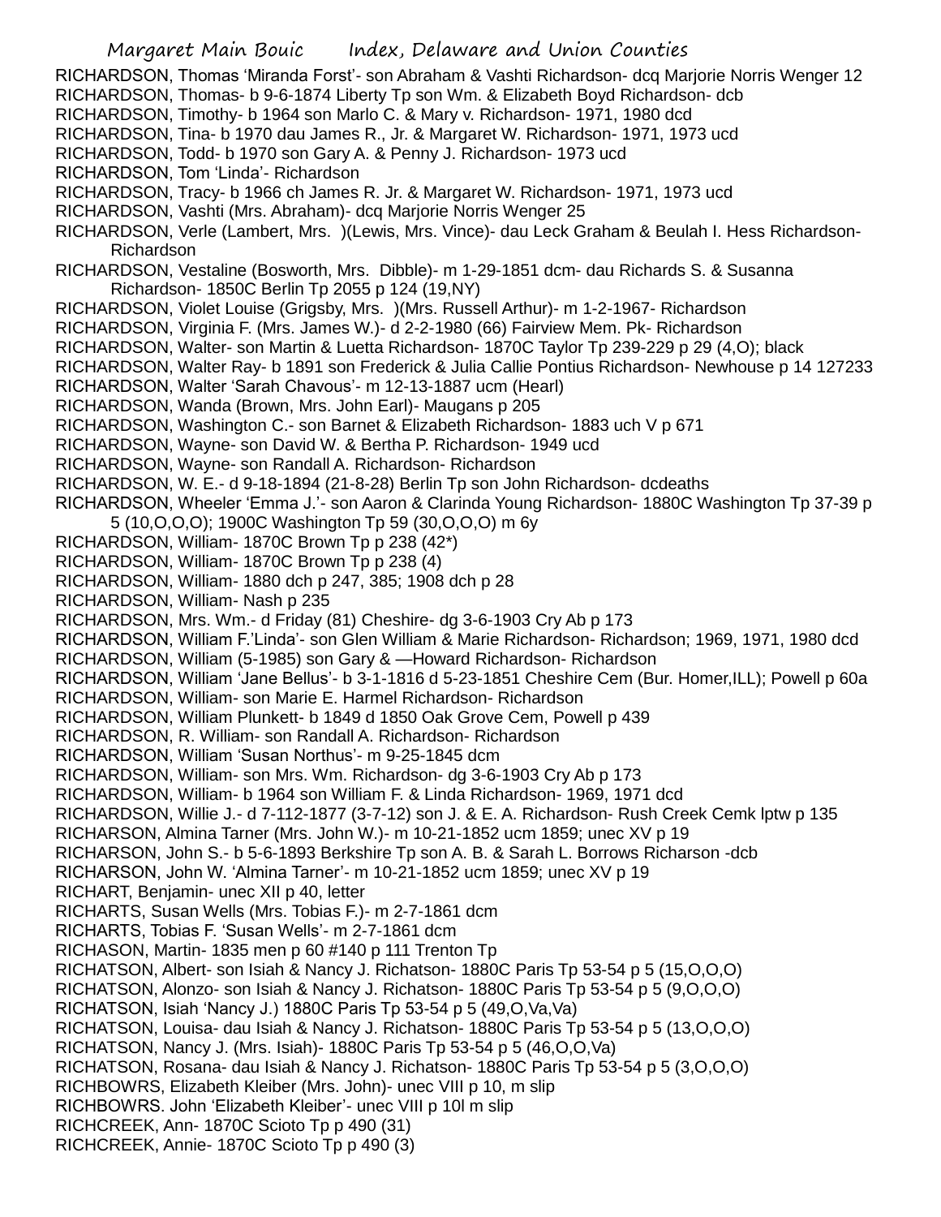RICHARDSON, Thomas 'Miranda Forst'- son Abraham & Vashti Richardson- dcq Marjorie Norris Wenger 12
RICHARDSON, Thomas- b 9-6-1874 Liberty Tp son Wm. & Elizabeth Boyd Richardson- dcb
RICHARDSON, Timothy- b 1964 son Marlo C. & Mary v. Richardson- 1971, 1980 dcd
RICHARDSON, Tina- b 1970 dau James R., Jr. & Margaret W. Richardson- 1971, 1973 ucd
RICHARDSON, Todd- b 1970 son Gary A. & Penny J. Richardson- 1973 ucd
RICHARDSON, Tom 'Linda'- Richardson
RICHARDSON, Tracy- b 1966 ch James R. Jr. & Margaret W. Richardson- 1971, 1973 ucd
RICHARDSON, Vashti (Mrs. Abraham)- dcq Marjorie Norris Wenger 25
RICHARDSON, Verle (Lambert, Mrs. )(Lewis, Mrs. Vince)- dau Leck Graham & Beulah I. Hess Richardson- Richardson
RICHARDSON, Vestaline (Bosworth, Mrs. Dibble)- m 1-29-1851 dcm- dau Richards S. & Susanna Richardson- 1850C Berlin Tp 2055 p 124 (19,NY)
RICHARDSON, Violet Louise (Grigsby, Mrs. )(Mrs. Russell Arthur)- m 1-2-1967- Richardson
RICHARDSON, Virginia F. (Mrs. James W.)- d 2-2-1980 (66) Fairview Mem. Pk- Richardson
RICHARDSON, Walter- son Martin & Luetta Richardson- 1870C Taylor Tp 239-229 p 29 (4,O); black
RICHARDSON, Walter Ray- b 1891 son Frederick & Julia Callie Pontius Richardson- Newhouse p 14 127233
RICHARDSON, Walter 'Sarah Chavous'- m 12-13-1887 ucm (Hearl)
RICHARDSON, Wanda (Brown, Mrs. John Earl)- Maugans p 205
RICHARDSON, Washington C.- son Barnet & Elizabeth Richardson- 1883 uch V p 671
RICHARDSON, Wayne- son David W. & Bertha P. Richardson- 1949 ucd
RICHARDSON, Wayne- son Randall A. Richardson- Richardson
RICHARDSON, W. E.- d 9-18-1894 (21-8-28) Berlin Tp son John Richardson- dcdeaths
RICHARDSON, Wheeler 'Emma J.'- son Aaron & Clarinda Young Richardson- 1880C Washington Tp 37-39 p 5 (10,O,O,O); 1900C Washington Tp 59 (30,O,O,O) m 6y
RICHARDSON, William- 1870C Brown Tp p 238 (42*)
RICHARDSON, William- 1870C Brown Tp p 238 (4)
RICHARDSON, William- 1880 dch p 247, 385; 1908 dch p 28
RICHARDSON, William- Nash p 235
RICHARDSON, Mrs. Wm.- d Friday (81) Cheshire- dg 3-6-1903 Cry Ab p 173
RICHARDSON, William F.'Linda'- son Glen William & Marie Richardson- Richardson; 1969, 1971, 1980 dcd
RICHARDSON, William (5-1985) son Gary & —Howard Richardson- Richardson
RICHARDSON, William 'Jane Bellus'- b 3-1-1816 d 5-23-1851 Cheshire Cem (Bur. Homer,ILL); Powell p 60a
RICHARDSON, William- son Marie E. Harmel Richardson- Richardson
RICHARDSON, William Plunkett- b 1849 d 1850 Oak Grove Cem, Powell p 439
RICHARDSON, R. William- son Randall A. Richardson- Richardson
RICHARDSON, William 'Susan Northus'- m 9-25-1845 dcm
RICHARDSON, William- son Mrs. Wm. Richardson- dg 3-6-1903 Cry Ab p 173
RICHARDSON, William- b 1964 son William F. & Linda Richardson- 1969, 1971 dcd
RICHARDSON, Willie J.- d 7-112-1877 (3-7-12) son J. & E. A. Richardson- Rush Creek Cemk lptw p 135
RICHARSON, Almina Tarner (Mrs. John W.)- m 10-21-1852 ucm 1859; unec XV p 19
RICHARSON, John S.- b 5-6-1893 Berkshire Tp son A. B. & Sarah L. Borrows Richarson -dcb
RICHARSON, John W. 'Almina Tarner'- m 10-21-1852 ucm 1859; unec XV p 19
RICHART, Benjamin- unec XII p 40, letter
RICHARTS, Susan Wells (Mrs. Tobias F.)- m 2-7-1861 dcm
RICHARTS, Tobias F. 'Susan Wells'- m 2-7-1861 dcm
RICHASON, Martin- 1835 men p 60 #140 p 111 Trenton Tp
RICHATSON, Albert- son Isiah & Nancy J. Richatson- 1880C Paris Tp 53-54 p 5 (15,O,O,O)
RICHATSON, Alonzo- son Isiah & Nancy J. Richatson- 1880C Paris Tp 53-54 p 5 (9,O,O,O)
RICHATSON, Isiah 'Nancy J.) 1880C Paris Tp 53-54 p 5 (49,O,Va,Va)
RICHATSON, Louisa- dau Isiah & Nancy J. Richatson- 1880C Paris Tp 53-54 p 5 (13,O,O,O)
RICHATSON, Nancy J. (Mrs. Isiah)- 1880C Paris Tp 53-54 p 5 (46,O,O,Va)
RICHATSON, Rosana- dau Isiah & Nancy J. Richatson- 1880C Paris Tp 53-54 p 5 (3,O,O,O)
RICHBOWRS, Elizabeth Kleiber (Mrs. John)- unec VIII p 10, m slip
RICHBOWRS. John 'Elizabeth Kleiber'- unec VIII p 10l m slip
RICHCREEK, Ann- 1870C Scioto Tp p 490 (31)
RICHCREEK, Annie- 1870C Scioto Tp p 490 (3)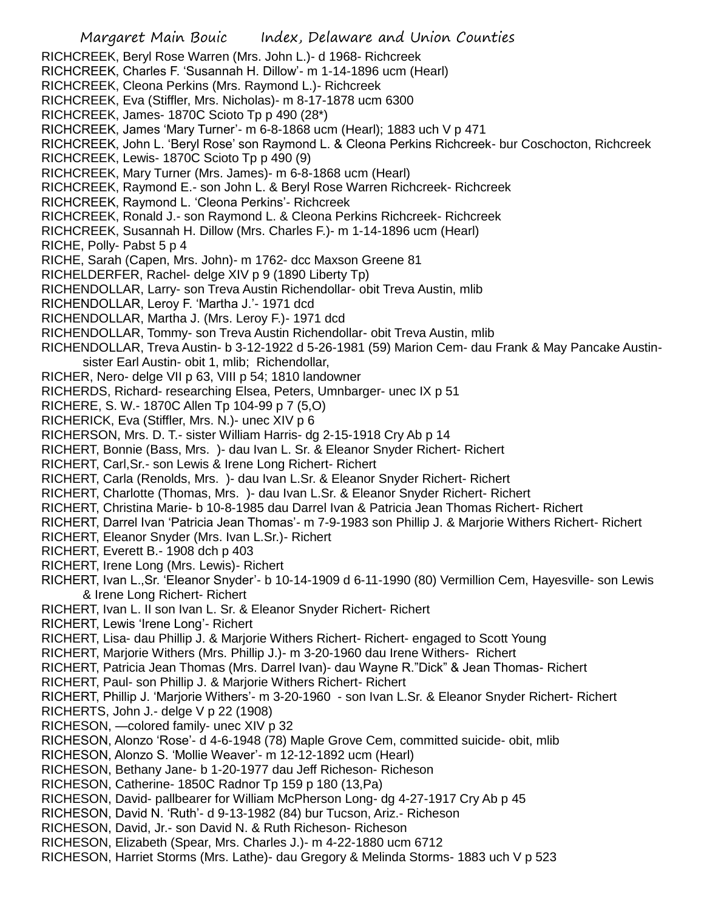RICHCREEK, Beryl Rose Warren (Mrs. John L.)- d 1968- Richcreek
RICHCREEK, Charles F. 'Susannah H. Dillow'- m 1-14-1896 ucm (Hearl)
RICHCREEK, Cleona Perkins (Mrs. Raymond L.)- Richcreek
RICHCREEK, Eva (Stiffler, Mrs. Nicholas)- m 8-17-1878 ucm 6300
RICHCREEK, James- 1870C Scioto Tp p 490 (28*)
RICHCREEK, James 'Mary Turner'- m 6-8-1868 ucm (Hearl); 1883 uch V p 471
RICHCREEK, John L. 'Beryl Rose' son Raymond L. & Cleona Perkins Richcreek- bur Coschocton, Richcreek
RICHCREEK, Lewis- 1870C Scioto Tp p 490 (9)
RICHCREEK, Mary Turner (Mrs. James)- m 6-8-1868 ucm (Hearl)
RICHCREEK, Raymond E.- son John L. & Beryl Rose Warren Richcreek- Richcreek
RICHCREEK, Raymond L. 'Cleona Perkins'- Richcreek
RICHCREEK, Ronald J.- son Raymond L. & Cleona Perkins Richcreek- Richcreek
RICHCREEK, Susannah H. Dillow (Mrs. Charles F.)- m 1-14-1896 ucm (Hearl)
RICHE, Polly- Pabst 5 p 4
RICHE, Sarah (Capen, Mrs. John)- m 1762- dcc Maxson Greene 81
RICHELDERFER, Rachel- delge XIV p 9 (1890 Liberty Tp)
RICHENDOLLAR, Larry- son Treva Austin Richendollar- obit Treva Austin, mlib
RICHENDOLLAR, Leroy F. 'Martha J.'- 1971 dcd
RICHENDOLLAR, Martha J. (Mrs. Leroy F.)- 1971 dcd
RICHENDOLLAR, Tommy- son Treva Austin Richendollar- obit Treva Austin, mlib
RICHENDOLLAR, Treva Austin- b 3-12-1922 d 5-26-1981 (59) Marion Cem- dau Frank & May Pancake Austin- sister Earl Austin- obit 1, mlib; Richendollar,
RICHER, Nero- delge VII p 63, VIII p 54; 1810 landowner
RICHERDS, Richard- researching Elsea, Peters, Umnbarger- unec IX p 51
RICHERE, S. W.- 1870C Allen Tp 104-99 p 7 (5,O)
RICHERICK, Eva (Stiffler, Mrs. N.)- unec XIV p 6
RICHERSON, Mrs. D. T.- sister William Harris- dg 2-15-1918 Cry Ab p 14
RICHERT, Bonnie (Bass, Mrs. )- dau Ivan L. Sr. & Eleanor Snyder Richert- Richert
RICHERT, Carl,Sr.- son Lewis & Irene Long Richert- Richert
RICHERT, Carla (Renolds, Mrs. )- dau Ivan L.Sr. & Eleanor Snyder Richert- Richert
RICHERT, Charlotte (Thomas, Mrs. )- dau Ivan L.Sr. & Eleanor Snyder Richert- Richert
RICHERT, Christina Marie- b 10-8-1985 dau Darrel Ivan & Patricia Jean Thomas Richert- Richert
RICHERT, Darrel Ivan 'Patricia Jean Thomas'- m 7-9-1983 son Phillip J. & Marjorie Withers Richert- Richert
RICHERT, Eleanor Snyder (Mrs. Ivan L.Sr.)- Richert
RICHERT, Everett B.- 1908 dch p 403
RICHERT, Irene Long (Mrs. Lewis)- Richert
RICHERT, Ivan L.,Sr. 'Eleanor Snyder'- b 10-14-1909 d 6-11-1990 (80) Vermillion Cem, Hayesville- son Lewis & Irene Long Richert- Richert
RICHERT, Ivan L. II son Ivan L. Sr. & Eleanor Snyder Richert- Richert
RICHERT, Lewis 'Irene Long'- Richert
RICHERT, Lisa- dau Phillip J. & Marjorie Withers Richert- Richert- engaged to Scott Young
RICHERT, Marjorie Withers (Mrs. Phillip J.)- m 3-20-1960 dau Irene Withers- Richert
RICHERT, Patricia Jean Thomas (Mrs. Darrel Ivan)- dau Wayne R."Dick" & Jean Thomas- Richert
RICHERT, Paul- son Phillip J. & Marjorie Withers Richert- Richert
RICHERT, Phillip J. 'Marjorie Withers'- m 3-20-1960 - son Ivan L.Sr. & Eleanor Snyder Richert- Richert
RICHERTS, John J.- delge V p 22 (1908)
RICHESON, —colored family- unec XIV p 32
RICHESON, Alonzo 'Rose'- d 4-6-1948 (78) Maple Grove Cem, committed suicide- obit, mlib
RICHESON, Alonzo S. 'Mollie Weaver'- m 12-12-1892 ucm (Hearl)
RICHESON, Bethany Jane- b 1-20-1977 dau Jeff Richeson- Richeson
RICHESON, Catherine- 1850C Radnor Tp 159 p 180 (13,Pa)
RICHESON, David- pallbearer for William McPherson Long- dg 4-27-1917 Cry Ab p 45
RICHESON, David N. 'Ruth'- d 9-13-1982 (84) bur Tucson, Ariz.- Richeson
RICHESON, David, Jr.- son David N. & Ruth Richeson- Richeson
RICHESON, Elizabeth (Spear, Mrs. Charles J.)- m 4-22-1880 ucm 6712
RICHESON, Harriet Storms (Mrs. Lathe)- dau Gregory & Melinda Storms- 1883 uch V p 523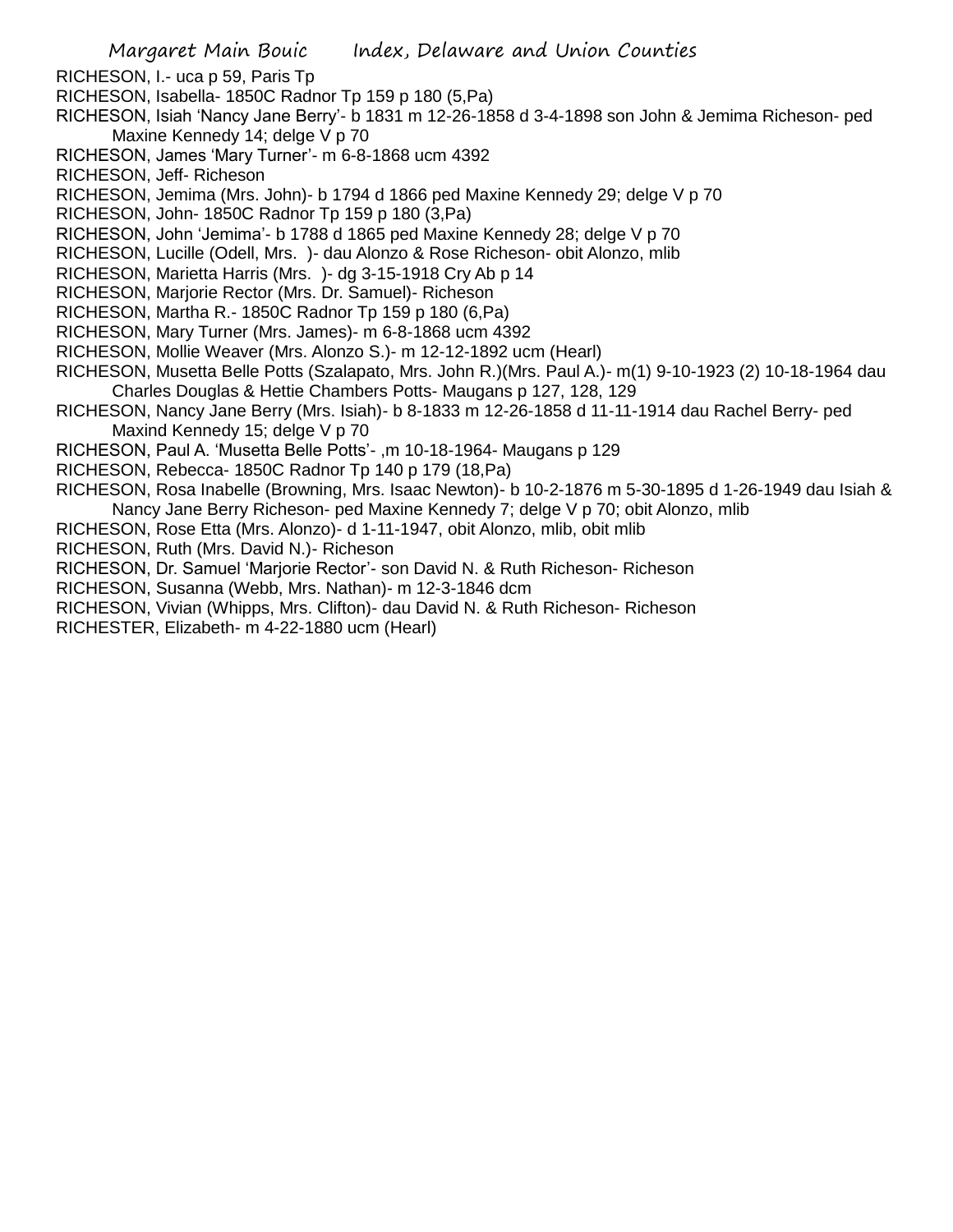RICHESON, I.- uca p 59, Paris Tp

RICHESON, Isabella- 1850C Radnor Tp 159 p 180 (5,Pa)

RICHESON, Isiah 'Nancy Jane Berry'- b 1831 m 12-26-1858 d 3-4-1898 son John & Jemima Richeson- ped Maxine Kennedy 14; delge V p 70

RICHESON, James 'Mary Turner'- m 6-8-1868 ucm 4392

RICHESON, Jeff- Richeson

RICHESON, Jemima (Mrs. John)- b 1794 d 1866 ped Maxine Kennedy 29; delge V p 70

RICHESON, John- 1850C Radnor Tp 159 p 180 (3,Pa)

RICHESON, John 'Jemima'- b 1788 d 1865 ped Maxine Kennedy 28; delge V p 70

RICHESON, Lucille (Odell, Mrs. )- dau Alonzo & Rose Richeson- obit Alonzo, mlib

RICHESON, Marietta Harris (Mrs. )- dg 3-15-1918 Cry Ab p 14

RICHESON, Marjorie Rector (Mrs. Dr. Samuel)- Richeson

RICHESON, Martha R.- 1850C Radnor Tp 159 p 180 (6,Pa)

RICHESON, Mary Turner (Mrs. James)- m 6-8-1868 ucm 4392

RICHESON, Mollie Weaver (Mrs. Alonzo S.)- m 12-12-1892 ucm (Hearl)

RICHESON, Musetta Belle Potts (Szalapato, Mrs. John R.)(Mrs. Paul A.)- m(1) 9-10-1923 (2) 10-18-1964 dau Charles Douglas & Hettie Chambers Potts- Maugans p 127, 128, 129

RICHESON, Nancy Jane Berry (Mrs. Isiah)- b 8-1833 m 12-26-1858 d 11-11-1914 dau Rachel Berry- ped Maxind Kennedy 15; delge V p 70

RICHESON, Paul A. 'Musetta Belle Potts'- ,m 10-18-1964- Maugans p 129

RICHESON, Rebecca- 1850C Radnor Tp 140 p 179 (18,Pa)

RICHESON, Rosa Inabelle (Browning, Mrs. Isaac Newton)- b 10-2-1876 m 5-30-1895 d 1-26-1949 dau Isiah & Nancy Jane Berry Richeson- ped Maxine Kennedy 7; delge V p 70; obit Alonzo, mlib

RICHESON, Rose Etta (Mrs. Alonzo)- d 1-11-1947, obit Alonzo, mlib, obit mlib

RICHESON, Ruth (Mrs. David N.)- Richeson

RICHESON, Dr. Samuel 'Marjorie Rector'- son David N. & Ruth Richeson- Richeson

RICHESON, Susanna (Webb, Mrs. Nathan)- m 12-3-1846 dcm

RICHESON, Vivian (Whipps, Mrs. Clifton)- dau David N. & Ruth Richeson- Richeson

RICHESTER, Elizabeth- m 4-22-1880 ucm (Hearl)